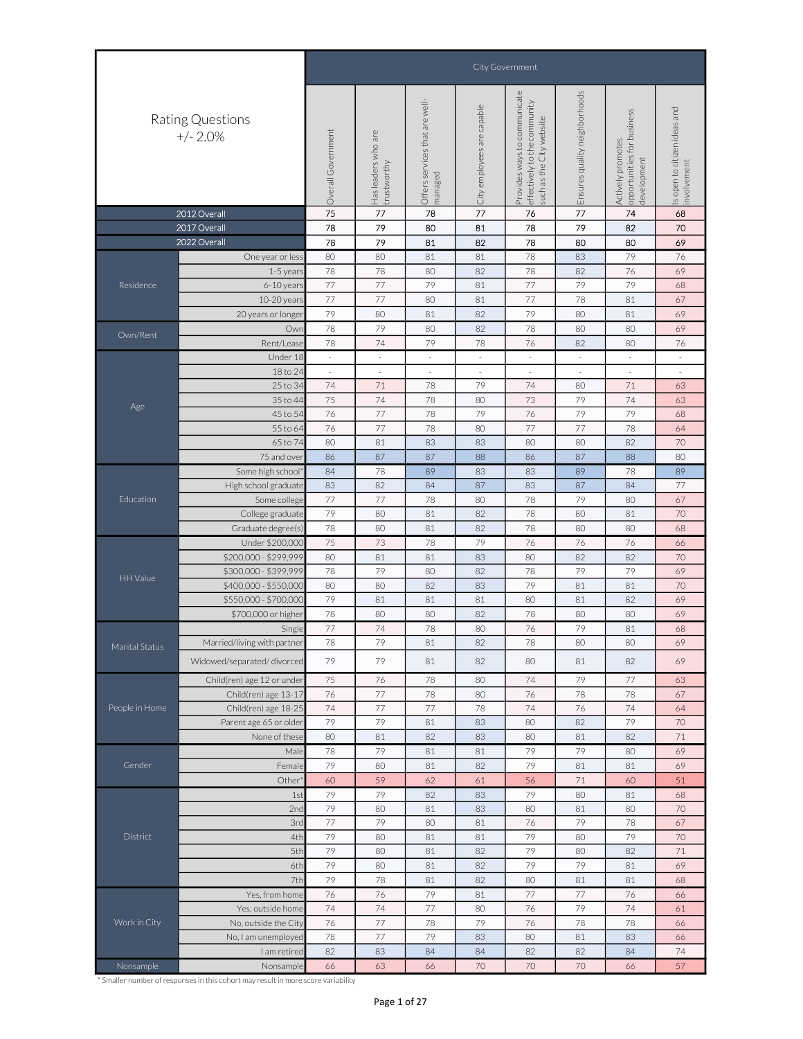| Rating Questions +/- 2.0% | | City Government | | | | | | | |
|---|---|---|---|---|---|---|---|---|---|
| | | Overall Government | Has leaders who are trustworthy | Offers services that are well-managed | City employees are capable | Provides ways to communicate effectively to the community such as the City website | Ensures quality neighborhoods | Actively promotes opportunities for business development | Is open to citizen ideas and involvement |
| 2012 Overall | | 75 | 77 | 78 | 77 | 76 | 77 | 74 | 68 |
| 2017 Overall | | 78 | 79 | 80 | 81 | 78 | 79 | 82 | 70 |
| 2022 Overall | | 78 | 79 | 81 | 82 | 78 | 80 | 80 | 69 |
| Residence | One year or less | 80 | 80 | 81 | 81 | 78 | 83 | 79 | 76 |
| | 1-5 years | 78 | 78 | 80 | 82 | 78 | 82 | 76 | 69 |
| | 6-10 years | 77 | 77 | 79 | 81 | 77 | 79 | 79 | 68 |
| | 10-20 years | 77 | 77 | 80 | 81 | 77 | 78 | 81 | 67 |
| | 20 years or longer | 79 | 80 | 81 | 82 | 79 | 80 | 81 | 69 |
| Own/Rent | Own | 78 | 79 | 80 | 82 | 78 | 80 | 80 | 69 |
| | Rent/Lease | 78 | 74 | 79 | 78 | 76 | 82 | 80 | 76 |
| Age | Under 18 | - | - | - | - | - | - | - | - |
| | 18 to 24 | - | - | - | - | - | - | - | - |
| | 25 to 34 | 74 | 71 | 78 | 79 | 74 | 80 | 71 | 63 |
| | 35 to 44 | 75 | 74 | 78 | 80 | 73 | 79 | 74 | 63 |
| | 45 to 54 | 76 | 77 | 78 | 79 | 76 | 79 | 79 | 68 |
| | 55 to 64 | 76 | 77 | 78 | 80 | 77 | 77 | 78 | 64 |
| | 65 to 74 | 80 | 81 | 83 | 83 | 80 | 80 | 82 | 70 |
| | 75 and over | 86 | 87 | 87 | 88 | 86 | 87 | 88 | 80 |
| Education | Some high school* | 84 | 78 | 89 | 83 | 83 | 89 | 78 | 89 |
| | High school graduate | 83 | 82 | 84 | 87 | 83 | 87 | 84 | 77 |
| | Some college | 77 | 77 | 78 | 80 | 78 | 79 | 80 | 67 |
| | College graduate | 79 | 80 | 81 | 82 | 78 | 80 | 81 | 70 |
| | Graduate degree(s) | 78 | 80 | 81 | 82 | 78 | 80 | 80 | 68 |
| HH Value | Under $200,000 | 75 | 73 | 78 | 79 | 76 | 76 | 76 | 66 |
| | $200,000 - $299,999 | 80 | 81 | 81 | 83 | 80 | 82 | 82 | 70 |
| | $300,000 - $399,999 | 78 | 79 | 80 | 82 | 78 | 79 | 79 | 69 |
| | $400,000 - $550,000 | 80 | 80 | 82 | 83 | 79 | 81 | 81 | 70 |
| | $550,000 - $700,000 | 79 | 81 | 81 | 81 | 80 | 81 | 82 | 69 |
| | $700,000 or higher | 78 | 80 | 80 | 82 | 78 | 80 | 80 | 69 |
| Marital Status | Single | 77 | 74 | 78 | 80 | 76 | 79 | 81 | 68 |
| | Married/living with partner | 78 | 79 | 81 | 82 | 78 | 80 | 80 | 69 |
| | Widowed/separated/ divorced | 79 | 79 | 81 | 82 | 80 | 81 | 82 | 69 |
| People in Home | Child(ren) age 12 or under | 75 | 76 | 78 | 80 | 74 | 79 | 77 | 63 |
| | Child(ren) age 13-17 | 76 | 77 | 78 | 80 | 76 | 78 | 78 | 67 |
| | Child(ren) age 18-25 | 74 | 77 | 77 | 78 | 74 | 76 | 74 | 64 |
| | Parent age 65 or older | 79 | 79 | 81 | 83 | 80 | 82 | 79 | 70 |
| | None of these | 80 | 81 | 82 | 83 | 80 | 81 | 82 | 71 |
| Gender | Male | 78 | 79 | 81 | 81 | 79 | 79 | 80 | 69 |
| | Female | 79 | 80 | 81 | 82 | 79 | 81 | 81 | 69 |
| | Other* | 60 | 59 | 62 | 61 | 56 | 71 | 60 | 51 |
| District | 1st | 79 | 79 | 82 | 83 | 79 | 80 | 81 | 68 |
| | 2nd | 79 | 80 | 81 | 83 | 80 | 81 | 80 | 70 |
| | 3rd | 77 | 79 | 80 | 81 | 76 | 79 | 78 | 67 |
| | 4th | 79 | 80 | 81 | 81 | 79 | 80 | 79 | 70 |
| | 5th | 79 | 80 | 81 | 82 | 79 | 80 | 82 | 71 |
| | 6th | 79 | 80 | 81 | 82 | 79 | 79 | 81 | 69 |
| | 7th | 79 | 78 | 81 | 82 | 80 | 81 | 81 | 68 |
| Work in City | Yes, from home | 76 | 76 | 79 | 81 | 77 | 77 | 76 | 66 |
| | Yes, outside home | 74 | 74 | 77 | 80 | 76 | 79 | 74 | 61 |
| | No, outside the City | 76 | 77 | 78 | 79 | 76 | 78 | 78 | 66 |
| | No, I am unemployed | 78 | 77 | 79 | 83 | 80 | 81 | 83 | 66 |
| | I am retired | 82 | 83 | 84 | 84 | 82 | 82 | 84 | 74 |
| Nonsample | Nonsample | 66 | 63 | 66 | 70 | 70 | 70 | 66 | 57 |

* Smaller number of responses in this cohort may result in more score variability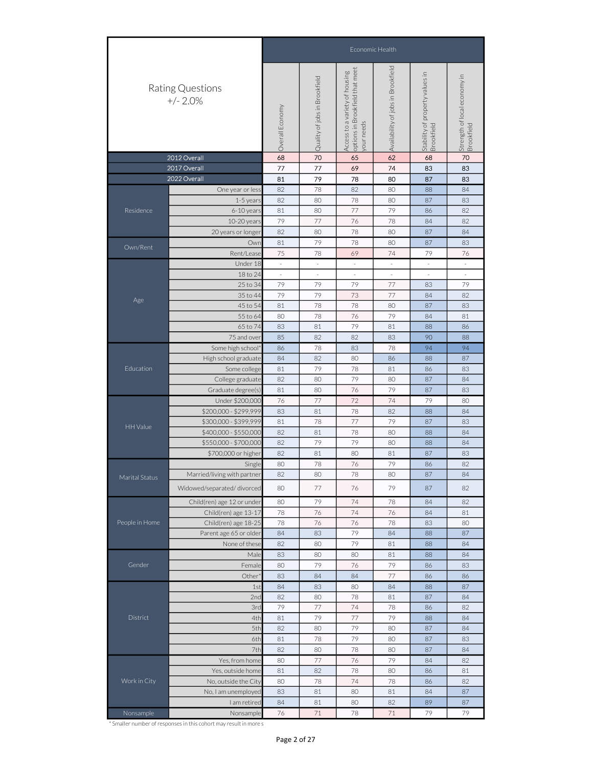| Rating Questions +/- 2.0% | | Economic Health | | | | | |
|---|---|---|---|---|---|---|---|
| | | Overall Economy | Quality of jobs in Brookfield | Access to a variety of housing options in Brookfield that meet your needs | Availability of jobs in Brookfield | Stability of property values in Brookfield | Strength of local economy in Brookfield |
| 2012 Overall | | 68 | 70 | 65 | 62 | 68 | 70 |
| 2017 Overall | | 77 | 77 | 69 | 74 | 83 | 83 |
| 2022 Overall | | 81 | 79 | 78 | 80 | 87 | 83 |
| Residence | One year or less | 82 | 78 | 82 | 80 | 88 | 84 |
| | 1-5 years | 82 | 80 | 78 | 80 | 87 | 83 |
| | 6-10 years | 81 | 80 | 77 | 79 | 86 | 82 |
| | 10-20 years | 79 | 77 | 76 | 78 | 84 | 82 |
| | 20 years or longer | 82 | 80 | 78 | 80 | 87 | 84 |
| Own/Rent | Own | 81 | 79 | 78 | 80 | 87 | 83 |
| | Rent/Lease | 75 | 78 | 69 | 74 | 79 | 76 |
| Age | Under 18 | - | - | - | - | - | - |
| | 18 to 24 | - | - | - | - | - | - |
| | 25 to 34 | 79 | 79 | 79 | 77 | 83 | 79 |
| | 35 to 44 | 79 | 79 | 73 | 77 | 84 | 82 |
| | 45 to 54 | 81 | 78 | 78 | 80 | 87 | 83 |
| | 55 to 64 | 80 | 78 | 76 | 79 | 84 | 81 |
| | 65 to 74 | 83 | 81 | 79 | 81 | 88 | 86 |
| | 75 and over | 85 | 82 | 82 | 83 | 90 | 88 |
| Education | Some high school* | 86 | 78 | 83 | 78 | 94 | 94 |
| | High school graduate | 84 | 82 | 80 | 86 | 88 | 87 |
| | Some college | 81 | 79 | 78 | 81 | 86 | 83 |
| | College graduate | 82 | 80 | 79 | 80 | 87 | 84 |
| | Graduate degree(s) | 81 | 80 | 76 | 79 | 87 | 83 |
| HH Value | Under $200,000 | 76 | 77 | 72 | 74 | 79 | 80 |
| | $200,000 - $299,999 | 83 | 81 | 78 | 82 | 88 | 84 |
| | $300,000 - $399,999 | 81 | 78 | 77 | 79 | 87 | 83 |
| | $400,000 - $550,000 | 82 | 81 | 78 | 80 | 88 | 84 |
| | $550,000 - $700,000 | 82 | 79 | 79 | 80 | 88 | 84 |
| | $700,000 or higher | 82 | 81 | 80 | 81 | 87 | 83 |
| Marital Status | Single | 80 | 78 | 76 | 79 | 86 | 82 |
| | Married/living with partner | 82 | 80 | 78 | 80 | 87 | 84 |
| | Widowed/separated/ divorced | 80 | 77 | 76 | 79 | 87 | 82 |
| People in Home | Child(ren) age 12 or under | 80 | 79 | 74 | 78 | 84 | 82 |
| | Child(ren) age 13-17 | 78 | 76 | 74 | 76 | 84 | 81 |
| | Child(ren) age 18-25 | 78 | 76 | 76 | 78 | 83 | 80 |
| | Parent age 65 or older | 84 | 83 | 79 | 84 | 88 | 87 |
| | None of these | 82 | 80 | 79 | 81 | 88 | 84 |
| Gender | Male | 83 | 80 | 80 | 81 | 88 | 84 |
| | Female | 80 | 79 | 76 | 79 | 86 | 83 |
| | Other* | 83 | 84 | 84 | 77 | 86 | 86 |
| District | 1st | 84 | 83 | 80 | 84 | 88 | 87 |
| | 2nd | 82 | 80 | 78 | 81 | 87 | 84 |
| | 3rd | 79 | 77 | 74 | 78 | 86 | 82 |
| | 4th | 81 | 79 | 77 | 79 | 88 | 84 |
| | 5th | 82 | 80 | 79 | 80 | 87 | 84 |
| | 6th | 81 | 78 | 79 | 80 | 87 | 83 |
| | 7th | 82 | 80 | 78 | 80 | 87 | 84 |
| Work in City | Yes, from home | 80 | 77 | 76 | 79 | 84 | 82 |
| | Yes, outside home | 81 | 82 | 78 | 80 | 86 | 81 |
| | No, outside the City | 80 | 78 | 74 | 78 | 86 | 82 |
| | No, I am unemployed | 83 | 81 | 80 | 81 | 84 | 87 |
| | I am retired | 84 | 81 | 80 | 82 | 89 | 87 |
| Nonsample | Nonsample | 76 | 71 | 78 | 71 | 79 | 79 |

* Smaller number of responses in this cohort may result in more s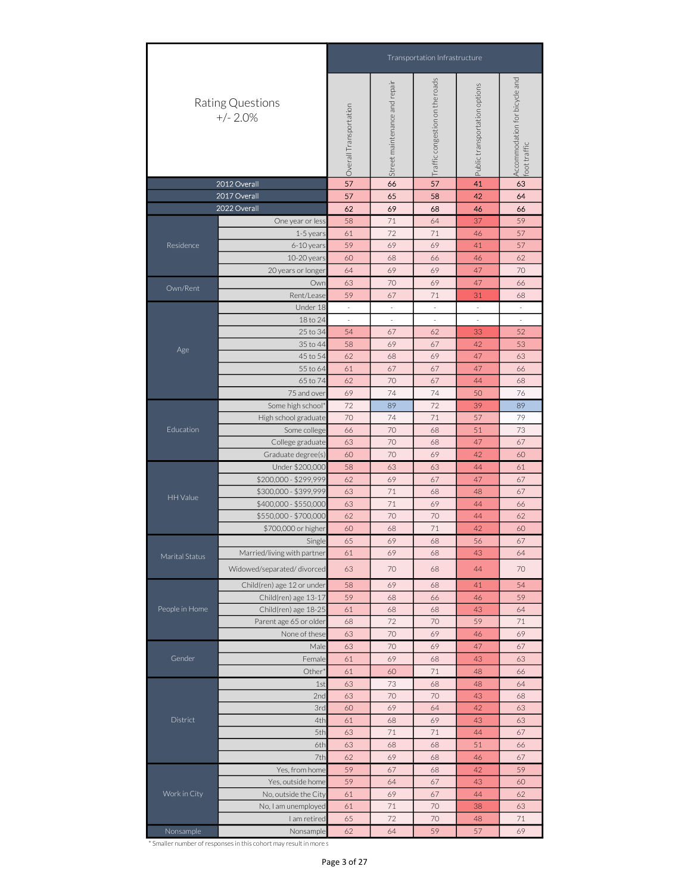| Rating Questions +/- 2.0% | | Transportation Infrastructure | | | | |
|---|---|---|---|---|---|---|
| | | Overall Transportation | Street maintenance and repair | Traffic congestion on the roads | Public transportation options | Accommodation for bicycle and foot traffic |
| 2012 Overall | | 57 | 66 | 57 | 41 | 63 |
| 2017 Overall | | 57 | 65 | 58 | 42 | 64 |
| 2022 Overall | | 62 | 69 | 68 | 46 | 66 |
| Residence | One year or less | 58 | 71 | 64 | 37 | 59 |
| | 1-5 years | 61 | 72 | 71 | 46 | 57 |
| | 6-10 years | 59 | 69 | 69 | 41 | 57 |
| | 10-20 years | 60 | 68 | 66 | 46 | 62 |
| | 20 years or longer | 64 | 69 | 69 | 47 | 70 |
| Own/Rent | Own | 63 | 70 | 69 | 47 | 66 |
| | Rent/Lease | 59 | 67 | 71 | 31 | 68 |
| Age | Under 18 | - | - | - | - | - |
| | 18 to 24 | - | - | - | - | - |
| | 25 to 34 | 54 | 67 | 62 | 33 | 52 |
| | 35 to 44 | 58 | 69 | 67 | 42 | 53 |
| | 45 to 54 | 62 | 68 | 69 | 47 | 63 |
| | 55 to 64 | 61 | 67 | 67 | 47 | 66 |
| | 65 to 74 | 62 | 70 | 67 | 44 | 68 |
| | 75 and over | 69 | 74 | 74 | 50 | 76 |
| Education | Some high school* | 72 | 89 | 72 | 39 | 89 |
| | High school graduate | 70 | 74 | 71 | 57 | 79 |
| | Some college | 66 | 70 | 68 | 51 | 73 |
| | College graduate | 63 | 70 | 68 | 47 | 67 |
| | Graduate degree(s) | 60 | 70 | 69 | 42 | 60 |
| HH Value | Under $200,000 | 58 | 63 | 63 | 44 | 61 |
| | $200,000 - $299,999 | 62 | 69 | 67 | 47 | 67 |
| | $300,000 - $399,999 | 63 | 71 | 68 | 48 | 67 |
| | $400,000 - $550,000 | 63 | 71 | 69 | 44 | 66 |
| | $550,000 - $700,000 | 62 | 70 | 70 | 44 | 62 |
| | $700,000 or higher | 60 | 68 | 71 | 42 | 60 |
| Marital Status | Single | 65 | 69 | 68 | 56 | 67 |
| | Married/living with partner | 61 | 69 | 68 | 43 | 64 |
| | Widowed/separated/ divorced | 63 | 70 | 68 | 44 | 70 |
| People in Home | Child(ren) age 12 or under | 58 | 69 | 68 | 41 | 54 |
| | Child(ren) age 13-17 | 59 | 68 | 66 | 46 | 59 |
| | Child(ren) age 18-25 | 61 | 68 | 68 | 43 | 64 |
| | Parent age 65 or older | 68 | 72 | 70 | 59 | 71 |
| | None of these | 63 | 70 | 69 | 46 | 69 |
| Gender | Male | 63 | 70 | 69 | 47 | 67 |
| | Female | 61 | 69 | 68 | 43 | 63 |
| | Other* | 61 | 60 | 71 | 48 | 66 |
| District | 1st | 63 | 73 | 68 | 48 | 64 |
| | 2nd | 63 | 70 | 70 | 43 | 68 |
| | 3rd | 60 | 69 | 64 | 42 | 63 |
| | 4th | 61 | 68 | 69 | 43 | 63 |
| | 5th | 63 | 71 | 71 | 44 | 67 |
| | 6th | 63 | 68 | 68 | 51 | 66 |
| | 7th | 62 | 69 | 68 | 46 | 67 |
| Work in City | Yes, from home | 59 | 67 | 68 | 42 | 59 |
| | Yes, outside home | 59 | 64 | 67 | 43 | 60 |
| | No, outside the City | 61 | 69 | 67 | 44 | 62 |
| | No, I am unemployed | 61 | 71 | 70 | 38 | 63 |
| | I am retired | 65 | 72 | 70 | 48 | 71 |
| Nonsample | Nonsample | 62 | 64 | 59 | 57 | 69 |

* Smaller number of responses in this cohort may result in more s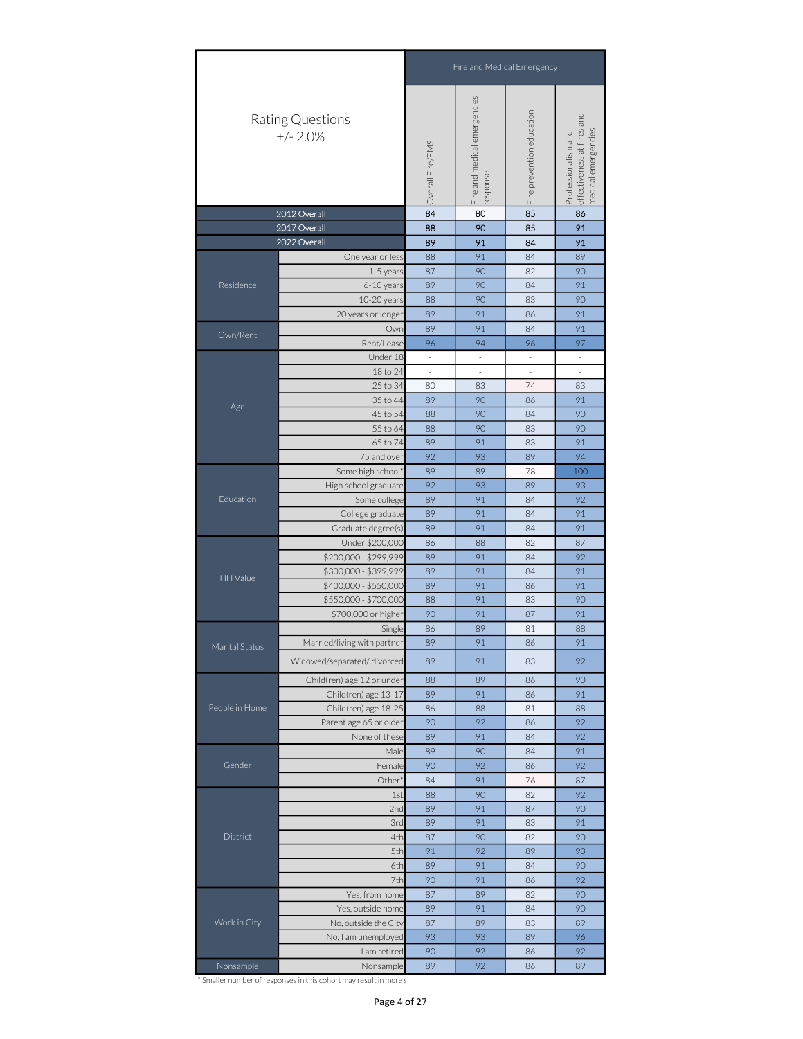| Rating Questions +/- 2.0% | | Fire and Medical Emergency | | | |
|---|---|---|---|---|---|
| | | Overall Fire/EMS | Fire and medical emergencies response | Fire prevention education | Professionalism and effectiveness at fires and medical emergencies |
| 2012 Overall | | 84 | 80 | 85 | 86 |
| 2017 Overall | | 88 | 90 | 85 | 91 |
| 2022 Overall | | 89 | 91 | 84 | 91 |
| Residence | One year or less | 88 | 91 | 84 | 89 |
| | 1-5 years | 87 | 90 | 82 | 90 |
| | 6-10 years | 89 | 90 | 84 | 91 |
| | 10-20 years | 88 | 90 | 83 | 90 |
| | 20 years or longer | 89 | 91 | 86 | 91 |
| Own/Rent | Own | 89 | 91 | 84 | 91 |
| | Rent/Lease | 96 | 94 | 96 | 97 |
| Age | Under 18 | - | - | - | - |
| | 18 to 24 | - | - | - | - |
| | 25 to 34 | 80 | 83 | 74 | 83 |
| | 35 to 44 | 89 | 90 | 86 | 91 |
| | 45 to 54 | 88 | 90 | 84 | 90 |
| | 55 to 64 | 88 | 90 | 83 | 90 |
| | 65 to 74 | 89 | 91 | 83 | 91 |
| | 75 and over | 92 | 93 | 89 | 94 |
| Education | Some high school* | 89 | 89 | 78 | 100 |
| | High school graduate | 92 | 93 | 89 | 93 |
| | Some college | 89 | 91 | 84 | 92 |
| | College graduate | 89 | 91 | 84 | 91 |
| | Graduate degree(s) | 89 | 91 | 84 | 91 |
| HH Value | Under $200,000 | 86 | 88 | 82 | 87 |
| | $200,000 - $299,999 | 89 | 91 | 84 | 92 |
| | $300,000 - $399,999 | 89 | 91 | 84 | 91 |
| | $400,000 - $550,000 | 89 | 91 | 86 | 91 |
| | $550,000 - $700,000 | 88 | 91 | 83 | 90 |
| | $700,000 or higher | 90 | 91 | 87 | 91 |
| Marital Status | Single | 86 | 89 | 81 | 88 |
| | Married/living with partner | 89 | 91 | 86 | 91 |
| | Widowed/separated/ divorced | 89 | 91 | 83 | 92 |
| People in Home | Child(ren) age 12 or under | 88 | 89 | 86 | 90 |
| | Child(ren) age 13-17 | 89 | 91 | 86 | 91 |
| | Child(ren) age 18-25 | 86 | 88 | 81 | 88 |
| | Parent age 65 or older | 90 | 92 | 86 | 92 |
| | None of these | 89 | 91 | 84 | 92 |
| Gender | Male | 89 | 90 | 84 | 91 |
| | Female | 90 | 92 | 86 | 92 |
| | Other* | 84 | 91 | 76 | 87 |
| District | 1st | 88 | 90 | 82 | 92 |
| | 2nd | 89 | 91 | 87 | 90 |
| | 3rd | 89 | 91 | 83 | 91 |
| | 4th | 87 | 90 | 82 | 90 |
| | 5th | 91 | 92 | 89 | 93 |
| | 6th | 89 | 91 | 84 | 90 |
| | 7th | 90 | 91 | 86 | 92 |
| Work in City | Yes, from home | 87 | 89 | 82 | 90 |
| | Yes, outside home | 89 | 91 | 84 | 90 |
| | No, outside the City | 87 | 89 | 83 | 89 |
| | No, I am unemployed | 93 | 93 | 89 | 96 |
| | I am retired | 90 | 92 | 86 | 92 |
| Nonsample | Nonsample | 89 | 92 | 86 | 89 |

* Smaller number of responses in this cohort may result in more s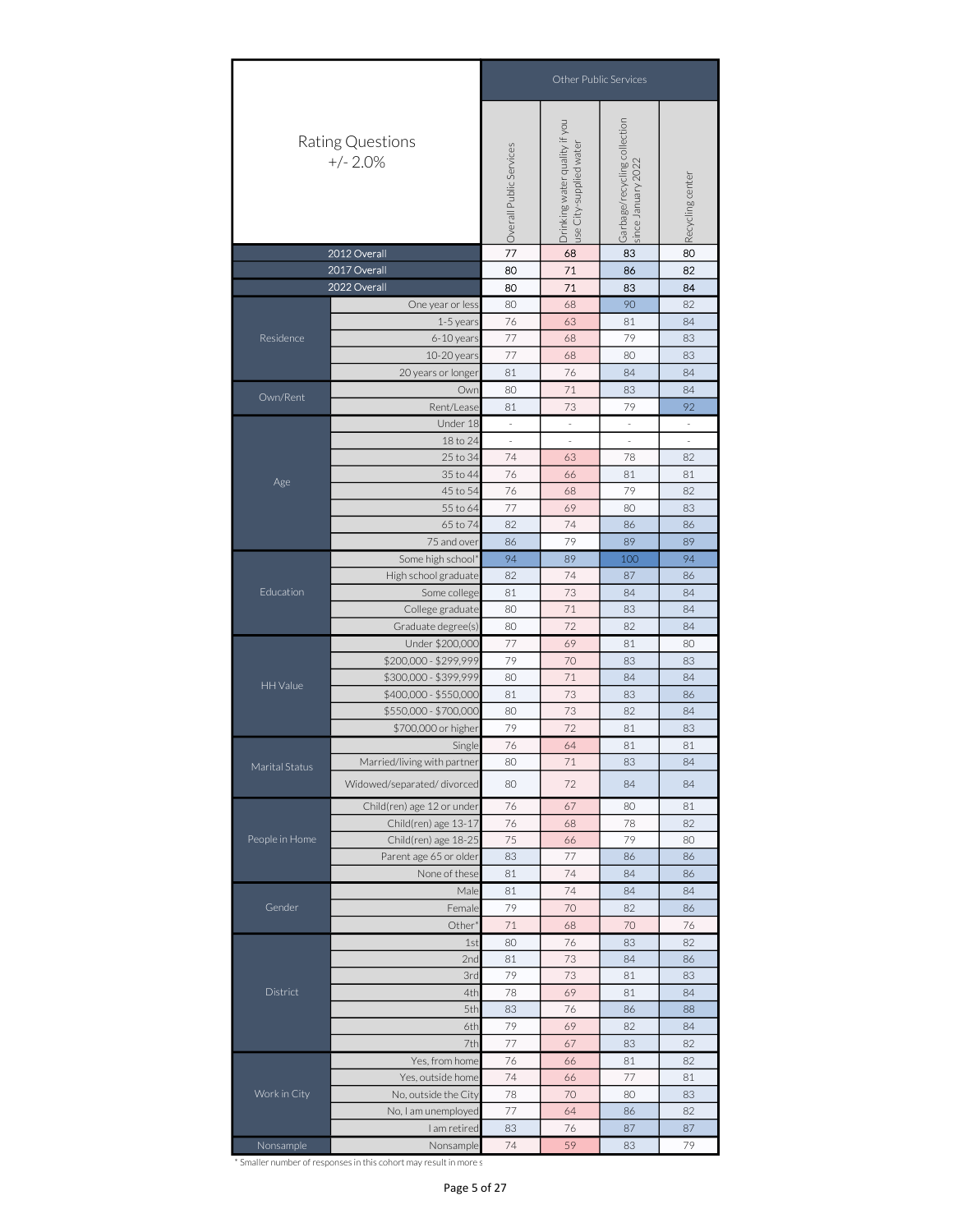| Rating Questions +/- 2.0% | | Other Public Services | | | |
|---|---|---|---|---|---|
| | | Overall Public Services | Drinking water quality if you use City-supplied water | Garbage/recycling collection since January 2022 | Recycling center |
| 2012 Overall | | 77 | 68 | 83 | 80 |
| 2017 Overall | | 80 | 71 | 86 | 82 |
| 2022 Overall | | 80 | 71 | 83 | 84 |
| Residence | One year or less | 80 | 68 | 90 | 82 |
| | 1-5 years | 76 | 63 | 81 | 84 |
| | 6-10 years | 77 | 68 | 79 | 83 |
| | 10-20 years | 77 | 68 | 80 | 83 |
| | 20 years or longer | 81 | 76 | 84 | 84 |
| Own/Rent | Own | 80 | 71 | 83 | 84 |
| | Rent/Lease | 81 | 73 | 79 | 92 |
| Age | Under 18 | - | - | - | - |
| | 18 to 24 | - | - | - | - |
| | 25 to 34 | 74 | 63 | 78 | 82 |
| | 35 to 44 | 76 | 66 | 81 | 81 |
| | 45 to 54 | 76 | 68 | 79 | 82 |
| | 55 to 64 | 77 | 69 | 80 | 83 |
| | 65 to 74 | 82 | 74 | 86 | 86 |
| | 75 and over | 86 | 79 | 89 | 89 |
| Education | Some high school* | 94 | 89 | 100 | 94 |
| | High school graduate | 82 | 74 | 87 | 86 |
| | Some college | 81 | 73 | 84 | 84 |
| | College graduate | 80 | 71 | 83 | 84 |
| | Graduate degree(s) | 80 | 72 | 82 | 84 |
| HH Value | Under $200,000 | 77 | 69 | 81 | 80 |
| | $200,000 - $299,999 | 79 | 70 | 83 | 83 |
| | $300,000 - $399,999 | 80 | 71 | 84 | 84 |
| | $400,000 - $550,000 | 81 | 73 | 83 | 86 |
| | $550,000 - $700,000 | 80 | 73 | 82 | 84 |
| | $700,000 or higher | 79 | 72 | 81 | 83 |
| Marital Status | Single | 76 | 64 | 81 | 81 |
| | Married/living with partner | 80 | 71 | 83 | 84 |
| | Widowed/separated/ divorced | 80 | 72 | 84 | 84 |
| People in Home | Child(ren) age 12 or under | 76 | 67 | 80 | 81 |
| | Child(ren) age 13-17 | 76 | 68 | 78 | 82 |
| | Child(ren) age 18-25 | 75 | 66 | 79 | 80 |
| | Parent age 65 or older | 83 | 77 | 86 | 86 |
| | None of these | 81 | 74 | 84 | 86 |
| Gender | Male | 81 | 74 | 84 | 84 |
| | Female | 79 | 70 | 82 | 86 |
| | Other* | 71 | 68 | 70 | 76 |
| District | 1st | 80 | 76 | 83 | 82 |
| | 2nd | 81 | 73 | 84 | 86 |
| | 3rd | 79 | 73 | 81 | 83 |
| | 4th | 78 | 69 | 81 | 84 |
| | 5th | 83 | 76 | 86 | 88 |
| | 6th | 79 | 69 | 82 | 84 |
| | 7th | 77 | 67 | 83 | 82 |
| Work in City | Yes, from home | 76 | 66 | 81 | 82 |
| | Yes, outside home | 74 | 66 | 77 | 81 |
| | No, outside the City | 78 | 70 | 80 | 83 |
| | No, I am unemployed | 77 | 64 | 86 | 82 |
| | I am retired | 83 | 76 | 87 | 87 |
| Nonsample | Nonsample | 74 | 59 | 83 | 79 |

* Smaller number of responses in this cohort may result in more s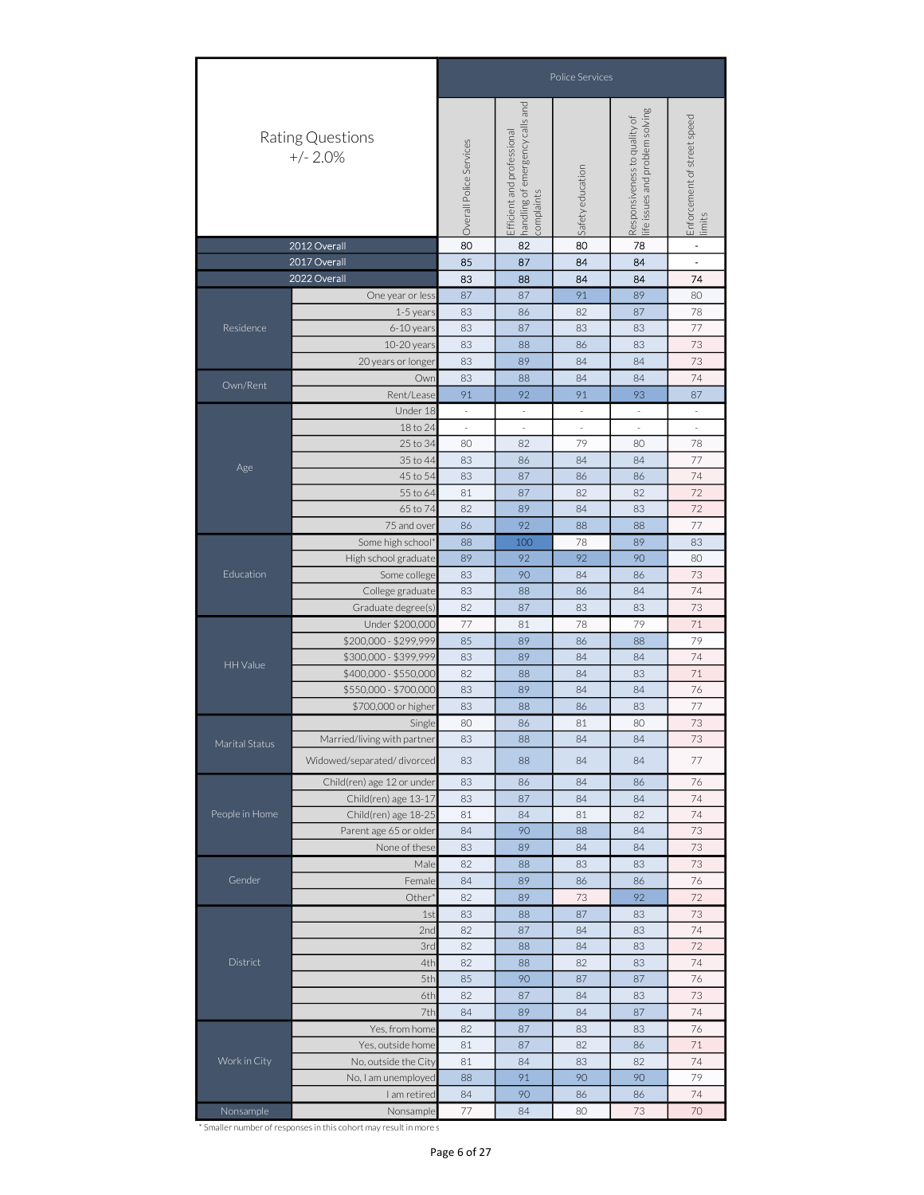| Rating Questions +/- 2.0% | | Police Services | | | | |
|---|---|---|---|---|---|---|
| | | Overall Police Services | Efficient and professional handling of emergency calls and complaints | Safety education | Responsiveness to quality of life issues and problem solving | Enforcement of street speed limits |
| 2012 Overall | | 80 | 82 | 80 | 78 | - |
| 2017 Overall | | 85 | 87 | 84 | 84 | - |
| 2022 Overall | | 83 | 88 | 84 | 84 | 74 |
| Residence | One year or less | 87 | 87 | 91 | 89 | 80 |
| | 1-5 years | 83 | 86 | 82 | 87 | 78 |
| | 6-10 years | 83 | 87 | 83 | 83 | 77 |
| | 10-20 years | 83 | 88 | 86 | 83 | 73 |
| | 20 years or longer | 83 | 89 | 84 | 84 | 73 |
| Own/Rent | Own | 83 | 88 | 84 | 84 | 74 |
| | Rent/Lease | 91 | 92 | 91 | 93 | 87 |
| Age | Under 18 | - | - | - | - | - |
| | 18 to 24 | - | - | - | - | - |
| | 25 to 34 | 80 | 82 | 79 | 80 | 78 |
| | 35 to 44 | 83 | 86 | 84 | 84 | 77 |
| | 45 to 54 | 83 | 87 | 86 | 86 | 74 |
| | 55 to 64 | 81 | 87 | 82 | 82 | 72 |
| | 65 to 74 | 82 | 89 | 84 | 83 | 72 |
| | 75 and over | 86 | 92 | 88 | 88 | 77 |
| Education | Some high school* | 88 | 100 | 78 | 89 | 83 |
| | High school graduate | 89 | 92 | 92 | 90 | 80 |
| | Some college | 83 | 90 | 84 | 86 | 73 |
| | College graduate | 83 | 88 | 86 | 84 | 74 |
| | Graduate degree(s) | 82 | 87 | 83 | 83 | 73 |
| HH Value | Under $200,000 | 77 | 81 | 78 | 79 | 71 |
| | $200,000 - $299,999 | 85 | 89 | 86 | 88 | 79 |
| | $300,000 - $399,999 | 83 | 89 | 84 | 84 | 74 |
| | $400,000 - $550,000 | 82 | 88 | 84 | 83 | 71 |
| | $550,000 - $700,000 | 83 | 89 | 84 | 84 | 76 |
| | $700,000 or higher | 83 | 88 | 86 | 83 | 77 |
| Marital Status | Single | 80 | 86 | 81 | 80 | 73 |
| | Married/living with partner | 83 | 88 | 84 | 84 | 73 |
| | Widowed/separated/ divorced | 83 | 88 | 84 | 84 | 77 |
| People in Home | Child(ren) age 12 or under | 83 | 86 | 84 | 86 | 76 |
| | Child(ren) age 13-17 | 83 | 87 | 84 | 84 | 74 |
| | Child(ren) age 18-25 | 81 | 84 | 81 | 82 | 74 |
| | Parent age 65 or older | 84 | 90 | 88 | 84 | 73 |
| | None of these | 83 | 89 | 84 | 84 | 73 |
| Gender | Male | 82 | 88 | 83 | 83 | 73 |
| | Female | 84 | 89 | 86 | 86 | 76 |
| | Other* | 82 | 89 | 73 | 92 | 72 |
| District | 1st | 83 | 88 | 87 | 83 | 73 |
| | 2nd | 82 | 87 | 84 | 83 | 74 |
| | 3rd | 82 | 88 | 84 | 83 | 72 |
| | 4th | 82 | 88 | 82 | 83 | 74 |
| | 5th | 85 | 90 | 87 | 87 | 76 |
| | 6th | 82 | 87 | 84 | 83 | 73 |
| | 7th | 84 | 89 | 84 | 87 | 74 |
| Work in City | Yes, from home | 82 | 87 | 83 | 83 | 76 |
| | Yes, outside home | 81 | 87 | 82 | 86 | 71 |
| | No, outside the City | 81 | 84 | 83 | 82 | 74 |
| | No, I am unemployed | 88 | 91 | 90 | 90 | 79 |
| | I am retired | 84 | 90 | 86 | 86 | 74 |
| Nonsample | Nonsample | 77 | 84 | 80 | 73 | 70 |

* Smaller number of responses in this cohort may result in more s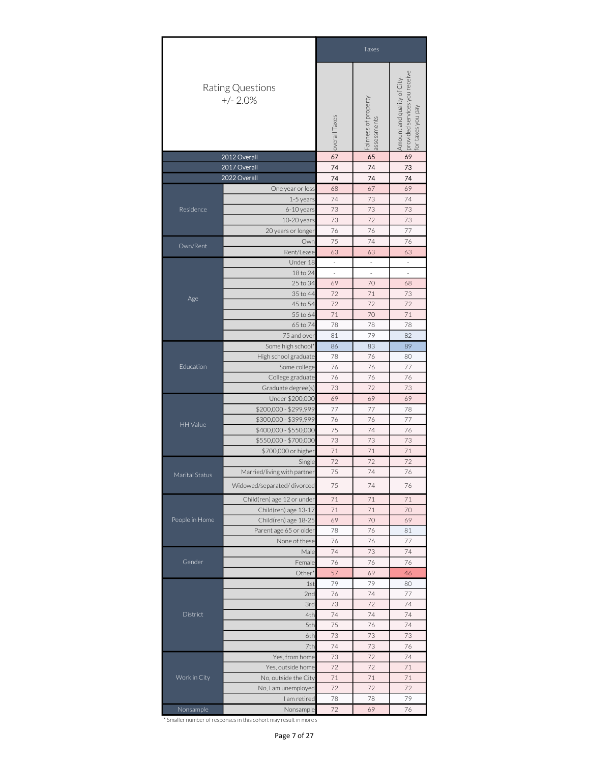| Rating Questions +/- 2.0% | | Taxes | | |
|---|---|---|---|---|
| | | overall Taxes | Fairness of property assessments | Amount and quality of City-provided services you receive for taxes you pay |
| 2012 Overall | | 67 | 65 | 69 |
| 2017 Overall | | 74 | 74 | 73 |
| 2022 Overall | | 74 | 74 | 74 |
| Residence | One year or less | 68 | 67 | 69 |
| | 1-5 years | 74 | 73 | 74 |
| | 6-10 years | 73 | 73 | 73 |
| | 10-20 years | 73 | 72 | 73 |
| | 20 years or longer | 76 | 76 | 77 |
| Own/Rent | Own | 75 | 74 | 76 |
| | Rent/Lease | 63 | 63 | 63 |
| Age | Under 18 | - | - | - |
| | 18 to 24 | - | - | - |
| | 25 to 34 | 69 | 70 | 68 |
| | 35 to 44 | 72 | 71 | 73 |
| | 45 to 54 | 72 | 72 | 72 |
| | 55 to 64 | 71 | 70 | 71 |
| | 65 to 74 | 78 | 78 | 78 |
| | 75 and over | 81 | 79 | 82 |
| Education | Some high school* | 86 | 83 | 89 |
| | High school graduate | 78 | 76 | 80 |
| | Some college | 76 | 76 | 77 |
| | College graduate | 76 | 76 | 76 |
| | Graduate degree(s) | 73 | 72 | 73 |
| HH Value | Under $200,000 | 69 | 69 | 69 |
| | $200,000 - $299,999 | 77 | 77 | 78 |
| | $300,000 - $399,999 | 76 | 76 | 77 |
| | $400,000 - $550,000 | 75 | 74 | 76 |
| | $550,000 - $700,000 | 73 | 73 | 73 |
| | $700,000 or higher | 71 | 71 | 71 |
| Marital Status | Single | 72 | 72 | 72 |
| | Married/living with partner | 75 | 74 | 76 |
| | Widowed/separated/ divorced | 75 | 74 | 76 |
| People in Home | Child(ren) age 12 or under | 71 | 71 | 71 |
| | Child(ren) age 13-17 | 71 | 71 | 70 |
| | Child(ren) age 18-25 | 69 | 70 | 69 |
| | Parent age 65 or older | 78 | 76 | 81 |
| | None of these | 76 | 76 | 77 |
| Gender | Male | 74 | 73 | 74 |
| | Female | 76 | 76 | 76 |
| | Other* | 57 | 69 | 46 |
| District | 1st | 79 | 79 | 80 |
| | 2nd | 76 | 74 | 77 |
| | 3rd | 73 | 72 | 74 |
| | 4th | 74 | 74 | 74 |
| | 5th | 75 | 76 | 74 |
| | 6th | 73 | 73 | 73 |
| | 7th | 74 | 73 | 76 |
| Work in City | Yes, from home | 73 | 72 | 74 |
| | Yes, outside home | 72 | 72 | 71 |
| | No, outside the City | 71 | 71 | 71 |
| | No, I am unemployed | 72 | 72 | 72 |
| | I am retired | 78 | 78 | 79 |
| Nonsample | Nonsample | 72 | 69 | 76 |

* Smaller number of responses in this cohort may result in more s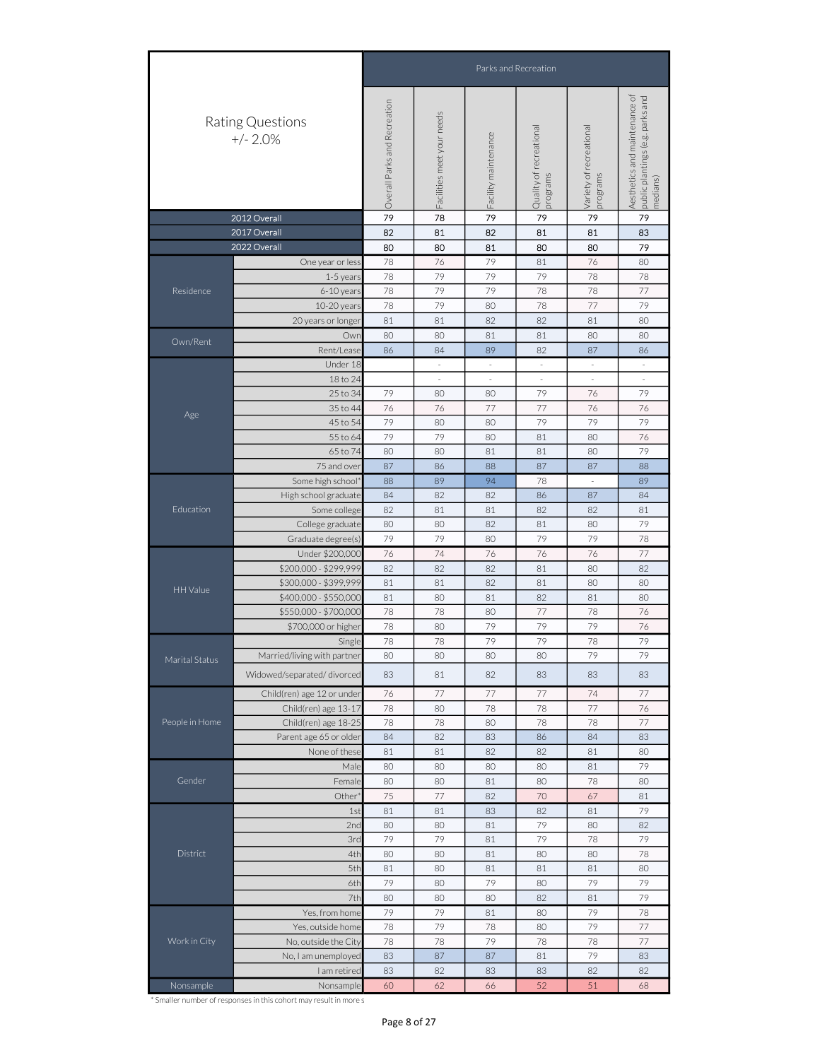| Rating Questions +/- 2.0% | | Parks and Recreation | | | | | |
|---|---|---|---|---|---|---|---|
| | | Overall Parks and Recreation | Facilities meet your needs | Facility maintenance | Quality of recreational programs | Variety of recreational programs | Aesthetics and maintenance of public plantings (e.g. parks and medians) |
| 2012 Overall | | 79 | 78 | 79 | 79 | 79 | 79 |
| 2017 Overall | | 82 | 81 | 82 | 81 | 81 | 83 |
| 2022 Overall | | 80 | 80 | 81 | 80 | 80 | 79 |
| Residence | One year or less | 78 | 76 | 79 | 81 | 76 | 80 |
| | 1-5 years | 78 | 79 | 79 | 79 | 78 | 78 |
| | 6-10 years | 78 | 79 | 79 | 78 | 78 | 77 |
| | 10-20 years | 78 | 79 | 80 | 78 | 77 | 79 |
| | 20 years or longer | 81 | 81 | 82 | 82 | 81 | 80 |
| Own/Rent | Own | 80 | 80 | 81 | 81 | 80 | 80 |
| | Rent/Lease | 86 | 84 | 89 | 82 | 87 | 86 |
| Age | Under 18 | | - | - | - | - | - |
| | 18 to 24 | | - | - | - | - | - |
| | 25 to 34 | 79 | 80 | 80 | 79 | 76 | 79 |
| | 35 to 44 | 76 | 76 | 77 | 77 | 76 | 76 |
| | 45 to 54 | 79 | 80 | 80 | 79 | 79 | 79 |
| | 55 to 64 | 79 | 79 | 80 | 81 | 80 | 76 |
| | 65 to 74 | 80 | 80 | 81 | 81 | 80 | 79 |
| | 75 and over | 87 | 86 | 88 | 87 | 87 | 88 |
| Education | Some high school* | 88 | 89 | 94 | 78 | - | 89 |
| | High school graduate | 84 | 82 | 82 | 86 | 87 | 84 |
| | Some college | 82 | 81 | 81 | 82 | 82 | 81 |
| | College graduate | 80 | 80 | 82 | 81 | 80 | 79 |
| | Graduate degree(s) | 79 | 79 | 80 | 79 | 79 | 78 |
| HH Value | Under $200,000 | 76 | 74 | 76 | 76 | 76 | 77 |
| | $200,000 - $299,999 | 82 | 82 | 82 | 81 | 80 | 82 |
| | $300,000 - $399,999 | 81 | 81 | 82 | 81 | 80 | 80 |
| | $400,000 - $550,000 | 81 | 80 | 81 | 82 | 81 | 80 |
| | $550,000 - $700,000 | 78 | 78 | 80 | 77 | 78 | 76 |
| | $700,000 or higher | 78 | 80 | 79 | 79 | 79 | 76 |
| Marital Status | Single | 78 | 78 | 79 | 79 | 78 | 79 |
| | Married/living with partner | 80 | 80 | 80 | 80 | 79 | 79 |
| | Widowed/separated/ divorced | 83 | 81 | 82 | 83 | 83 | 83 |
| People in Home | Child(ren) age 12 or under | 76 | 77 | 77 | 77 | 74 | 77 |
| | Child(ren) age 13-17 | 78 | 80 | 78 | 78 | 77 | 76 |
| | Child(ren) age 18-25 | 78 | 78 | 80 | 78 | 78 | 77 |
| | Parent age 65 or older | 84 | 82 | 83 | 86 | 84 | 83 |
| | None of these | 81 | 81 | 82 | 82 | 81 | 80 |
| Gender | Male | 80 | 80 | 80 | 80 | 81 | 79 |
| | Female | 80 | 80 | 81 | 80 | 78 | 80 |
| | Other* | 75 | 77 | 82 | 70 | 67 | 81 |
| District | 1st | 81 | 81 | 83 | 82 | 81 | 79 |
| | 2nd | 80 | 80 | 81 | 79 | 80 | 82 |
| | 3rd | 79 | 79 | 81 | 79 | 78 | 79 |
| | 4th | 80 | 80 | 81 | 80 | 80 | 78 |
| | 5th | 81 | 80 | 81 | 81 | 81 | 80 |
| | 6th | 79 | 80 | 79 | 80 | 79 | 79 |
| | 7th | 80 | 80 | 80 | 82 | 81 | 79 |
| Work in City | Yes, from home | 79 | 79 | 81 | 80 | 79 | 78 |
| | Yes, outside home | 78 | 79 | 78 | 80 | 79 | 77 |
| | No, outside the City | 78 | 78 | 79 | 78 | 78 | 77 |
| | No, I am unemployed | 83 | 87 | 87 | 81 | 79 | 83 |
| | I am retired | 83 | 82 | 83 | 83 | 82 | 82 |
| Nonsample | Nonsample | 60 | 62 | 66 | 52 | 51 | 68 |

* Smaller number of responses in this cohort may result in more s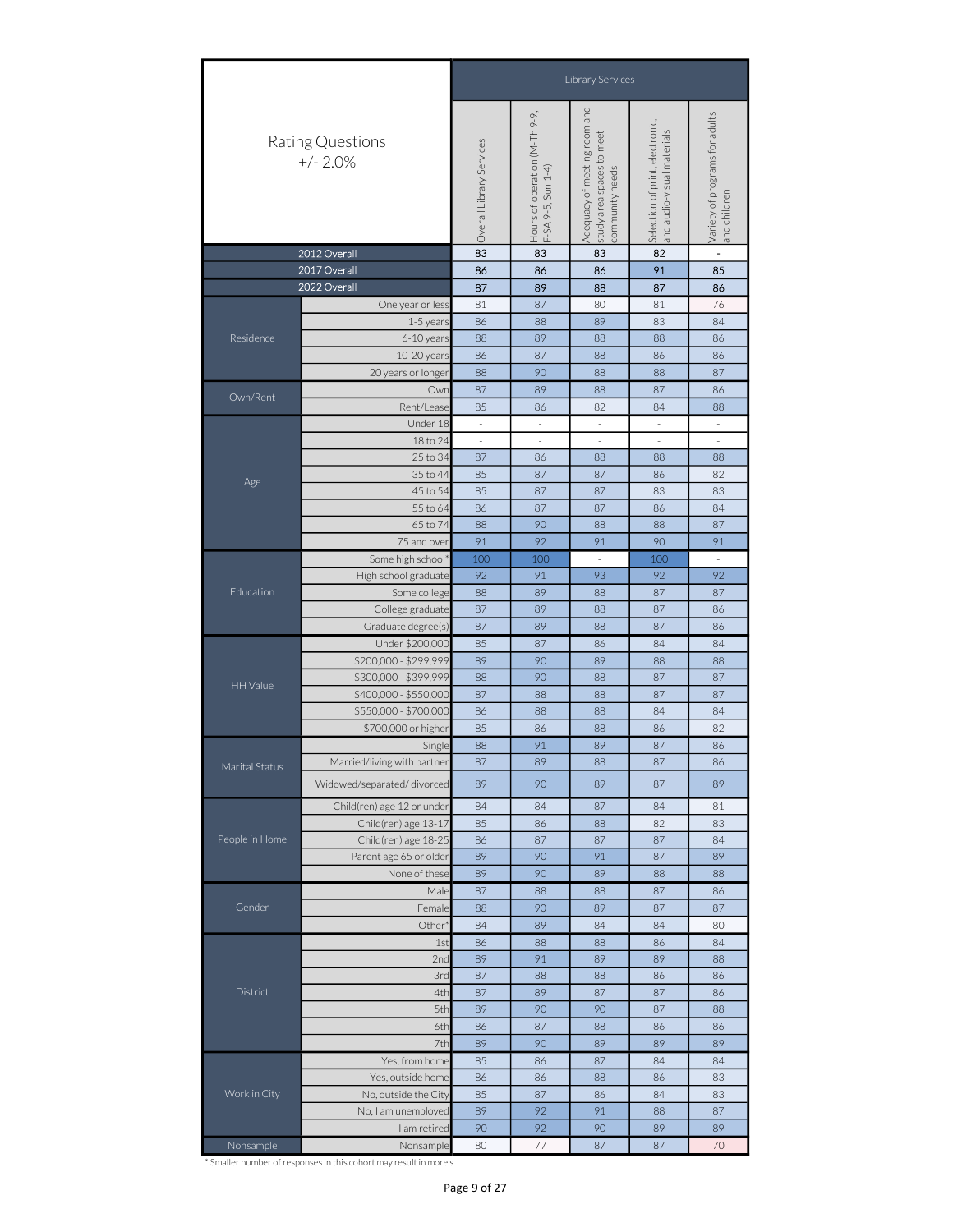| Rating Questions +/- 2.0% | | Library Services | | | | |
|---|---|---|---|---|---|---|
| | | Overall Library Services | Hours of operation (M-Th 9-9, F-SA 9-5, Sun 1-4) | Adequacy of meeting room and study area spaces to meet community needs | Selection of print, electronic, and audio-visual materials | Variety of programs for adults and children |
| 2012 Overall | | 83 | 83 | 83 | 82 | - |
| 2017 Overall | | 86 | 86 | 86 | 91 | 85 |
| 2022 Overall | | 87 | 89 | 88 | 87 | 86 |
| Residence | One year or less | 81 | 87 | 80 | 81 | 76 |
| | 1-5 years | 86 | 88 | 89 | 83 | 84 |
| | 6-10 years | 88 | 89 | 88 | 88 | 86 |
| | 10-20 years | 86 | 87 | 88 | 86 | 86 |
| | 20 years or longer | 88 | 90 | 88 | 88 | 87 |
| Own/Rent | Own | 87 | 89 | 88 | 87 | 86 |
| | Rent/Lease | 85 | 86 | 82 | 84 | 88 |
| Age | Under 18 | - | - | - | - | - |
| | 18 to 24 | - | - | - | - | - |
| | 25 to 34 | 87 | 86 | 88 | 88 | 88 |
| | 35 to 44 | 85 | 87 | 87 | 86 | 82 |
| | 45 to 54 | 85 | 87 | 87 | 83 | 83 |
| | 55 to 64 | 86 | 87 | 87 | 86 | 84 |
| | 65 to 74 | 88 | 90 | 88 | 88 | 87 |
| | 75 and over | 91 | 92 | 91 | 90 | 91 |
| Education | Some high school* | 100 | 100 | - | 100 | - |
| | High school graduate | 92 | 91 | 93 | 92 | 92 |
| | Some college | 88 | 89 | 88 | 87 | 87 |
| | College graduate | 87 | 89 | 88 | 87 | 86 |
| | Graduate degree(s) | 87 | 89 | 88 | 87 | 86 |
| HH Value | Under $200,000 | 85 | 87 | 86 | 84 | 84 |
| | $200,000 - $299,999 | 89 | 90 | 89 | 88 | 88 |
| | $300,000 - $399,999 | 88 | 90 | 88 | 87 | 87 |
| | $400,000 - $550,000 | 87 | 88 | 88 | 87 | 87 |
| | $550,000 - $700,000 | 86 | 88 | 88 | 84 | 84 |
| | $700,000 or higher | 85 | 86 | 88 | 86 | 82 |
| Marital Status | Single | 88 | 91 | 89 | 87 | 86 |
| | Married/living with partner | 87 | 89 | 88 | 87 | 86 |
| | Widowed/separated/ divorced | 89 | 90 | 89 | 87 | 89 |
| People in Home | Child(ren) age 12 or under | 84 | 84 | 87 | 84 | 81 |
| | Child(ren) age 13-17 | 85 | 86 | 88 | 82 | 83 |
| | Child(ren) age 18-25 | 86 | 87 | 87 | 87 | 84 |
| | Parent age 65 or older | 89 | 90 | 91 | 87 | 89 |
| | None of these | 89 | 90 | 89 | 88 | 88 |
| Gender | Male | 87 | 88 | 88 | 87 | 86 |
| | Female | 88 | 90 | 89 | 87 | 87 |
| | Other* | 84 | 89 | 84 | 84 | 80 |
| District | 1st | 86 | 88 | 88 | 86 | 84 |
| | 2nd | 89 | 91 | 89 | 89 | 88 |
| | 3rd | 87 | 88 | 88 | 86 | 86 |
| | 4th | 87 | 89 | 87 | 87 | 86 |
| | 5th | 89 | 90 | 90 | 87 | 88 |
| | 6th | 86 | 87 | 88 | 86 | 86 |
| | 7th | 89 | 90 | 89 | 89 | 89 |
| Work in City | Yes, from home | 85 | 86 | 87 | 84 | 84 |
| | Yes, outside home | 86 | 86 | 88 | 86 | 83 |
| | No, outside the City | 85 | 87 | 86 | 84 | 83 |
| | No, I am unemployed | 89 | 92 | 91 | 88 | 87 |
| | I am retired | 90 | 92 | 90 | 89 | 89 |
| Nonsample | Nonsample | 80 | 77 | 87 | 87 | 70 |

* Smaller number of responses in this cohort may result in more s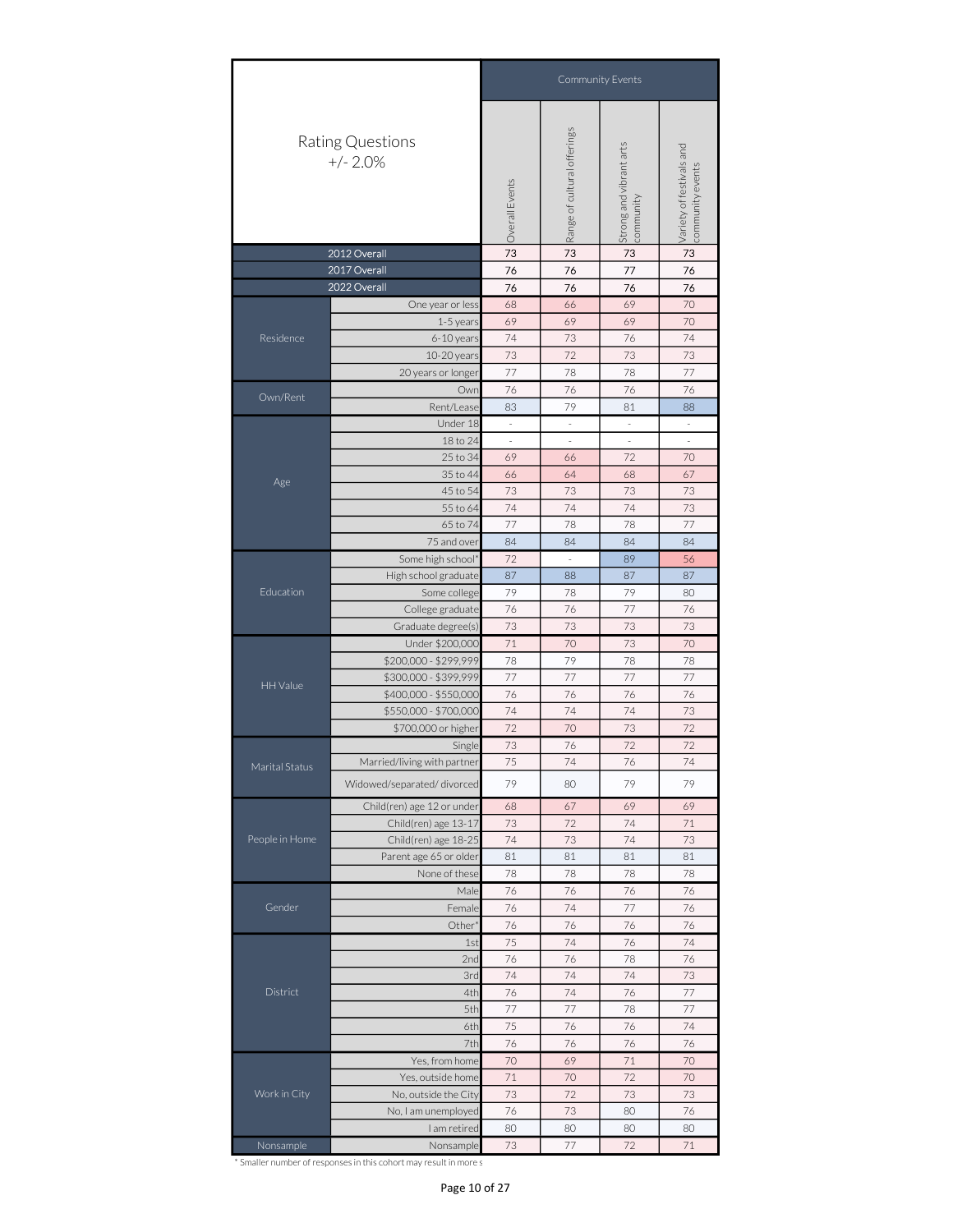| Rating Questions +/- 2.0% | | Community Events | | | |
|---|---|---|---|---|---|
| | | Overall Events | Range of cultural offerings | Strong and vibrant arts community | Variety of festivals and community events |
| 2012 Overall | | 73 | 73 | 73 | 73 |
| 2017 Overall | | 76 | 76 | 77 | 76 |
| 2022 Overall | | 76 | 76 | 76 | 76 |
| Residence | One year or less | 68 | 66 | 69 | 70 |
| | 1-5 years | 69 | 69 | 69 | 70 |
| | 6-10 years | 74 | 73 | 76 | 74 |
| | 10-20 years | 73 | 72 | 73 | 73 |
| | 20 years or longer | 77 | 78 | 78 | 77 |
| Own/Rent | Own | 76 | 76 | 76 | 76 |
| | Rent/Lease | 83 | 79 | 81 | 88 |
| Age | Under 18 | - | - | - | - |
| | 18 to 24 | - | - | - | - |
| | 25 to 34 | 69 | 66 | 72 | 70 |
| | 35 to 44 | 66 | 64 | 68 | 67 |
| | 45 to 54 | 73 | 73 | 73 | 73 |
| | 55 to 64 | 74 | 74 | 74 | 73 |
| | 65 to 74 | 77 | 78 | 78 | 77 |
| | 75 and over | 84 | 84 | 84 | 84 |
| Education | Some high school* | 72 | - | 89 | 56 |
| | High school graduate | 87 | 88 | 87 | 87 |
| | Some college | 79 | 78 | 79 | 80 |
| | College graduate | 76 | 76 | 77 | 76 |
| | Graduate degree(s) | 73 | 73 | 73 | 73 |
| HH Value | Under $200,000 | 71 | 70 | 73 | 70 |
| | $200,000 - $299,999 | 78 | 79 | 78 | 78 |
| | $300,000 - $399,999 | 77 | 77 | 77 | 77 |
| | $400,000 - $550,000 | 76 | 76 | 76 | 76 |
| | $550,000 - $700,000 | 74 | 74 | 74 | 73 |
| | $700,000 or higher | 72 | 70 | 73 | 72 |
| Marital Status | Single | 73 | 76 | 72 | 72 |
| | Married/living with partner | 75 | 74 | 76 | 74 |
| | Widowed/separated/ divorced | 79 | 80 | 79 | 79 |
| People in Home | Child(ren) age 12 or under | 68 | 67 | 69 | 69 |
| | Child(ren) age 13-17 | 73 | 72 | 74 | 71 |
| | Child(ren) age 18-25 | 74 | 73 | 74 | 73 |
| | Parent age 65 or older | 81 | 81 | 81 | 81 |
| | None of these | 78 | 78 | 78 | 78 |
| Gender | Male | 76 | 76 | 76 | 76 |
| | Female | 76 | 74 | 77 | 76 |
| | Other* | 76 | 76 | 76 | 76 |
| District | 1st | 75 | 74 | 76 | 74 |
| | 2nd | 76 | 76 | 78 | 76 |
| | 3rd | 74 | 74 | 74 | 73 |
| | 4th | 76 | 74 | 76 | 77 |
| | 5th | 77 | 77 | 78 | 77 |
| | 6th | 75 | 76 | 76 | 74 |
| | 7th | 76 | 76 | 76 | 76 |
| Work in City | Yes, from home | 70 | 69 | 71 | 70 |
| | Yes, outside home | 71 | 70 | 72 | 70 |
| | No, outside the City | 73 | 72 | 73 | 73 |
| | No, I am unemployed | 76 | 73 | 80 | 76 |
| | I am retired | 80 | 80 | 80 | 80 |
| Nonsample | Nonsample | 73 | 77 | 72 | 71 |

* Smaller number of responses in this cohort may result in more s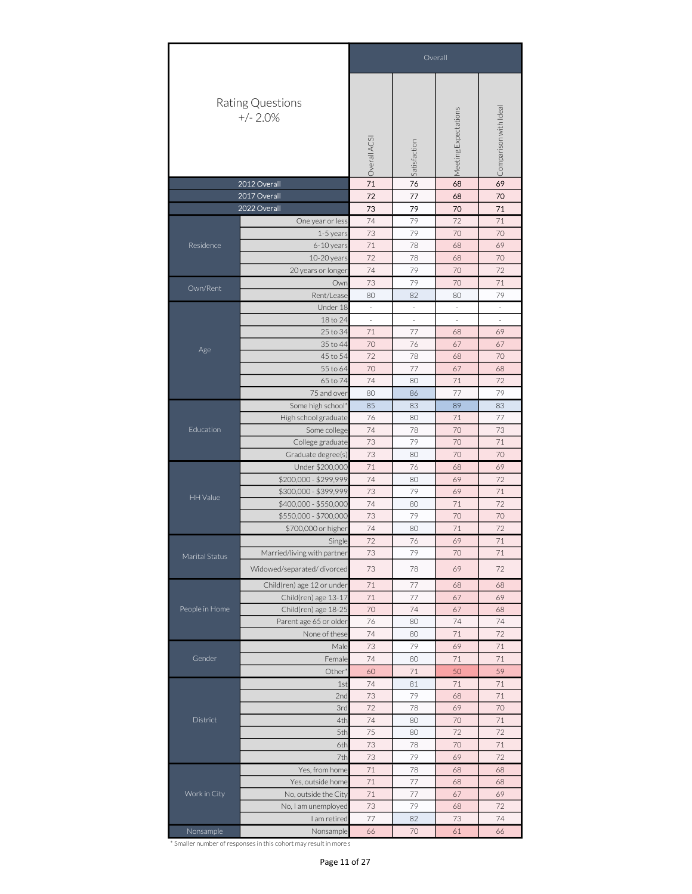| Rating Questions +/- 2.0% | | Overall | | | |
|---|---|---|---|---|---|
| | | Overall ACSI | Satisfaction | Meeting Expectations | Comparison with Ideal |
| 2012 Overall | | 71 | 76 | 68 | 69 |
| 2017 Overall | | 72 | 77 | 68 | 70 |
| 2022 Overall | | 73 | 79 | 70 | 71 |
| Residence | One year or less | 74 | 79 | 72 | 71 |
| | 1-5 years | 73 | 79 | 70 | 70 |
| | 6-10 years | 71 | 78 | 68 | 69 |
| | 10-20 years | 72 | 78 | 68 | 70 |
| | 20 years or longer | 74 | 79 | 70 | 72 |
| Own/Rent | Own | 73 | 79 | 70 | 71 |
| | Rent/Lease | 80 | 82 | 80 | 79 |
| Age | Under 18 | - | - | - | - |
| | 18 to 24 | - | - | - | - |
| | 25 to 34 | 71 | 77 | 68 | 69 |
| | 35 to 44 | 70 | 76 | 67 | 67 |
| | 45 to 54 | 72 | 78 | 68 | 70 |
| | 55 to 64 | 70 | 77 | 67 | 68 |
| | 65 to 74 | 74 | 80 | 71 | 72 |
| | 75 and over | 80 | 86 | 77 | 79 |
| Education | Some high school* | 85 | 83 | 89 | 83 |
| | High school graduate | 76 | 80 | 71 | 77 |
| | Some college | 74 | 78 | 70 | 73 |
| | College graduate | 73 | 79 | 70 | 71 |
| | Graduate degree(s) | 73 | 80 | 70 | 70 |
| HH Value | Under $200,000 | 71 | 76 | 68 | 69 |
| | $200,000 - $299,999 | 74 | 80 | 69 | 72 |
| | $300,000 - $399,999 | 73 | 79 | 69 | 71 |
| | $400,000 - $550,000 | 74 | 80 | 71 | 72 |
| | $550,000 - $700,000 | 73 | 79 | 70 | 70 |
| | $700,000 or higher | 74 | 80 | 71 | 72 |
| Marital Status | Single | 72 | 76 | 69 | 71 |
| | Married/living with partner | 73 | 79 | 70 | 71 |
| | Widowed/separated/ divorced | 73 | 78 | 69 | 72 |
| People in Home | Child(ren) age 12 or under | 71 | 77 | 68 | 68 |
| | Child(ren) age 13-17 | 71 | 77 | 67 | 69 |
| | Child(ren) age 18-25 | 70 | 74 | 67 | 68 |
| | Parent age 65 or older | 76 | 80 | 74 | 74 |
| | None of these | 74 | 80 | 71 | 72 |
| Gender | Male | 73 | 79 | 69 | 71 |
| | Female | 74 | 80 | 71 | 71 |
| | Other* | 60 | 71 | 50 | 59 |
| District | 1st | 74 | 81 | 71 | 71 |
| | 2nd | 73 | 79 | 68 | 71 |
| | 3rd | 72 | 78 | 69 | 70 |
| | 4th | 74 | 80 | 70 | 71 |
| | 5th | 75 | 80 | 72 | 72 |
| | 6th | 73 | 78 | 70 | 71 |
| | 7th | 73 | 79 | 69 | 72 |
| Work in City | Yes, from home | 71 | 78 | 68 | 68 |
| | Yes, outside home | 71 | 77 | 68 | 68 |
| | No, outside the City | 71 | 77 | 67 | 69 |
| | No, I am unemployed | 73 | 79 | 68 | 72 |
| | I am retired | 77 | 82 | 73 | 74 |
| Nonsample | Nonsample | 66 | 70 | 61 | 66 |

* Smaller number of responses in this cohort may result in more s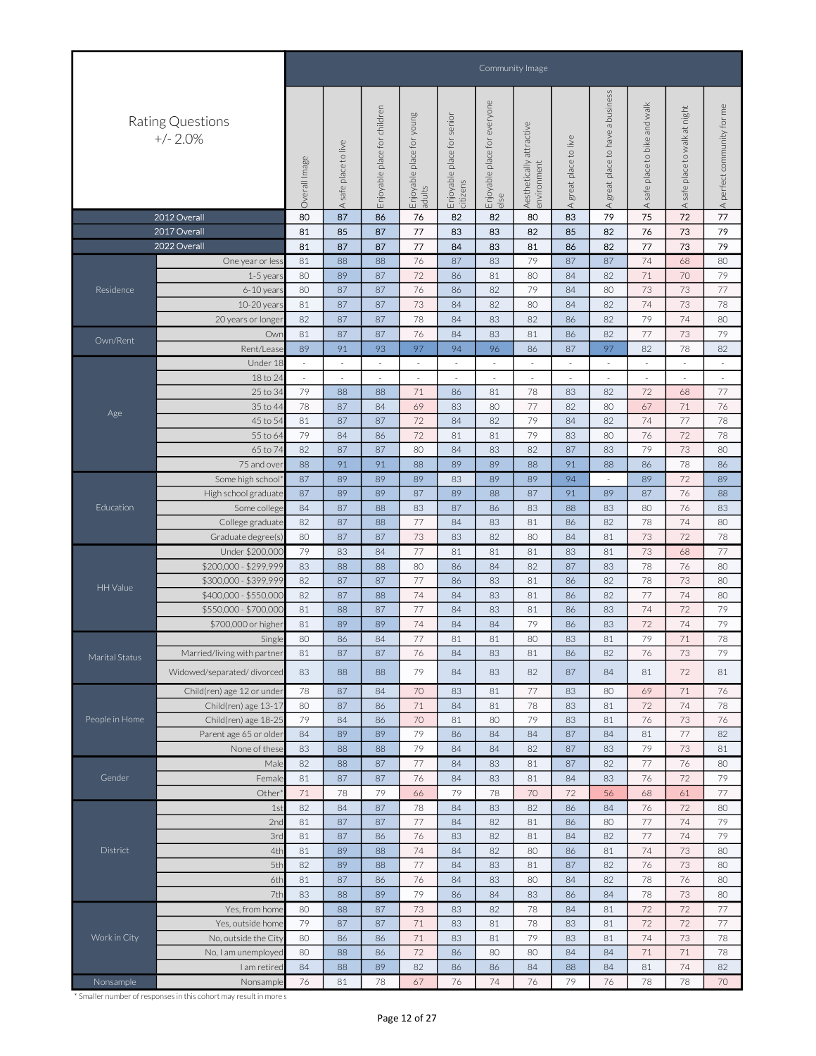| Rating Questions +/- 2.0% | | Community Image | | | | | | | | | | | |
|---|---|---|---|---|---|---|---|---|---|---|---|---|---|
| | | Overall Image | A safe place to live | Enjoyable place for children | Enjoyable place for young adults | Enjoyable place for senior citizens | Enjoyable place for everyone else | Aesthetically attractive environment | A great place to live | A great place to have a business | A safe place to bike and walk | A safe place to walk at night | A perfect community for me |
| 2012 Overall | | 80 | 87 | 86 | 76 | 82 | 82 | 80 | 83 | 79 | 75 | 72 | 77 |
| 2017 Overall | | 81 | 85 | 87 | 77 | 83 | 83 | 82 | 85 | 82 | 76 | 73 | 79 |
| 2022 Overall | | 81 | 87 | 87 | 77 | 84 | 83 | 81 | 86 | 82 | 77 | 73 | 79 |
| Residence | One year or less | 81 | 88 | 88 | 76 | 87 | 83 | 79 | 87 | 87 | 74 | 68 | 80 |
| | 1-5 years | 80 | 89 | 87 | 72 | 86 | 81 | 80 | 84 | 82 | 71 | 70 | 79 |
| | 6-10 years | 80 | 87 | 87 | 76 | 86 | 82 | 79 | 84 | 80 | 73 | 73 | 77 |
| | 10-20 years | 81 | 87 | 87 | 73 | 84 | 82 | 80 | 84 | 82 | 74 | 73 | 78 |
| | 20 years or longer | 82 | 87 | 87 | 78 | 84 | 83 | 82 | 86 | 82 | 79 | 74 | 80 |
| Own/Rent | Own | 81 | 87 | 87 | 76 | 84 | 83 | 81 | 86 | 82 | 77 | 73 | 79 |
| | Rent/Lease | 89 | 91 | 93 | 97 | 94 | 96 | 86 | 87 | 97 | 82 | 78 | 82 |
| Age | Under 18 | - | - | - | - | - | - | - | - | - | - | - | - |
| | 18 to 24 | - | - | - | - | - | - | - | - | - | - | - | - |
| | 25 to 34 | 79 | 88 | 88 | 71 | 86 | 81 | 78 | 83 | 82 | 72 | 68 | 77 |
| | 35 to 44 | 78 | 87 | 84 | 69 | 83 | 80 | 77 | 82 | 80 | 67 | 71 | 76 |
| | 45 to 54 | 81 | 87 | 87 | 72 | 84 | 82 | 79 | 84 | 82 | 74 | 77 | 78 |
| | 55 to 64 | 79 | 84 | 86 | 72 | 81 | 81 | 79 | 83 | 80 | 76 | 72 | 78 |
| | 65 to 74 | 82 | 87 | 87 | 80 | 84 | 83 | 82 | 87 | 83 | 79 | 73 | 80 |
| | 75 and over | 88 | 91 | 91 | 88 | 89 | 89 | 88 | 91 | 88 | 86 | 78 | 86 |
| Education | Some high school* | 87 | 89 | 89 | 89 | 83 | 89 | 89 | 94 | - | 89 | 72 | 89 |
| | High school graduate | 87 | 89 | 89 | 87 | 89 | 88 | 87 | 91 | 89 | 87 | 76 | 88 |
| | Some college | 84 | 87 | 88 | 83 | 87 | 86 | 83 | 88 | 83 | 80 | 76 | 83 |
| | College graduate | 82 | 87 | 88 | 77 | 84 | 83 | 81 | 86 | 82 | 78 | 74 | 80 |
| | Graduate degree(s) | 80 | 87 | 87 | 73 | 83 | 82 | 80 | 84 | 81 | 73 | 72 | 78 |
| HH Value | Under $200,000 | 79 | 83 | 84 | 77 | 81 | 81 | 81 | 83 | 81 | 73 | 68 | 77 |
| | $200,000 - $299,999 | 83 | 88 | 88 | 80 | 86 | 84 | 82 | 87 | 83 | 78 | 76 | 80 |
| | $300,000 - $399,999 | 82 | 87 | 87 | 77 | 86 | 83 | 81 | 86 | 82 | 78 | 73 | 80 |
| | $400,000 - $550,000 | 82 | 87 | 88 | 74 | 84 | 83 | 81 | 86 | 82 | 77 | 74 | 80 |
| | $550,000 - $700,000 | 81 | 88 | 87 | 77 | 84 | 83 | 81 | 86 | 83 | 74 | 72 | 79 |
| | $700,000 or higher | 81 | 89 | 89 | 74 | 84 | 84 | 79 | 86 | 83 | 72 | 74 | 79 |
| Marital Status | Single | 80 | 86 | 84 | 77 | 81 | 81 | 80 | 83 | 81 | 79 | 71 | 78 |
| | Married/living with partner | 81 | 87 | 87 | 76 | 84 | 83 | 81 | 86 | 82 | 76 | 73 | 79 |
| | Widowed/separated/ divorced | 83 | 88 | 88 | 79 | 84 | 83 | 82 | 87 | 84 | 81 | 72 | 81 |
| People in Home | Child(ren) age 12 or under | 78 | 87 | 84 | 70 | 83 | 81 | 77 | 83 | 80 | 69 | 71 | 76 |
| | Child(ren) age 13-17 | 80 | 87 | 86 | 71 | 84 | 81 | 78 | 83 | 81 | 72 | 74 | 78 |
| | Child(ren) age 18-25 | 79 | 84 | 86 | 70 | 81 | 80 | 79 | 83 | 81 | 76 | 73 | 76 |
| | Parent age 65 or older | 84 | 89 | 89 | 79 | 86 | 84 | 84 | 87 | 84 | 81 | 77 | 82 |
| | None of these | 83 | 88 | 88 | 79 | 84 | 84 | 82 | 87 | 83 | 79 | 73 | 81 |
| Gender | Male | 82 | 88 | 87 | 77 | 84 | 83 | 81 | 87 | 82 | 77 | 76 | 80 |
| | Female | 81 | 87 | 87 | 76 | 84 | 83 | 81 | 84 | 83 | 76 | 72 | 79 |
| | Other* | 71 | 78 | 79 | 66 | 79 | 78 | 70 | 72 | 56 | 68 | 61 | 77 |
| District | 1st | 82 | 84 | 87 | 78 | 84 | 83 | 82 | 86 | 84 | 76 | 72 | 80 |
| | 2nd | 81 | 87 | 87 | 77 | 84 | 82 | 81 | 86 | 80 | 77 | 74 | 79 |
| | 3rd | 81 | 87 | 86 | 76 | 83 | 82 | 81 | 84 | 82 | 77 | 74 | 79 |
| | 4th | 81 | 89 | 88 | 74 | 84 | 82 | 80 | 86 | 81 | 74 | 73 | 80 |
| | 5th | 82 | 89 | 88 | 77 | 84 | 83 | 81 | 87 | 82 | 76 | 73 | 80 |
| | 6th | 81 | 87 | 86 | 76 | 84 | 83 | 80 | 84 | 82 | 78 | 76 | 80 |
| | 7th | 83 | 88 | 89 | 79 | 86 | 84 | 83 | 86 | 84 | 78 | 73 | 80 |
| Work in City | Yes, from home | 80 | 88 | 87 | 73 | 83 | 82 | 78 | 84 | 81 | 72 | 72 | 77 |
| | Yes, outside home | 79 | 87 | 87 | 71 | 83 | 81 | 78 | 83 | 81 | 72 | 72 | 77 |
| | No, outside the City | 80 | 86 | 86 | 71 | 83 | 81 | 79 | 83 | 81 | 74 | 73 | 78 |
| | No, I am unemployed | 80 | 88 | 86 | 72 | 86 | 80 | 80 | 84 | 84 | 71 | 71 | 78 |
| | I am retired | 84 | 88 | 89 | 82 | 86 | 86 | 84 | 88 | 84 | 81 | 74 | 82 |
| Nonsample | Nonsample | 76 | 81 | 78 | 67 | 76 | 74 | 76 | 79 | 76 | 78 | 78 | 70 |

* Smaller number of responses in this cohort may result in more s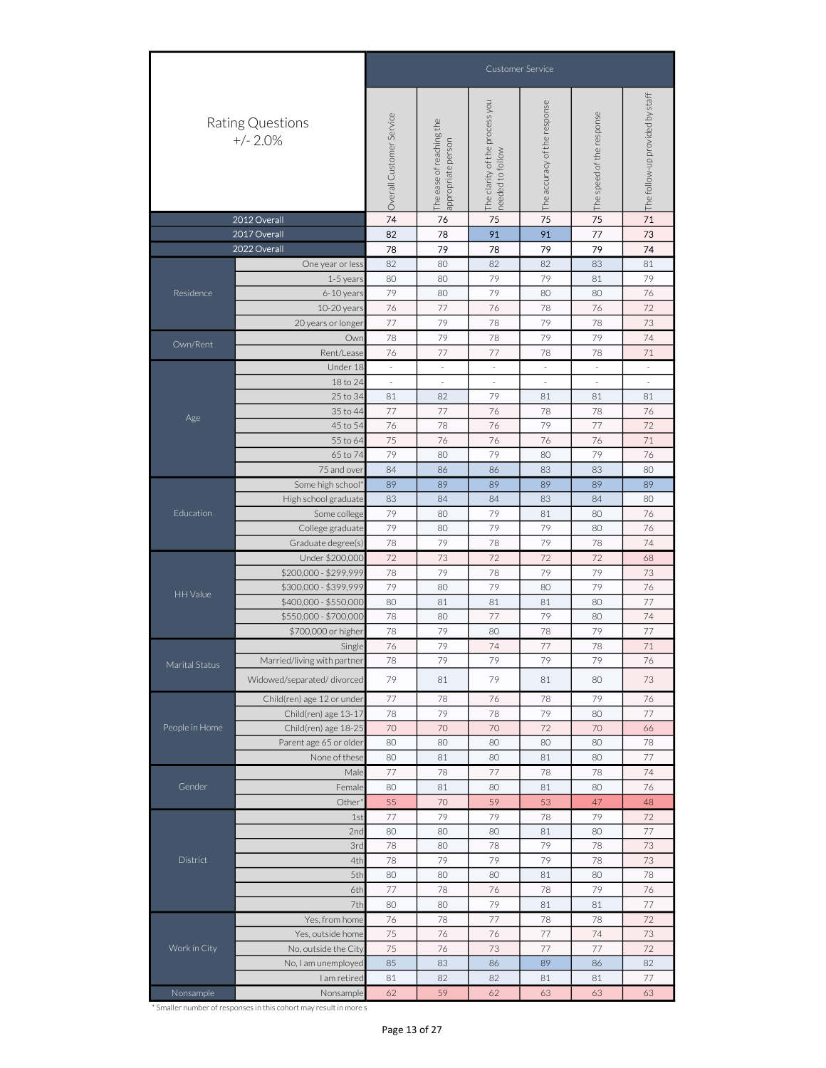| Rating Questions +/- 2.0% | | Customer Service | | | | | |
|---|---|---|---|---|---|---|---|
| | | Overall Customer Service | The ease of reaching the appropriate person | The clarity of the process you needed to follow | The accuracy of the response | The speed of the response | The follow-up provided by staff |
| 2012 Overall | | 74 | 76 | 75 | 75 | 75 | 71 |
| 2017 Overall | | 82 | 78 | 91 | 91 | 77 | 73 |
| 2022 Overall | | 78 | 79 | 78 | 79 | 79 | 74 |
| Residence | One year or less | 82 | 80 | 82 | 82 | 83 | 81 |
| | 1-5 years | 80 | 80 | 79 | 79 | 81 | 79 |
| | 6-10 years | 79 | 80 | 79 | 80 | 80 | 76 |
| | 10-20 years | 76 | 77 | 76 | 78 | 76 | 72 |
| | 20 years or longer | 77 | 79 | 78 | 79 | 78 | 73 |
| Own/Rent | Own | 78 | 79 | 78 | 79 | 79 | 74 |
| | Rent/Lease | 76 | 77 | 77 | 78 | 78 | 71 |
| Age | Under 18 | - | - | - | - | - | - |
| | 18 to 24 | - | - | - | - | - | - |
| | 25 to 34 | 81 | 82 | 79 | 81 | 81 | 81 |
| | 35 to 44 | 77 | 77 | 76 | 78 | 78 | 76 |
| | 45 to 54 | 76 | 78 | 76 | 79 | 77 | 72 |
| | 55 to 64 | 75 | 76 | 76 | 76 | 76 | 71 |
| | 65 to 74 | 79 | 80 | 79 | 80 | 79 | 76 |
| | 75 and over | 84 | 86 | 86 | 83 | 83 | 80 |
| Education | Some high school* | 89 | 89 | 89 | 89 | 89 | 89 |
| | High school graduate | 83 | 84 | 84 | 83 | 84 | 80 |
| | Some college | 79 | 80 | 79 | 81 | 80 | 76 |
| | College graduate | 79 | 80 | 79 | 79 | 80 | 76 |
| | Graduate degree(s) | 78 | 79 | 78 | 79 | 78 | 74 |
| HH Value | Under $200,000 | 72 | 73 | 72 | 72 | 72 | 68 |
| | $200,000 - $299,999 | 78 | 79 | 78 | 79 | 79 | 73 |
| | $300,000 - $399,999 | 79 | 80 | 79 | 80 | 79 | 76 |
| | $400,000 - $550,000 | 80 | 81 | 81 | 81 | 80 | 77 |
| | $550,000 - $700,000 | 78 | 80 | 77 | 79 | 80 | 74 |
| | $700,000 or higher | 78 | 79 | 80 | 78 | 79 | 77 |
| Marital Status | Single | 76 | 79 | 74 | 77 | 78 | 71 |
| | Married/living with partner | 78 | 79 | 79 | 79 | 79 | 76 |
| | Widowed/separated/ divorced | 79 | 81 | 79 | 81 | 80 | 73 |
| People in Home | Child(ren) age 12 or under | 77 | 78 | 76 | 78 | 79 | 76 |
| | Child(ren) age 13-17 | 78 | 79 | 78 | 79 | 80 | 77 |
| | Child(ren) age 18-25 | 70 | 70 | 70 | 72 | 70 | 66 |
| | Parent age 65 or older | 80 | 80 | 80 | 80 | 80 | 78 |
| | None of these | 80 | 81 | 80 | 81 | 80 | 77 |
| Gender | Male | 77 | 78 | 77 | 78 | 78 | 74 |
| | Female | 80 | 81 | 80 | 81 | 80 | 76 |
| | Other* | 55 | 70 | 59 | 53 | 47 | 48 |
| District | 1st | 77 | 79 | 79 | 78 | 79 | 72 |
| | 2nd | 80 | 80 | 80 | 81 | 80 | 77 |
| | 3rd | 78 | 80 | 78 | 79 | 78 | 73 |
| | 4th | 78 | 79 | 79 | 79 | 78 | 73 |
| | 5th | 80 | 80 | 80 | 81 | 80 | 78 |
| | 6th | 77 | 78 | 76 | 78 | 79 | 76 |
| | 7th | 80 | 80 | 79 | 81 | 81 | 77 |
| Work in City | Yes, from home | 76 | 78 | 77 | 78 | 78 | 72 |
| | Yes, outside home | 75 | 76 | 76 | 77 | 74 | 73 |
| | No, outside the City | 75 | 76 | 73 | 77 | 77 | 72 |
| | No, I am unemployed | 85 | 83 | 86 | 89 | 86 | 82 |
| | I am retired | 81 | 82 | 82 | 81 | 81 | 77 |
| Nonsample | Nonsample | 62 | 59 | 62 | 63 | 63 | 63 |

* Smaller number of responses in this cohort may result in more s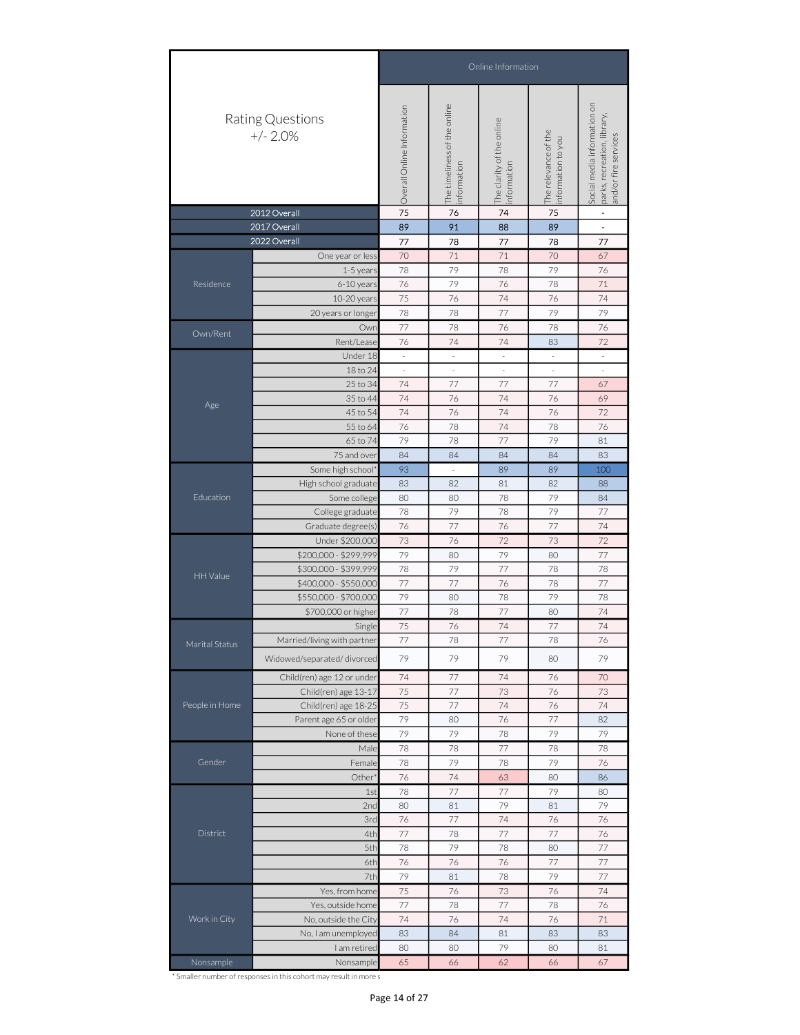| Rating Questions +/- 2.0% | | Online Information | | | | |
|---|---|---|---|---|---|---|
| | | Overall Online Information | The timeliness of the online information | The clarity of the online information | The relevance of the information to you | Social media information on parks, recreation, library, and/or fire services |
| 2012 Overall | | 75 | 76 | 74 | 75 | - |
| 2017 Overall | | 89 | 91 | 88 | 89 | - |
| 2022 Overall | | 77 | 78 | 77 | 78 | 77 |
| Residence | One year or less | 70 | 71 | 71 | 70 | 67 |
| | 1-5 years | 78 | 79 | 78 | 79 | 76 |
| | 6-10 years | 76 | 79 | 76 | 78 | 71 |
| | 10-20 years | 75 | 76 | 74 | 76 | 74 |
| | 20 years or longer | 78 | 78 | 77 | 79 | 79 |
| Own/Rent | Own | 77 | 78 | 76 | 78 | 76 |
| | Rent/Lease | 76 | 74 | 74 | 83 | 72 |
| Age | Under 18 | - | - | - | - | - |
| | 18 to 24 | - | - | - | - | - |
| | 25 to 34 | 74 | 77 | 77 | 77 | 67 |
| | 35 to 44 | 74 | 76 | 74 | 76 | 69 |
| | 45 to 54 | 74 | 76 | 74 | 76 | 72 |
| | 55 to 64 | 76 | 78 | 74 | 78 | 76 |
| | 65 to 74 | 79 | 78 | 77 | 79 | 81 |
| | 75 and over | 84 | 84 | 84 | 84 | 83 |
| Education | Some high school* | 93 | - | 89 | 89 | 100 |
| | High school graduate | 83 | 82 | 81 | 82 | 88 |
| | Some college | 80 | 80 | 78 | 79 | 84 |
| | College graduate | 78 | 79 | 78 | 79 | 77 |
| | Graduate degree(s) | 76 | 77 | 76 | 77 | 74 |
| HH Value | Under $200,000 | 73 | 76 | 72 | 73 | 72 |
| | $200,000 - $299,999 | 79 | 80 | 79 | 80 | 77 |
| | $300,000 - $399,999 | 78 | 79 | 77 | 78 | 78 |
| | $400,000 - $550,000 | 77 | 77 | 76 | 78 | 77 |
| | $550,000 - $700,000 | 79 | 80 | 78 | 79 | 78 |
| | $700,000 or higher | 77 | 78 | 77 | 80 | 74 |
| Marital Status | Single | 75 | 76 | 74 | 77 | 74 |
| | Married/living with partner | 77 | 78 | 77 | 78 | 76 |
| | Widowed/separated/ divorced | 79 | 79 | 79 | 80 | 79 |
| People in Home | Child(ren) age 12 or under | 74 | 77 | 74 | 76 | 70 |
| | Child(ren) age 13-17 | 75 | 77 | 73 | 76 | 73 |
| | Child(ren) age 18-25 | 75 | 77 | 74 | 76 | 74 |
| | Parent age 65 or older | 79 | 80 | 76 | 77 | 82 |
| | None of these | 79 | 79 | 78 | 79 | 79 |
| Gender | Male | 78 | 78 | 77 | 78 | 78 |
| | Female | 78 | 79 | 78 | 79 | 76 |
| | Other* | 76 | 74 | 63 | 80 | 86 |
| District | 1st | 78 | 77 | 77 | 79 | 80 |
| | 2nd | 80 | 81 | 79 | 81 | 79 |
| | 3rd | 76 | 77 | 74 | 76 | 76 |
| | 4th | 77 | 78 | 77 | 77 | 76 |
| | 5th | 78 | 79 | 78 | 80 | 77 |
| | 6th | 76 | 76 | 76 | 77 | 77 |
| | 7th | 79 | 81 | 78 | 79 | 77 |
| Work in City | Yes, from home | 75 | 76 | 73 | 76 | 74 |
| | Yes, outside home | 77 | 78 | 77 | 78 | 76 |
| | No, outside the City | 74 | 76 | 74 | 76 | 71 |
| | No, I am unemployed | 83 | 84 | 81 | 83 | 83 |
| | I am retired | 80 | 80 | 79 | 80 | 81 |
| Nonsample | Nonsample | 65 | 66 | 62 | 66 | 67 |

* Smaller number of responses in this cohort may result in more s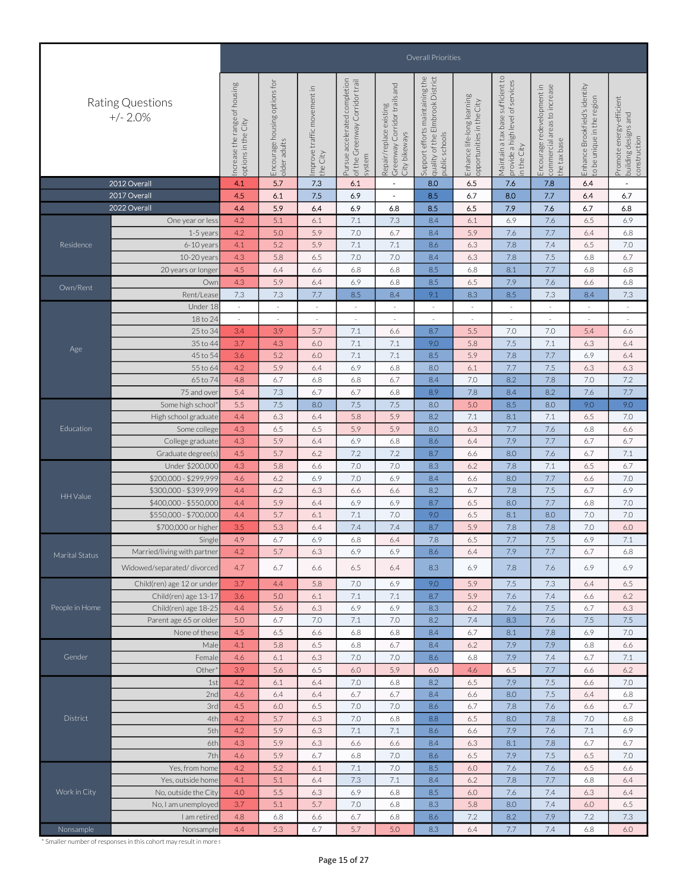| Rating Questions +/- 2.0% | | Overall Priorities | | | | | | | | | | |
|---|---|---|---|---|---|---|---|---|---|---|---|---|
| | | Increase the range of housing options in the City | Encourage housing options for older adults | Improve traffic movement in the City | Pursue accelerated completion of the Greenway Corridor trail system | Repair/replace existing Greenway Corridor trails and City bikeways | Support efforts maintaining the quality of the Elmbrook District public schools | Enhance life-long learning opportunities in the City | Maintain a tax base sufficient to provide a high level of services in the City | Encourage redevelopment in commercial areas to increase the tax base | Enhance Brookfield's identity to be unique in the region | Promote energy-efficient building designs and construction |
| 2012 Overall | | 4.1 | 5.7 | 7.3 | 6.1 | - | 8.0 | 6.5 | 7.6 | 7.8 | 6.4 | - |
| 2017 Overall | | 4.5 | 6.1 | 7.5 | 6.9 | - | 8.5 | 6.7 | 8.0 | 7.7 | 6.4 | 6.7 |
| 2022 Overall | | 4.4 | 5.9 | 6.4 | 6.9 | 6.8 | 8.5 | 6.5 | 7.9 | 7.6 | 6.7 | 6.8 |
| Residence | One year or less | 4.2 | 5.1 | 6.1 | 7.1 | 7.3 | 8.4 | 6.1 | 6.9 | 7.6 | 6.5 | 6.9 |
| | 1-5 years | 4.2 | 5.0 | 5.9 | 7.0 | 6.7 | 8.4 | 5.9 | 7.6 | 7.7 | 6.4 | 6.8 |
| | 6-10 years | 4.1 | 5.2 | 5.9 | 7.1 | 7.1 | 8.6 | 6.3 | 7.8 | 7.4 | 6.5 | 7.0 |
| | 10-20 years | 4.3 | 5.8 | 6.5 | 7.0 | 7.0 | 8.4 | 6.3 | 7.8 | 7.5 | 6.8 | 6.7 |
| | 20 years or longer | 4.5 | 6.4 | 6.6 | 6.8 | 6.8 | 8.5 | 6.8 | 8.1 | 7.7 | 6.8 | 6.8 |
| Own/Rent | Own | 4.3 | 5.9 | 6.4 | 6.9 | 6.8 | 8.5 | 6.5 | 7.9 | 7.6 | 6.6 | 6.8 |
| | Rent/Lease | 7.3 | 7.3 | 7.7 | 8.5 | 8.4 | 9.1 | 8.3 | 8.5 | 7.3 | 8.4 | 7.3 |
| Age | Under 18 | - | - | - | - | - | - | - | - | - | - | - |
| | 18 to 24 | - | - | - | - | - | - | - | - | - | - | - |
| | 25 to 34 | 3.4 | 3.9 | 5.7 | 7.1 | 6.6 | 8.7 | 5.5 | 7.0 | 7.0 | 5.4 | 6.6 |
| | 35 to 44 | 3.7 | 4.3 | 6.0 | 7.1 | 7.1 | 9.0 | 5.8 | 7.5 | 7.1 | 6.3 | 6.4 |
| | 45 to 54 | 3.6 | 5.2 | 6.0 | 7.1 | 7.1 | 8.5 | 5.9 | 7.8 | 7.7 | 6.9 | 6.4 |
| | 55 to 64 | 4.2 | 5.9 | 6.4 | 6.9 | 6.8 | 8.0 | 6.1 | 7.7 | 7.5 | 6.3 | 6.3 |
| | 65 to 74 | 4.8 | 6.7 | 6.8 | 6.8 | 6.7 | 8.4 | 7.0 | 8.2 | 7.8 | 7.0 | 7.2 |
| | 75 and over | 5.4 | 7.3 | 6.7 | 6.7 | 6.8 | 8.9 | 7.8 | 8.4 | 8.2 | 7.6 | 7.7 |
| Education | Some high school* | 5.5 | 7.5 | 8.0 | 7.5 | 7.5 | 8.0 | 5.0 | 8.5 | 8.0 | 9.0 | 9.0 |
| | High school graduate | 4.4 | 6.3 | 6.4 | 5.8 | 5.9 | 8.2 | 7.1 | 8.1 | 7.1 | 6.5 | 7.0 |
| | Some college | 4.3 | 6.5 | 6.5 | 5.9 | 5.9 | 8.0 | 6.3 | 7.7 | 7.6 | 6.8 | 6.6 |
| | College graduate | 4.3 | 5.9 | 6.4 | 6.9 | 6.8 | 8.6 | 6.4 | 7.9 | 7.7 | 6.7 | 6.7 |
| | Graduate degree(s) | 4.5 | 5.7 | 6.2 | 7.2 | 7.2 | 8.7 | 6.6 | 8.0 | 7.6 | 6.7 | 7.1 |
| HH Value | Under $200,000 | 4.3 | 5.8 | 6.6 | 7.0 | 7.0 | 8.3 | 6.2 | 7.8 | 7.1 | 6.5 | 6.7 |
| | $200,000 - $299,999 | 4.6 | 6.2 | 6.9 | 7.0 | 6.9 | 8.4 | 6.6 | 8.0 | 7.7 | 6.6 | 7.0 |
| | $300,000 - $399,999 | 4.4 | 6.2 | 6.3 | 6.6 | 6.6 | 8.2 | 6.7 | 7.8 | 7.5 | 6.7 | 6.9 |
| | $400,000 - $550,000 | 4.4 | 5.9 | 6.4 | 6.9 | 6.9 | 8.7 | 6.5 | 8.0 | 7.7 | 6.8 | 7.0 |
| | $550,000 - $700,000 | 4.4 | 5.7 | 6.1 | 7.1 | 7.0 | 9.0 | 6.5 | 8.1 | 8.0 | 7.0 | 7.0 |
| | $700,000 or higher | 3.5 | 5.3 | 6.4 | 7.4 | 7.4 | 8.7 | 5.9 | 7.8 | 7.8 | 7.0 | 6.0 |
| Marital Status | Single | 4.9 | 6.7 | 6.9 | 6.8 | 6.4 | 7.8 | 6.5 | 7.7 | 7.5 | 6.9 | 7.1 |
| | Married/living with partner | 4.2 | 5.7 | 6.3 | 6.9 | 6.9 | 8.6 | 6.4 | 7.9 | 7.7 | 6.7 | 6.8 |
| | Widowed/separated/ divorced | 4.7 | 6.7 | 6.6 | 6.5 | 6.4 | 8.3 | 6.9 | 7.8 | 7.6 | 6.9 | 6.9 |
| People in Home | Child(ren) age 12 or under | 3.7 | 4.4 | 5.8 | 7.0 | 6.9 | 9.0 | 5.9 | 7.5 | 7.3 | 6.4 | 6.5 |
| | Child(ren) age 13-17 | 3.6 | 5.0 | 6.1 | 7.1 | 7.1 | 8.7 | 5.9 | 7.6 | 7.4 | 6.6 | 6.2 |
| | Child(ren) age 18-25 | 4.4 | 5.6 | 6.3 | 6.9 | 6.9 | 8.3 | 6.2 | 7.6 | 7.5 | 6.7 | 6.3 |
| | Parent age 65 or older | 5.0 | 6.7 | 7.0 | 7.1 | 7.0 | 8.2 | 7.4 | 8.3 | 7.6 | 7.5 | 7.5 |
| | None of these | 4.5 | 6.5 | 6.6 | 6.8 | 6.8 | 8.4 | 6.7 | 8.1 | 7.8 | 6.9 | 7.0 |
| Gender | Male | 4.1 | 5.8 | 6.5 | 6.8 | 6.7 | 8.4 | 6.2 | 7.9 | 7.9 | 6.8 | 6.6 |
| | Female | 4.6 | 6.1 | 6.3 | 7.0 | 7.0 | 8.6 | 6.8 | 7.9 | 7.4 | 6.7 | 7.1 |
| | Other* | 3.9 | 5.6 | 6.5 | 6.0 | 5.9 | 6.0 | 4.6 | 6.5 | 7.7 | 6.6 | 6.2 |
| District | 1st | 4.2 | 6.1 | 6.4 | 7.0 | 6.8 | 8.2 | 6.5 | 7.9 | 7.5 | 6.6 | 7.0 |
| | 2nd | 4.6 | 6.4 | 6.4 | 6.7 | 6.7 | 8.4 | 6.6 | 8.0 | 7.5 | 6.4 | 6.8 |
| | 3rd | 4.5 | 6.0 | 6.5 | 7.0 | 7.0 | 8.6 | 6.7 | 7.8 | 7.6 | 6.6 | 6.7 |
| | 4th | 4.2 | 5.7 | 6.3 | 7.0 | 6.8 | 8.8 | 6.5 | 8.0 | 7.8 | 7.0 | 6.8 |
| | 5th | 4.2 | 5.9 | 6.3 | 7.1 | 7.1 | 8.6 | 6.6 | 7.9 | 7.6 | 7.1 | 6.9 |
| | 6th | 4.3 | 5.9 | 6.3 | 6.6 | 6.6 | 8.4 | 6.3 | 8.1 | 7.8 | 6.7 | 6.7 |
| | 7th | 4.6 | 5.9 | 6.7 | 6.8 | 7.0 | 8.6 | 6.5 | 7.9 | 7.5 | 6.5 | 7.0 |
| Work in City | Yes, from home | 4.2 | 5.2 | 6.1 | 7.1 | 7.0 | 8.5 | 6.0 | 7.6 | 7.6 | 6.5 | 6.6 |
| | Yes, outside home | 4.1 | 5.1 | 6.4 | 7.3 | 7.1 | 8.4 | 6.2 | 7.8 | 7.7 | 6.8 | 6.4 |
| | No, outside the City | 4.0 | 5.5 | 6.3 | 6.9 | 6.8 | 8.5 | 6.0 | 7.6 | 7.4 | 6.3 | 6.4 |
| | No, I am unemployed | 3.7 | 5.1 | 5.7 | 7.0 | 6.8 | 8.3 | 5.8 | 8.0 | 7.4 | 6.0 | 6.5 |
| | I am retired | 4.8 | 6.8 | 6.6 | 6.7 | 6.8 | 8.6 | 7.2 | 8.2 | 7.9 | 7.2 | 7.3 |
| Nonsample | Nonsample | 4.4 | 5.3 | 6.7 | 5.7 | 5.0 | 8.3 | 6.4 | 7.7 | 7.4 | 6.8 | 6.0 |

* Smaller number of responses in this cohort may result in more s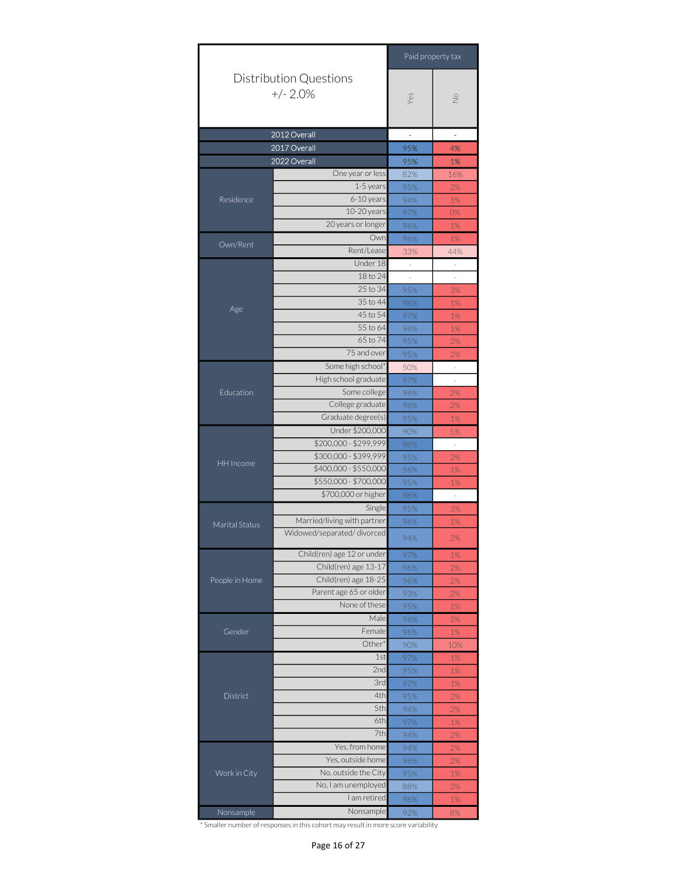| Distribution Questions +/- 2.0% | | Paid property tax | |
|---|---|---|---|
| | | Yes | No |
| 2012 Overall | | - | - |
| 2017 Overall | | 95% | 4% |
| 2022 Overall | | 95% | 1% |
| Residence | One year or less | 82% | 16% |
| | 1-5 years | 95% | 2% |
| | 6-10 years | 94% | 1% |
| | 10-20 years | 97% | 0% |
| | 20 years or longer | 96% | 1% |
| Own/Rent | Own | 96% | 1% |
| | Rent/Lease | 33% | 44% |
| Age | Under 18 | - | - |
| | 18 to 24 | - | - |
| | 25 to 34 | 95% | 3% |
| | 35 to 44 | 98% | 1% |
| | 45 to 54 | 97% | 1% |
| | 55 to 64 | 94% | 1% |
| | 65 to 74 | 95% | 2% |
| | 75 and over | 95% | 2% |
| Education | Some high school* | 50% | - |
| | High school graduate | 97% | - |
| | Some college | 94% | 2% |
| | College graduate | 96% | 2% |
| | Graduate degree(s) | 95% | 1% |
| HH Income | Under $200,000 | 90% | 5% |
| | $200,000 - $299,999 | 98% | - |
| | $300,000 - $399,999 | 95% | 2% |
| | $400,000 - $550,000 | 96% | 1% |
| | $550,000 - $700,000 | 95% | 1% |
| | $700,000 or higher | 98% | - |
| Marital Status | Single | 95% | 3% |
| | Married/living with partner | 96% | 1% |
| | Widowed/separated/ divorced | 94% | 2% |
| People in Home | Child(ren) age 12 or under | 97% | 1% |
| | Child(ren) age 13-17 | 96% | 2% |
| | Child(ren) age 18-25 | 96% | 2% |
| | Parent age 65 or older | 93% | 2% |
| | None of these | 95% | 1% |
| Gender | Male | 96% | 2% |
| | Female | 96% | 1% |
| | Other* | 90% | 10% |
| District | 1st | 97% | 1% |
| | 2nd | 95% | 1% |
| | 3rd | 97% | 1% |
| | 4th | 95% | 2% |
| | 5th | 94% | 2% |
| | 6th | 97% | 1% |
| | 7th | 94% | 2% |
| Work in City | Yes, from home | 94% | 2% |
| | Yes, outside home | 96% | 2% |
| | No, outside the City | 95% | 1% |
| | No, I am unemployed | 88% | 2% |
| | I am retired | 96% | 1% |
| Nonsample | Nonsample | 92% | 8% |

* Smaller number of responses in this cohort may result in more score variability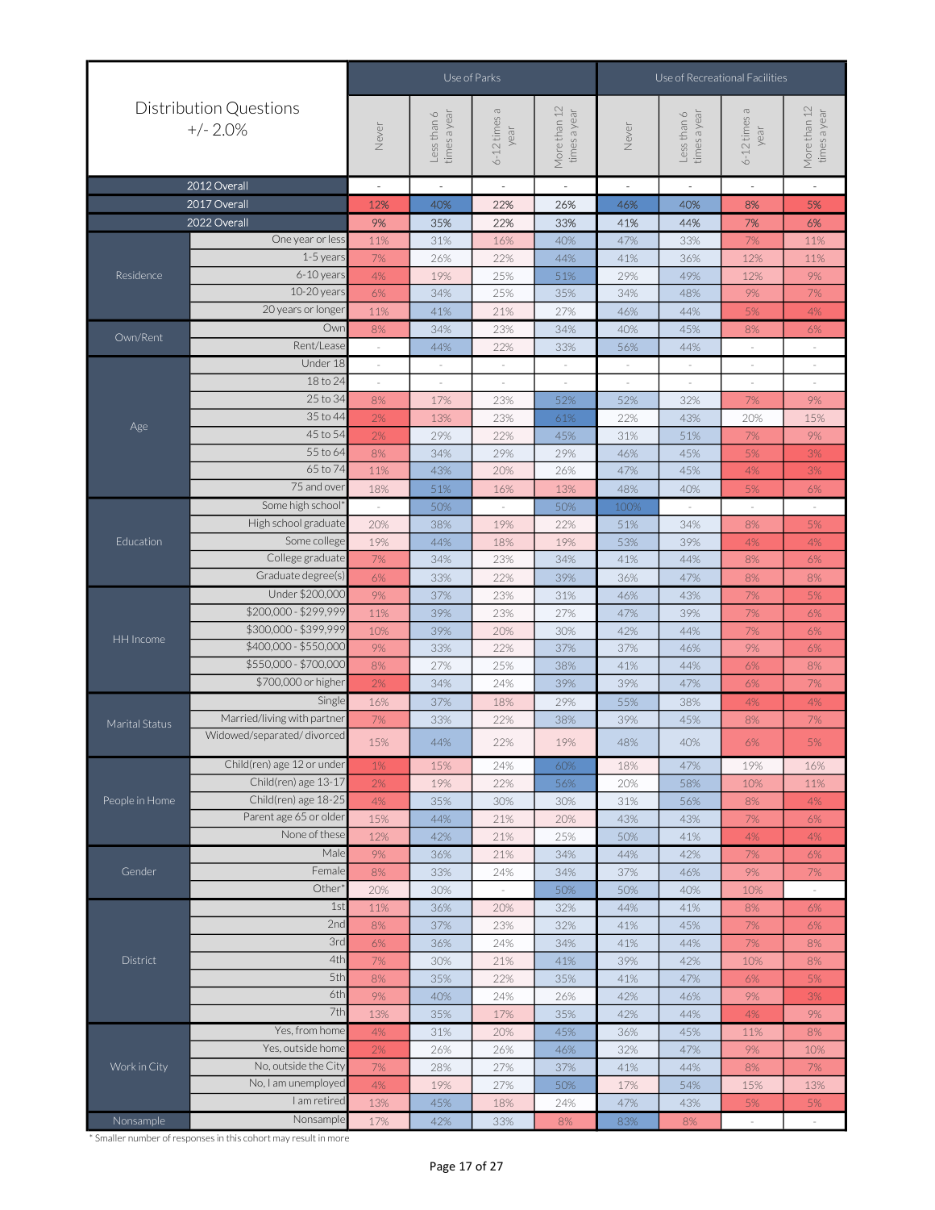| Distribution Questions +/- 2.0% | | Use of Parks | | | | Use of Recreational Facilities | | | |
|---|---|---|---|---|---|---|---|---|---|
| | | Never | Less than 6 times a year | 6-12 times a year | More than 12 times a year | Never | Less than 6 times a year | 6-12 times a year | More than 12 times a year |
| 2012 Overall | | - | - | - | - | - | - | - | - |
| 2017 Overall | | 12% | 40% | 22% | 26% | 46% | 40% | 8% | 5% |
| 2022 Overall | | 9% | 35% | 22% | 33% | 41% | 44% | 7% | 6% |
| Residence | One year or less | 11% | 31% | 16% | 40% | 47% | 33% | 7% | 11% |
| | 1-5 years | 7% | 26% | 22% | 44% | 41% | 36% | 12% | 11% |
| | 6-10 years | 4% | 19% | 25% | 51% | 29% | 49% | 12% | 9% |
| | 10-20 years | 6% | 34% | 25% | 35% | 34% | 48% | 9% | 7% |
| | 20 years or longer | 11% | 41% | 21% | 27% | 46% | 44% | 5% | 4% |
| Own/Rent | Own | 8% | 34% | 23% | 34% | 40% | 45% | 8% | 6% |
| | Rent/Lease | - | 44% | 22% | 33% | 56% | 44% | - | - |
| Age | Under 18 | - | - | - | - | - | - | - | - |
| | 18 to 24 | - | - | - | - | - | - | - | - |
| | 25 to 34 | 8% | 17% | 23% | 52% | 52% | 32% | 7% | 9% |
| | 35 to 44 | 2% | 13% | 23% | 61% | 22% | 43% | 20% | 15% |
| | 45 to 54 | 2% | 29% | 22% | 45% | 31% | 51% | 7% | 9% |
| | 55 to 64 | 8% | 34% | 29% | 29% | 46% | 45% | 5% | 3% |
| | 65 to 74 | 11% | 43% | 20% | 26% | 47% | 45% | 4% | 3% |
| | 75 and over | 18% | 51% | 16% | 13% | 48% | 40% | 5% | 6% |
| Education | Some high school* | - | 50% | - | 50% | 100% | - | - | - |
| | High school graduate | 20% | 38% | 19% | 22% | 51% | 34% | 8% | 5% |
| | Some college | 19% | 44% | 18% | 19% | 53% | 39% | 4% | 4% |
| | College graduate | 7% | 34% | 23% | 34% | 41% | 44% | 8% | 6% |
| | Graduate degree(s) | 6% | 33% | 22% | 39% | 36% | 47% | 8% | 8% |
| HH Income | Under $200,000 | 9% | 37% | 23% | 31% | 46% | 43% | 7% | 5% |
| | $200,000 - $299,999 | 11% | 39% | 23% | 27% | 47% | 39% | 7% | 6% |
| | $300,000 - $399,999 | 10% | 39% | 20% | 30% | 42% | 44% | 7% | 6% |
| | $400,000 - $550,000 | 9% | 33% | 22% | 37% | 37% | 46% | 9% | 6% |
| | $550,000 - $700,000 | 8% | 27% | 25% | 38% | 41% | 44% | 6% | 8% |
| | $700,000 or higher | 2% | 34% | 24% | 39% | 39% | 47% | 6% | 7% |
| Marital Status | Single | 16% | 37% | 18% | 29% | 55% | 38% | 4% | 4% |
| | Married/living with partner | 7% | 33% | 22% | 38% | 39% | 45% | 8% | 7% |
| | Widowed/separated/ divorced | 15% | 44% | 22% | 19% | 48% | 40% | 6% | 5% |
| People in Home | Child(ren) age 12 or under | 1% | 15% | 24% | 60% | 18% | 47% | 19% | 16% |
| | Child(ren) age 13-17 | 2% | 19% | 22% | 56% | 20% | 58% | 10% | 11% |
| | Child(ren) age 18-25 | 4% | 35% | 30% | 30% | 31% | 56% | 8% | 4% |
| | Parent age 65 or older | 15% | 44% | 21% | 20% | 43% | 43% | 7% | 6% |
| | None of these | 12% | 42% | 21% | 25% | 50% | 41% | 4% | 4% |
| Gender | Male | 9% | 36% | 21% | 34% | 44% | 42% | 7% | 6% |
| | Female | 8% | 33% | 24% | 34% | 37% | 46% | 9% | 7% |
| | Other* | 20% | 30% | - | 50% | 50% | 40% | 10% | - |
| District | 1st | 11% | 36% | 20% | 32% | 44% | 41% | 8% | 6% |
| | 2nd | 8% | 37% | 23% | 32% | 41% | 45% | 7% | 6% |
| | 3rd | 6% | 36% | 24% | 34% | 41% | 44% | 7% | 8% |
| | 4th | 7% | 30% | 21% | 41% | 39% | 42% | 10% | 8% |
| | 5th | 8% | 35% | 22% | 35% | 41% | 47% | 6% | 5% |
| | 6th | 9% | 40% | 24% | 26% | 42% | 46% | 9% | 3% |
| | 7th | 13% | 35% | 17% | 35% | 42% | 44% | 4% | 9% |
| Work in City | Yes, from home | 4% | 31% | 20% | 45% | 36% | 45% | 11% | 8% |
| | Yes, outside home | 2% | 26% | 26% | 46% | 32% | 47% | 9% | 10% |
| | No, outside the City | 7% | 28% | 27% | 37% | 41% | 44% | 8% | 7% |
| | No, I am unemployed | 4% | 19% | 27% | 50% | 17% | 54% | 15% | 13% |
| | I am retired | 13% | 45% | 18% | 24% | 47% | 43% | 5% | 5% |
| Nonsample | Nonsample | 17% | 42% | 33% | 8% | 83% | 8% | - | - |

* Smaller number of responses in this cohort may result in more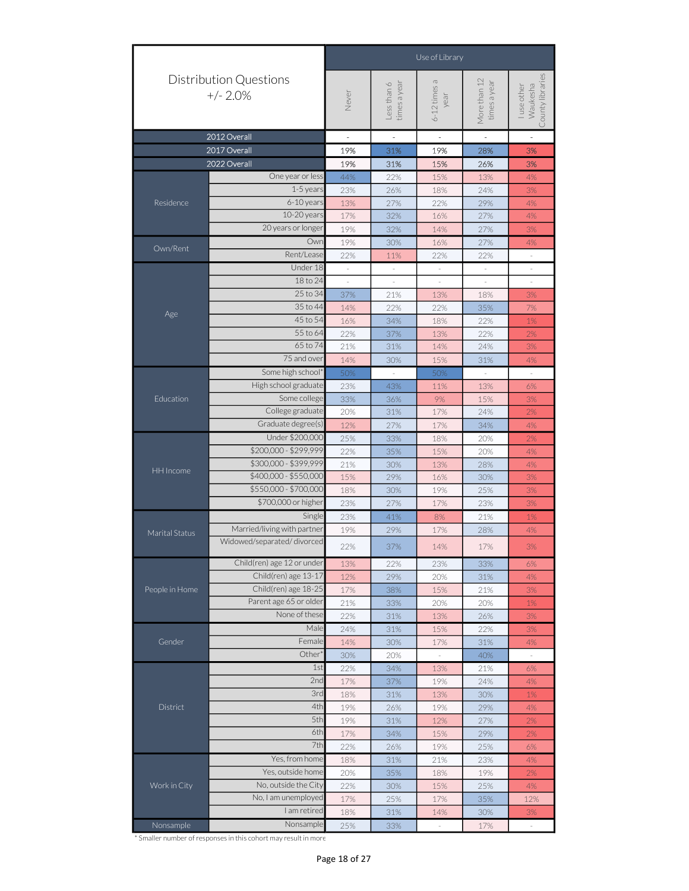| Distribution Questions +/- 2.0% | | Use of Library | | | | |
|---|---|---|---|---|---|---|
| | | Never | Less than 6 times a year | 6-12 times a year | More than 12 times a year | I use other Waukesha County libraries |
| 2012 Overall | | - | - | - | - | - |
| 2017 Overall | | 19% | 31% | 19% | 28% | 3% |
| 2022 Overall | | 19% | 31% | 15% | 26% | 3% |
| Residence | One year or less | 44% | 22% | 15% | 13% | 4% |
| | 1-5 years | 23% | 26% | 18% | 24% | 3% |
| | 6-10 years | 13% | 27% | 22% | 29% | 4% |
| | 10-20 years | 17% | 32% | 16% | 27% | 4% |
| | 20 years or longer | 19% | 32% | 14% | 27% | 3% |
| Own/Rent | Own | 19% | 30% | 16% | 27% | 4% |
| | Rent/Lease | 22% | 11% | 22% | 22% | - |
| Age | Under 18 | - | - | - | - | - |
| | 18 to 24 | - | - | - | - | - |
| | 25 to 34 | 37% | 21% | 13% | 18% | 3% |
| | 35 to 44 | 14% | 22% | 22% | 35% | 7% |
| | 45 to 54 | 16% | 34% | 18% | 22% | 1% |
| | 55 to 64 | 22% | 37% | 13% | 22% | 2% |
| | 65 to 74 | 21% | 31% | 14% | 24% | 3% |
| | 75 and over | 14% | 30% | 15% | 31% | 4% |
| Education | Some high school* | 50% | - | 50% | - | - |
| | High school graduate | 23% | 43% | 11% | 13% | 6% |
| | Some college | 33% | 36% | 9% | 15% | 3% |
| | College graduate | 20% | 31% | 17% | 24% | 2% |
| | Graduate degree(s) | 12% | 27% | 17% | 34% | 4% |
| HH Income | Under $200,000 | 25% | 33% | 18% | 20% | 2% |
| | $200,000 - $299,999 | 22% | 35% | 15% | 20% | 4% |
| | $300,000 - $399,999 | 21% | 30% | 13% | 28% | 4% |
| | $400,000 - $550,000 | 15% | 29% | 16% | 30% | 3% |
| | $550,000 - $700,000 | 18% | 30% | 19% | 25% | 3% |
| | $700,000 or higher | 23% | 27% | 17% | 23% | 3% |
| Marital Status | Single | 23% | 41% | 8% | 21% | 1% |
| | Married/living with partner | 19% | 29% | 17% | 28% | 4% |
| | Widowed/separated/ divorced | 22% | 37% | 14% | 17% | 3% |
| People in Home | Child(ren) age 12 or under | 13% | 22% | 23% | 33% | 6% |
| | Child(ren) age 13-17 | 12% | 29% | 20% | 31% | 4% |
| | Child(ren) age 18-25 | 17% | 38% | 15% | 21% | 3% |
| | Parent age 65 or older | 21% | 33% | 20% | 20% | 1% |
| | None of these | 22% | 31% | 13% | 26% | 3% |
| Gender | Male | 24% | 31% | 15% | 22% | 3% |
| | Female | 14% | 30% | 17% | 31% | 4% |
| | Other* | 30% | 20% | - | 40% | - |
| District | 1st | 22% | 34% | 13% | 21% | 6% |
| | 2nd | 17% | 37% | 19% | 24% | 4% |
| | 3rd | 18% | 31% | 13% | 30% | 1% |
| | 4th | 19% | 26% | 19% | 29% | 4% |
| | 5th | 19% | 31% | 12% | 27% | 2% |
| | 6th | 17% | 34% | 15% | 29% | 2% |
| | 7th | 22% | 26% | 19% | 25% | 6% |
| Work in City | Yes, from home | 18% | 31% | 21% | 23% | 4% |
| | Yes, outside home | 20% | 35% | 18% | 19% | 2% |
| | No, outside the City | 22% | 30% | 15% | 25% | 4% |
| | No, I am unemployed | 17% | 25% | 17% | 35% | 12% |
| | I am retired | 18% | 31% | 14% | 30% | 3% |
| Nonsample | Nonsample | 25% | 33% | - | 17% | - |

* Smaller number of responses in this cohort may result in more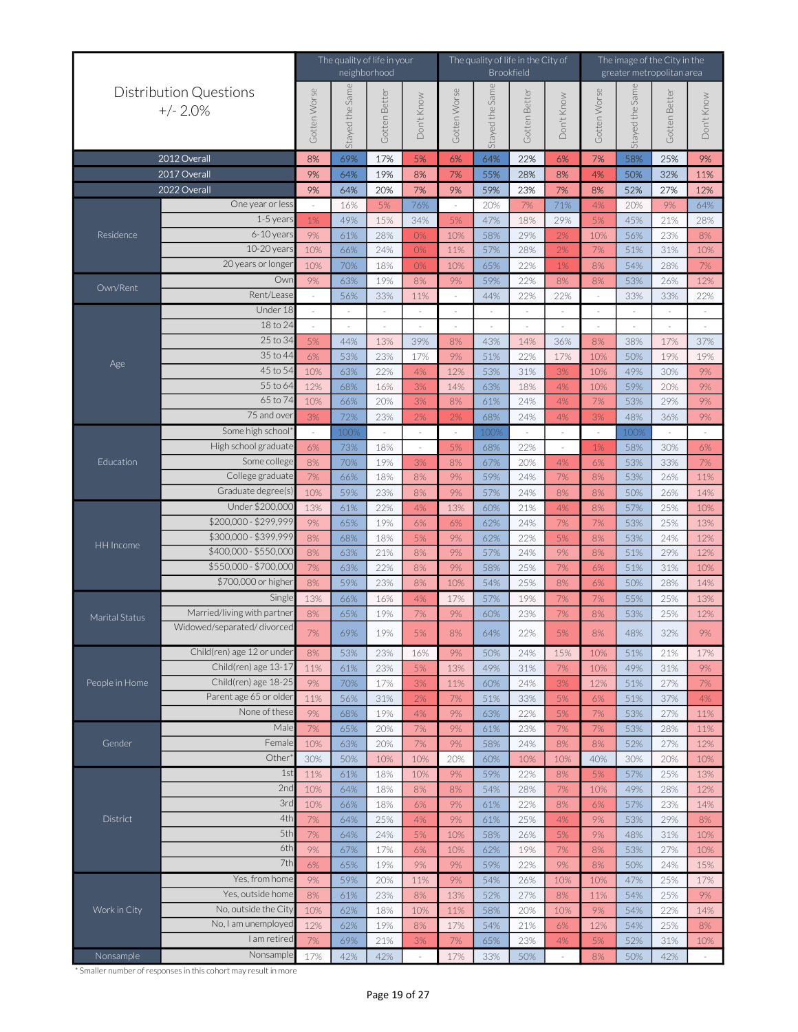| Distribution Questions +/- 2.0% | | The quality of life in your neighborhood | | | | The quality of life in the City of Brookfield | | | | The image of the City in the greater metropolitan area | | | |
|---|---|---|---|---|---|---|---|---|---|---|---|---|---|
| | | Gotten Worse | Stayed the Same | Gotten Better | Don't Know | Gotten Worse | Stayed the Same | Gotten Better | Don't Know | Gotten Worse | Stayed the Same | Gotten Better | Don't Know |
| 2012 Overall | | 8% | 69% | 17% | 5% | 6% | 64% | 22% | 6% | 7% | 58% | 25% | 9% |
| 2017 Overall | | 9% | 64% | 19% | 8% | 7% | 55% | 28% | 8% | 4% | 50% | 32% | 11% |
| 2022 Overall | | 9% | 64% | 20% | 7% | 9% | 59% | 23% | 7% | 8% | 52% | 27% | 12% |
| Residence | One year or less | - | 16% | 5% | 76% | - | 20% | 7% | 71% | 4% | 20% | 9% | 64% |
| | 1-5 years | 1% | 49% | 15% | 34% | 5% | 47% | 18% | 29% | 5% | 45% | 21% | 28% |
| | 6-10 years | 9% | 61% | 28% | 0% | 10% | 58% | 29% | 2% | 10% | 56% | 23% | 8% |
| | 10-20 years | 10% | 66% | 24% | 0% | 11% | 57% | 28% | 2% | 7% | 51% | 31% | 10% |
| | 20 years or longer | 10% | 70% | 18% | 0% | 10% | 65% | 22% | 1% | 8% | 54% | 28% | 7% |
| Own/Rent | Own | 9% | 63% | 19% | 8% | 9% | 59% | 22% | 8% | 8% | 53% | 26% | 12% |
| | Rent/Lease | - | 56% | 33% | 11% | - | 44% | 22% | 22% | - | 33% | 33% | 22% |
| Age | Under 18 | - | - | - | - | - | - | - | - | - | - | - | - |
| | 18 to 24 | - | - | - | - | - | - | - | - | - | - | - | - |
| | 25 to 34 | 5% | 44% | 13% | 39% | 8% | 43% | 14% | 36% | 8% | 38% | 17% | 37% |
| | 35 to 44 | 6% | 53% | 23% | 17% | 9% | 51% | 22% | 17% | 10% | 50% | 19% | 19% |
| | 45 to 54 | 10% | 63% | 22% | 4% | 12% | 53% | 31% | 3% | 10% | 49% | 30% | 9% |
| | 55 to 64 | 12% | 68% | 16% | 3% | 14% | 63% | 18% | 4% | 10% | 59% | 20% | 9% |
| | 65 to 74 | 10% | 66% | 20% | 3% | 8% | 61% | 24% | 4% | 7% | 53% | 29% | 9% |
| | 75 and over | 3% | 72% | 23% | 2% | 2% | 68% | 24% | 4% | 3% | 48% | 36% | 9% |
| Education | Some high school* | - | 100% | - | - | - | 100% | - | - | - | 100% | - | - |
| | High school graduate | 6% | 73% | 18% | - | 5% | 68% | 22% | - | 1% | 58% | 30% | 6% |
| | Some college | 8% | 70% | 19% | 3% | 8% | 67% | 20% | 4% | 6% | 53% | 33% | 7% |
| | College graduate | 7% | 66% | 18% | 8% | 9% | 59% | 24% | 7% | 8% | 53% | 26% | 11% |
| | Graduate degree(s) | 10% | 59% | 23% | 8% | 9% | 57% | 24% | 8% | 8% | 50% | 26% | 14% |
| HH Income | Under $200,000 | 13% | 61% | 22% | 4% | 13% | 60% | 21% | 4% | 8% | 57% | 25% | 10% |
| | $200,000 - $299,999 | 9% | 65% | 19% | 6% | 6% | 62% | 24% | 7% | 7% | 53% | 25% | 13% |
| | $300,000 - $399,999 | 8% | 68% | 18% | 5% | 9% | 62% | 22% | 5% | 8% | 53% | 24% | 12% |
| | $400,000 - $550,000 | 8% | 63% | 21% | 8% | 9% | 57% | 24% | 9% | 8% | 51% | 29% | 12% |
| | $550,000 - $700,000 | 7% | 63% | 22% | 8% | 9% | 58% | 25% | 7% | 6% | 51% | 31% | 10% |
| | $700,000 or higher | 8% | 59% | 23% | 8% | 10% | 54% | 25% | 8% | 6% | 50% | 28% | 14% |
| Marital Status | Single | 13% | 66% | 16% | 4% | 17% | 57% | 19% | 7% | 7% | 55% | 25% | 13% |
| | Married/living with partner | 8% | 65% | 19% | 7% | 9% | 60% | 23% | 7% | 8% | 53% | 25% | 12% |
| | Widowed/separated/ divorced | 7% | 69% | 19% | 5% | 8% | 64% | 22% | 5% | 8% | 48% | 32% | 9% |
| People in Home | Child(ren) age 12 or under | 8% | 53% | 23% | 16% | 9% | 50% | 24% | 15% | 10% | 51% | 21% | 17% |
| | Child(ren) age 13-17 | 11% | 61% | 23% | 5% | 13% | 49% | 31% | 7% | 10% | 49% | 31% | 9% |
| | Child(ren) age 18-25 | 9% | 70% | 17% | 3% | 11% | 60% | 24% | 3% | 12% | 51% | 27% | 7% |
| | Parent age 65 or older | 11% | 56% | 31% | 2% | 7% | 51% | 33% | 5% | 6% | 51% | 37% | 4% |
| | None of these | 9% | 68% | 19% | 4% | 9% | 63% | 22% | 5% | 7% | 53% | 27% | 11% |
| Gender | Male | 7% | 65% | 20% | 7% | 9% | 61% | 23% | 7% | 7% | 53% | 28% | 11% |
| | Female | 10% | 63% | 20% | 7% | 9% | 58% | 24% | 8% | 8% | 52% | 27% | 12% |
| | Other* | 30% | 50% | 10% | 10% | 20% | 60% | 10% | 10% | 40% | 30% | 20% | 10% |
| District | 1st | 11% | 61% | 18% | 10% | 9% | 59% | 22% | 8% | 5% | 57% | 25% | 13% |
| | 2nd | 10% | 64% | 18% | 8% | 8% | 54% | 28% | 7% | 10% | 49% | 28% | 12% |
| | 3rd | 10% | 66% | 18% | 6% | 9% | 61% | 22% | 8% | 6% | 57% | 23% | 14% |
| | 4th | 7% | 64% | 25% | 4% | 9% | 61% | 25% | 4% | 9% | 53% | 29% | 8% |
| | 5th | 7% | 64% | 24% | 5% | 10% | 58% | 26% | 5% | 9% | 48% | 31% | 10% |
| | 6th | 9% | 67% | 17% | 6% | 10% | 62% | 19% | 7% | 8% | 53% | 27% | 10% |
| | 7th | 6% | 65% | 19% | 9% | 9% | 59% | 22% | 9% | 8% | 50% | 24% | 15% |
| Work in City | Yes, from home | 9% | 59% | 20% | 11% | 9% | 54% | 26% | 10% | 10% | 47% | 25% | 17% |
| | Yes, outside home | 8% | 61% | 23% | 8% | 13% | 52% | 27% | 8% | 11% | 54% | 25% | 9% |
| | No, outside the City | 10% | 62% | 18% | 10% | 11% | 58% | 20% | 10% | 9% | 54% | 22% | 14% |
| | No, I am unemployed | 12% | 62% | 19% | 8% | 17% | 54% | 21% | 6% | 12% | 54% | 25% | 8% |
| | I am retired | 7% | 69% | 21% | 3% | 7% | 65% | 23% | 4% | 5% | 52% | 31% | 10% |
| Nonsample | Nonsample | 17% | 42% | 42% | - | 17% | 33% | 50% | - | 8% | 50% | 42% | - |

* Smaller number of responses in this cohort may result in more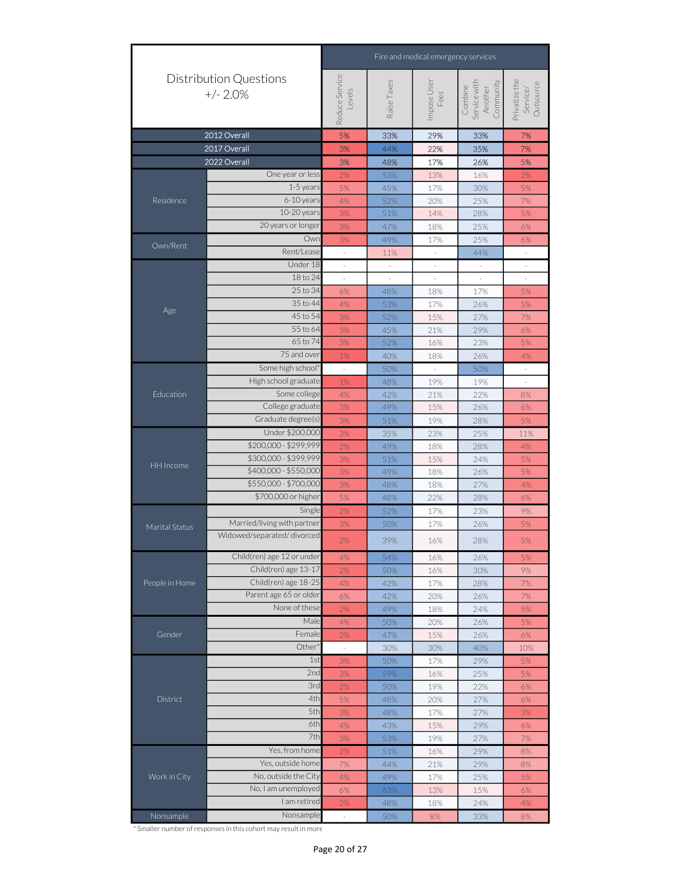| Distribution Questions +/- 2.0% | | Fire and medical emergency services | | | | |
|---|---|---|---|---|---|---|
| | | Reduce Service Levels | Raise Taxes | Impose User Fees | Combine Service with Another Community | Privatize the Service/ Outsource |
| 2012 Overall | | 5% | 33% | 29% | 33% | 7% |
| 2017 Overall | | 3% | 44% | 22% | 35% | 7% |
| 2022 Overall | | 3% | 48% | 17% | 26% | 5% |
| Residence | One year or less | 2% | 53% | 13% | 16% | 2% |
| | 1-5 years | 5% | 45% | 17% | 30% | 5% |
| | 6-10 years | 4% | 52% | 20% | 25% | 7% |
| | 10-20 years | 3% | 51% | 14% | 28% | 5% |
| | 20 years or longer | 3% | 47% | 18% | 25% | 6% |
| Own/Rent | Own | 3% | 49% | 17% | 25% | 6% |
| | Rent/Lease | - | 11% | - | 44% | - |
| Age | Under 18 | - | - | - | - | - |
| | 18 to 24 | - | - | - | - | - |
| | 25 to 34 | 6% | 48% | 18% | 17% | 5% |
| | 35 to 44 | 4% | 53% | 17% | 26% | 5% |
| | 45 to 54 | 3% | 52% | 15% | 27% | 7% |
| | 55 to 64 | 3% | 45% | 21% | 29% | 6% |
| | 65 to 74 | 3% | 52% | 16% | 23% | 5% |
| | 75 and over | 1% | 40% | 18% | 26% | 4% |
| Education | Some high school* | - | 50% | - | 50% | - |
| | High school graduate | 1% | 48% | 19% | 19% | - |
| | Some college | 4% | 42% | 21% | 22% | 8% |
| | College graduate | 3% | 49% | 15% | 26% | 6% |
| | Graduate degree(s) | 3% | 51% | 19% | 28% | 5% |
| HH Income | Under $200,000 | 3% | 35% | 23% | 25% | 11% |
| | $200,000 - $299,999 | 2% | 49% | 18% | 28% | 4% |
| | $300,000 - $399,999 | 3% | 51% | 15% | 24% | 5% |
| | $400,000 - $550,000 | 3% | 49% | 18% | 26% | 5% |
| | $550,000 - $700,000 | 3% | 48% | 18% | 27% | 4% |
| | $700,000 or higher | 5% | 48% | 22% | 28% | 6% |
| Marital Status | Single | 2% | 52% | 17% | 23% | 9% |
| | Married/living with partner | 3% | 50% | 17% | 26% | 5% |
| | Widowed/separated/ divorced | 2% | 39% | 16% | 28% | 5% |
| People in Home | Child(ren) age 12 or under | 4% | 54% | 16% | 26% | 5% |
| | Child(ren) age 13-17 | 2% | 50% | 16% | 30% | 9% |
| | Child(ren) age 18-25 | 4% | 42% | 17% | 28% | 7% |
| | Parent age 65 or older | 6% | 42% | 20% | 26% | 7% |
| | None of these | 2% | 49% | 18% | 24% | 5% |
| Gender | Male | 4% | 50% | 20% | 26% | 5% |
| | Female | 2% | 47% | 15% | 26% | 6% |
| | Other* | - | 30% | 30% | 40% | 10% |
| District | 1st | 3% | 50% | 17% | 29% | 5% |
| | 2nd | 3% | 59% | 16% | 25% | 5% |
| | 3rd | 2% | 50% | 19% | 22% | 6% |
| | 4th | 5% | 48% | 20% | 27% | 6% |
| | 5th | 3% | 48% | 17% | 27% | 3% |
| | 6th | 4% | 43% | 15% | 29% | 6% |
| | 7th | 3% | 53% | 19% | 27% | 7% |
| Work in City | Yes, from home | 2% | 51% | 16% | 29% | 8% |
| | Yes, outside home | 7% | 44% | 21% | 29% | 8% |
| | No, outside the City | 4% | 49% | 17% | 25% | 5% |
| | No, I am unemployed | 6% | 63% | 13% | 15% | 6% |
| | I am retired | 2% | 48% | 18% | 24% | 4% |
| Nonsample | Nonsample | - | 50% | 8% | 33% | 8% |

* Smaller number of responses in this cohort may result in more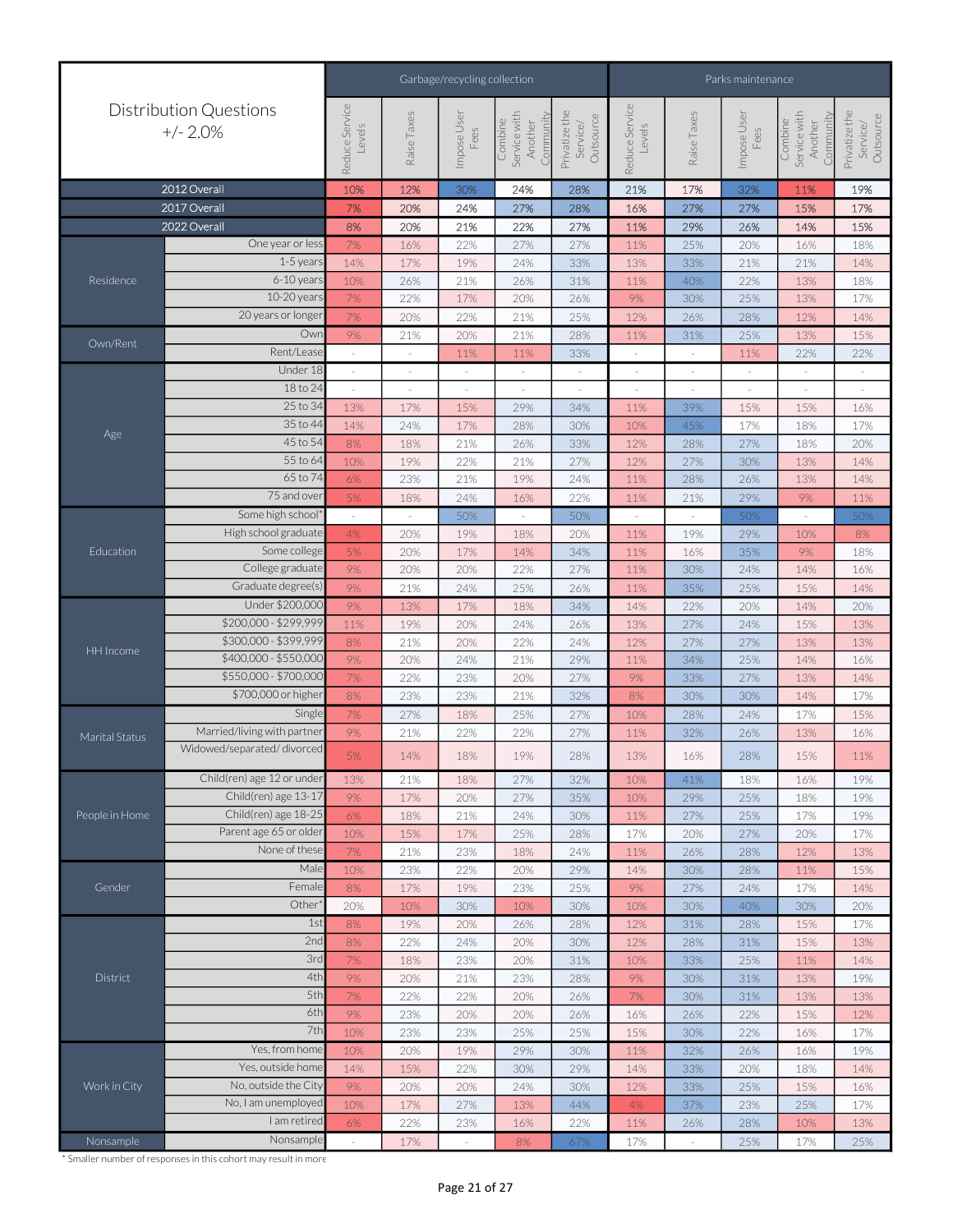| Distribution Questions +/- 2.0% | | Garbage/recycling collection | | | | | Parks maintenance | | | | |
|---|---|---|---|---|---|---|---|---|---|---|---|
| | | Reduce Service Levels | Raise Taxes | Impose User Fees | Combine Service with Another Community | Privatize the Service/ Outsource | Reduce Service Levels | Raise Taxes | Impose User Fees | Combine Service with Another Community | Privatize the Service/ Outsource |
| 2012 Overall | | 10% | 12% | 30% | 24% | 28% | 21% | 17% | 32% | 11% | 19% |
| 2017 Overall | | 7% | 20% | 24% | 27% | 28% | 16% | 27% | 27% | 15% | 17% |
| 2022 Overall | | 8% | 20% | 21% | 22% | 27% | 11% | 29% | 26% | 14% | 15% |
| Residence | One year or less | 7% | 16% | 22% | 27% | 27% | 11% | 25% | 20% | 16% | 18% |
| | 1-5 years | 14% | 17% | 19% | 24% | 33% | 13% | 33% | 21% | 21% | 14% |
| | 6-10 years | 10% | 26% | 21% | 26% | 31% | 11% | 40% | 22% | 13% | 18% |
| | 10-20 years | 7% | 22% | 17% | 20% | 26% | 9% | 30% | 25% | 13% | 17% |
| | 20 years or longer | 7% | 20% | 22% | 21% | 25% | 12% | 26% | 28% | 12% | 14% |
| Own/Rent | Own | 9% | 21% | 20% | 21% | 28% | 11% | 31% | 25% | 13% | 15% |
| | Rent/Lease | - | - | 11% | 11% | 33% | - | - | 11% | 22% | 22% |
| Age | Under 18 | - | - | - | - | - | - | - | - | - | - |
| | 18 to 24 | - | - | - | - | - | - | - | - | - | - |
| | 25 to 34 | 13% | 17% | 15% | 29% | 34% | 11% | 39% | 15% | 15% | 16% |
| | 35 to 44 | 14% | 24% | 17% | 28% | 30% | 10% | 45% | 17% | 18% | 17% |
| | 45 to 54 | 8% | 18% | 21% | 26% | 33% | 12% | 28% | 27% | 18% | 20% |
| | 55 to 64 | 10% | 19% | 22% | 21% | 27% | 12% | 27% | 30% | 13% | 14% |
| | 65 to 74 | 6% | 23% | 21% | 19% | 24% | 11% | 28% | 26% | 13% | 14% |
| | 75 and over | 5% | 18% | 24% | 16% | 22% | 11% | 21% | 29% | 9% | 11% |
| Education | Some high school* | - | - | 50% | - | 50% | - | - | 50% | - | 50% |
| | High school graduate | 4% | 20% | 19% | 18% | 20% | 11% | 19% | 29% | 10% | 8% |
| | Some college | 5% | 20% | 17% | 14% | 34% | 11% | 16% | 35% | 9% | 18% |
| | College graduate | 9% | 20% | 20% | 22% | 27% | 11% | 30% | 24% | 14% | 16% |
| | Graduate degree(s) | 9% | 21% | 24% | 25% | 26% | 11% | 35% | 25% | 15% | 14% |
| HH Income | Under $200,000 | 9% | 13% | 17% | 18% | 34% | 14% | 22% | 20% | 14% | 20% |
| | $200,000 - $299,999 | 11% | 19% | 20% | 24% | 26% | 13% | 27% | 24% | 15% | 13% |
| | $300,000 - $399,999 | 8% | 21% | 20% | 22% | 24% | 12% | 27% | 27% | 13% | 13% |
| | $400,000 - $550,000 | 9% | 20% | 24% | 21% | 29% | 11% | 34% | 25% | 14% | 16% |
| | $550,000 - $700,000 | 7% | 22% | 23% | 20% | 27% | 9% | 33% | 27% | 13% | 14% |
| | $700,000 or higher | 8% | 23% | 23% | 21% | 32% | 8% | 30% | 30% | 14% | 17% |
| Marital Status | Single | 7% | 27% | 18% | 25% | 27% | 10% | 28% | 24% | 17% | 15% |
| | Married/living with partner | 9% | 21% | 22% | 22% | 27% | 11% | 32% | 26% | 13% | 16% |
| | Widowed/separated/ divorced | 5% | 14% | 18% | 19% | 28% | 13% | 16% | 28% | 15% | 11% |
| People in Home | Child(ren) age 12 or under | 13% | 21% | 18% | 27% | 32% | 10% | 41% | 18% | 16% | 19% |
| | Child(ren) age 13-17 | 9% | 17% | 20% | 27% | 35% | 10% | 29% | 25% | 18% | 19% |
| | Child(ren) age 18-25 | 6% | 18% | 21% | 24% | 30% | 11% | 27% | 25% | 17% | 19% |
| | Parent age 65 or older | 10% | 15% | 17% | 25% | 28% | 17% | 20% | 27% | 20% | 17% |
| | None of these | 7% | 21% | 23% | 18% | 24% | 11% | 26% | 28% | 12% | 13% |
| Gender | Male | 10% | 23% | 22% | 20% | 29% | 14% | 30% | 28% | 11% | 15% |
| | Female | 8% | 17% | 19% | 23% | 25% | 9% | 27% | 24% | 17% | 14% |
| | Other* | 20% | 10% | 30% | 10% | 30% | 10% | 30% | 40% | 30% | 20% |
| District | 1st | 8% | 19% | 20% | 26% | 28% | 12% | 31% | 28% | 15% | 17% |
| | 2nd | 8% | 22% | 24% | 20% | 30% | 12% | 28% | 31% | 15% | 13% |
| | 3rd | 7% | 18% | 23% | 20% | 31% | 10% | 33% | 25% | 11% | 14% |
| | 4th | 9% | 20% | 21% | 23% | 28% | 9% | 30% | 31% | 13% | 19% |
| | 5th | 7% | 22% | 22% | 20% | 26% | 7% | 30% | 31% | 13% | 13% |
| | 6th | 9% | 23% | 20% | 20% | 26% | 16% | 26% | 22% | 15% | 12% |
| | 7th | 10% | 23% | 23% | 25% | 25% | 15% | 30% | 22% | 16% | 17% |
| Work in City | Yes, from home | 10% | 20% | 19% | 29% | 30% | 11% | 32% | 26% | 16% | 19% |
| | Yes, outside home | 14% | 15% | 22% | 30% | 29% | 14% | 33% | 20% | 18% | 14% |
| | No, outside the City | 9% | 20% | 20% | 24% | 30% | 12% | 33% | 25% | 15% | 16% |
| | No, I am unemployed | 10% | 17% | 27% | 13% | 44% | 4% | 37% | 23% | 25% | 17% |
| | I am retired | 6% | 22% | 23% | 16% | 22% | 11% | 26% | 28% | 10% | 13% |
| Nonsample | Nonsample | - | 17% | - | 8% | 67% | 17% | - | 25% | 17% | 25% |

* Smaller number of responses in this cohort may result in more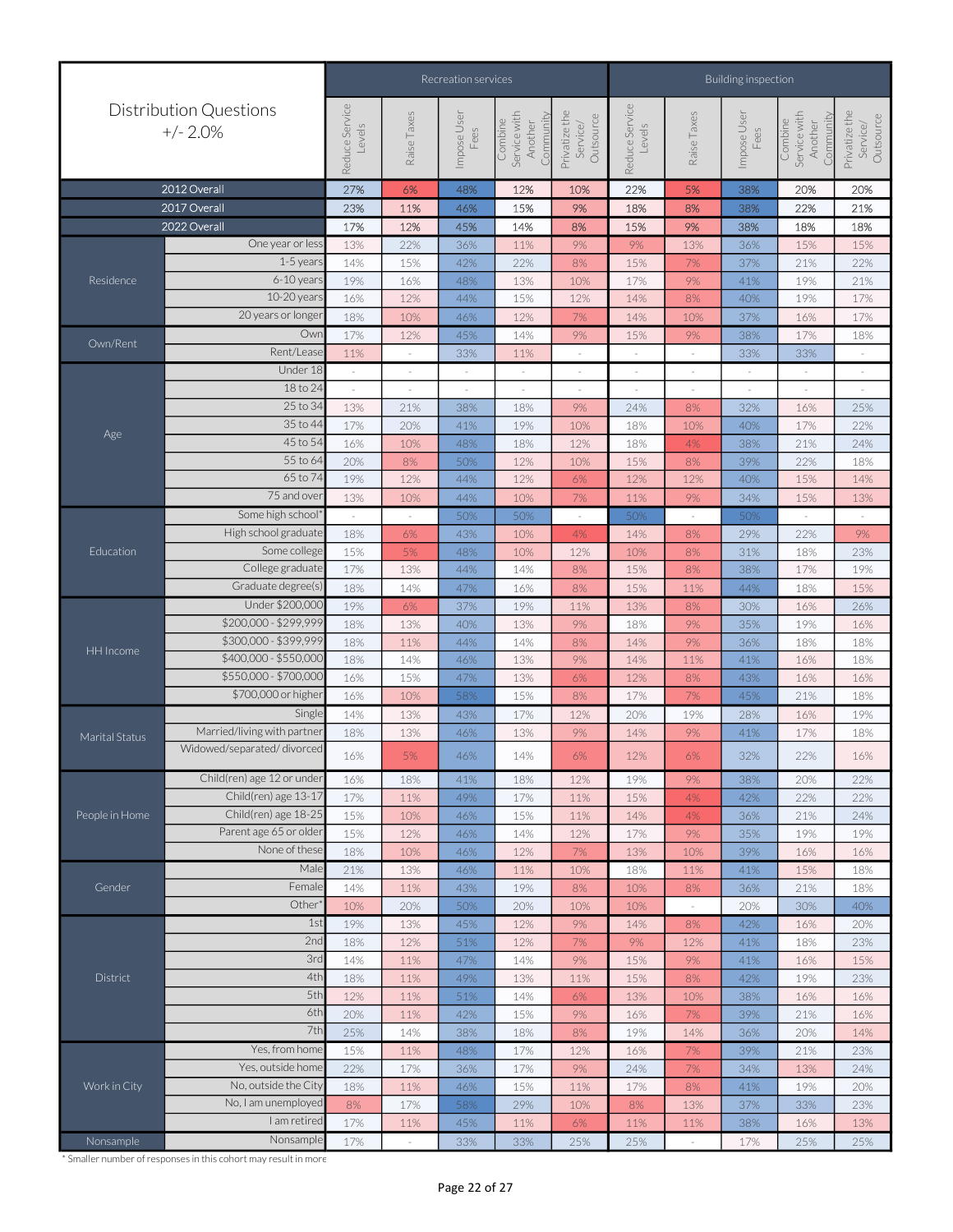| Distribution Questions +/- 2.0% | | Recreation services | | | | | Building inspection | | | | |
|---|---|---|---|---|---|---|---|---|---|---|---|
| | | Reduce Service Levels | Raise Taxes | Impose User Fees | Combine Service with Another Community | Privatize the Service/ Outsource | Reduce Service Levels | Raise Taxes | Impose User Fees | Combine Service with Another Community | Privatize the Service/ Outsource |
| 2012 Overall | | 27% | 6% | 48% | 12% | 10% | 22% | 5% | 38% | 20% | 20% |
| 2017 Overall | | 23% | 11% | 46% | 15% | 9% | 18% | 8% | 38% | 22% | 21% |
| 2022 Overall | | 17% | 12% | 45% | 14% | 8% | 15% | 9% | 38% | 18% | 18% |
| Residence | One year or less | 13% | 22% | 36% | 11% | 9% | 9% | 13% | 36% | 15% | 15% |
| | 1-5 years | 14% | 15% | 42% | 22% | 8% | 15% | 7% | 37% | 21% | 22% |
| | 6-10 years | 19% | 16% | 48% | 13% | 10% | 17% | 9% | 41% | 19% | 21% |
| | 10-20 years | 16% | 12% | 44% | 15% | 12% | 14% | 8% | 40% | 19% | 17% |
| | 20 years or longer | 18% | 10% | 46% | 12% | 7% | 14% | 10% | 37% | 16% | 17% |
| Own/Rent | Own | 17% | 12% | 45% | 14% | 9% | 15% | 9% | 38% | 17% | 18% |
| | Rent/Lease | 11% | - | 33% | 11% | - | - | - | 33% | 33% | - |
| Age | Under 18 | - | - | - | - | - | - | - | - | - | - |
| | 18 to 24 | - | - | - | - | - | - | - | - | - | - |
| | 25 to 34 | 13% | 21% | 38% | 18% | 9% | 24% | 8% | 32% | 16% | 25% |
| | 35 to 44 | 17% | 20% | 41% | 19% | 10% | 18% | 10% | 40% | 17% | 22% |
| | 45 to 54 | 16% | 10% | 48% | 18% | 12% | 18% | 4% | 38% | 21% | 24% |
| | 55 to 64 | 20% | 8% | 50% | 12% | 10% | 15% | 8% | 39% | 22% | 18% |
| | 65 to 74 | 19% | 12% | 44% | 12% | 6% | 12% | 12% | 40% | 15% | 14% |
| | 75 and over | 13% | 10% | 44% | 10% | 7% | 11% | 9% | 34% | 15% | 13% |
| Education | Some high school* | - | - | 50% | 50% | - | 50% | - | 50% | - | - |
| | High school graduate | 18% | 6% | 43% | 10% | 4% | 14% | 8% | 29% | 22% | 9% |
| | Some college | 15% | 5% | 48% | 10% | 12% | 10% | 8% | 31% | 18% | 23% |
| | College graduate | 17% | 13% | 44% | 14% | 8% | 15% | 8% | 38% | 17% | 19% |
| | Graduate degree(s) | 18% | 14% | 47% | 16% | 8% | 15% | 11% | 44% | 18% | 15% |
| HH Income | Under $200,000 | 19% | 6% | 37% | 19% | 11% | 13% | 8% | 30% | 16% | 26% |
| | $200,000 - $299,999 | 18% | 13% | 40% | 13% | 9% | 18% | 9% | 35% | 19% | 16% |
| | $300,000 - $399,999 | 18% | 11% | 44% | 14% | 8% | 14% | 9% | 36% | 18% | 18% |
| | $400,000 - $550,000 | 18% | 14% | 46% | 13% | 9% | 14% | 11% | 41% | 16% | 18% |
| | $550,000 - $700,000 | 16% | 15% | 47% | 13% | 6% | 12% | 8% | 43% | 16% | 16% |
| | $700,000 or higher | 16% | 10% | 58% | 15% | 8% | 17% | 7% | 45% | 21% | 18% |
| Marital Status | Single | 14% | 13% | 43% | 17% | 12% | 20% | 19% | 28% | 16% | 19% |
| | Married/living with partner | 18% | 13% | 46% | 13% | 9% | 14% | 9% | 41% | 17% | 18% |
| | Widowed/separated/ divorced | 16% | 5% | 46% | 14% | 6% | 12% | 6% | 32% | 22% | 16% |
| People in Home | Child(ren) age 12 or under | 16% | 18% | 41% | 18% | 12% | 19% | 9% | 38% | 20% | 22% |
| | Child(ren) age 13-17 | 17% | 11% | 49% | 17% | 11% | 15% | 4% | 42% | 22% | 22% |
| | Child(ren) age 18-25 | 15% | 10% | 46% | 15% | 11% | 14% | 4% | 36% | 21% | 24% |
| | Parent age 65 or older | 15% | 12% | 46% | 14% | 12% | 17% | 9% | 35% | 19% | 19% |
| | None of these | 18% | 10% | 46% | 12% | 7% | 13% | 10% | 39% | 16% | 16% |
| Gender | Male | 21% | 13% | 46% | 11% | 10% | 18% | 11% | 41% | 15% | 18% |
| | Female | 14% | 11% | 43% | 19% | 8% | 10% | 8% | 36% | 21% | 18% |
| | Other* | 10% | 20% | 50% | 20% | 10% | 10% | - | 20% | 30% | 40% |
| District | 1st | 19% | 13% | 45% | 12% | 9% | 14% | 8% | 42% | 16% | 20% |
| | 2nd | 18% | 12% | 51% | 12% | 7% | 9% | 12% | 41% | 18% | 23% |
| | 3rd | 14% | 11% | 47% | 14% | 9% | 15% | 9% | 41% | 16% | 15% |
| | 4th | 18% | 11% | 49% | 13% | 11% | 15% | 8% | 42% | 19% | 23% |
| | 5th | 12% | 11% | 51% | 14% | 6% | 13% | 10% | 38% | 16% | 16% |
| | 6th | 20% | 11% | 42% | 15% | 9% | 16% | 7% | 39% | 21% | 16% |
| | 7th | 25% | 14% | 38% | 18% | 8% | 19% | 14% | 36% | 20% | 14% |
| Work in City | Yes, from home | 15% | 11% | 48% | 17% | 12% | 16% | 7% | 39% | 21% | 23% |
| | Yes, outside home | 22% | 17% | 36% | 17% | 9% | 24% | 7% | 34% | 13% | 24% |
| | No, outside the City | 18% | 11% | 46% | 15% | 11% | 17% | 8% | 41% | 19% | 20% |
| | No, I am unemployed | 8% | 17% | 58% | 29% | 10% | 8% | 13% | 37% | 33% | 23% |
| | I am retired | 17% | 11% | 45% | 11% | 6% | 11% | 11% | 38% | 16% | 13% |
| Nonsample | Nonsample | 17% | - | 33% | 33% | 25% | 25% | - | 17% | 25% | 25% |

\* Smaller number of responses in this cohort may result in more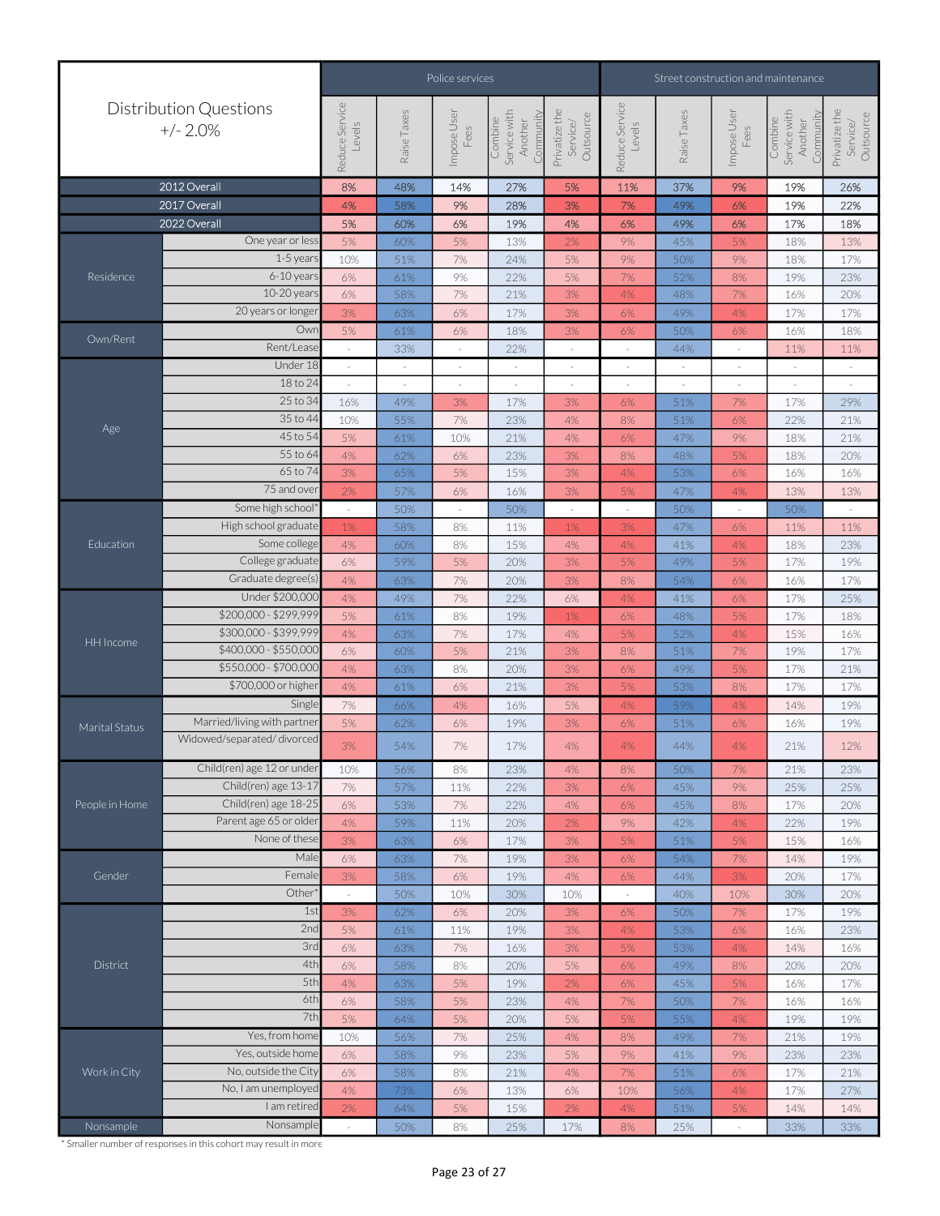| Distribution Questions +/- 2.0% | | Police services | | | | | Street construction and maintenance | | | | |
|---|---|---|---|---|---|---|---|---|---|---|---|
| | | Reduce Service Levels | Raise Taxes | Impose User Fees | Combine Service with Another Community | Privatize the Service/ Outsource | Reduce Service Levels | Raise Taxes | Impose User Fees | Combine Service with Another Community | Privatize the Service/ Outsource |
| 2012 Overall | | 8% | 48% | 14% | 27% | 5% | 11% | 37% | 9% | 19% | 26% |
| 2017 Overall | | 4% | 58% | 9% | 28% | 3% | 7% | 49% | 6% | 19% | 22% |
| 2022 Overall | | 5% | 60% | 6% | 19% | 4% | 6% | 49% | 6% | 17% | 18% |
| Residence | One year or less | 5% | 60% | 5% | 13% | 2% | 9% | 45% | 5% | 18% | 13% |
| | 1-5 years | 10% | 51% | 7% | 24% | 5% | 9% | 50% | 9% | 18% | 17% |
| | 6-10 years | 6% | 61% | 9% | 22% | 5% | 7% | 52% | 8% | 19% | 23% |
| | 10-20 years | 6% | 58% | 7% | 21% | 3% | 4% | 48% | 7% | 16% | 20% |
| | 20 years or longer | 3% | 63% | 6% | 17% | 3% | 6% | 49% | 4% | 17% | 17% |
| Own/Rent | Own | 5% | 61% | 6% | 18% | 3% | 6% | 50% | 6% | 16% | 18% |
| | Rent/Lease | - | 33% | - | 22% | - | - | 44% | - | 11% | 11% |
| Age | Under 18 | - | - | - | - | - | - | - | - | - | - |
| | 18 to 24 | - | - | - | - | - | - | - | - | - | - |
| | 25 to 34 | 16% | 49% | 3% | 17% | 3% | 6% | 51% | 7% | 17% | 29% |
| | 35 to 44 | 10% | 55% | 7% | 23% | 4% | 8% | 51% | 6% | 22% | 21% |
| | 45 to 54 | 5% | 61% | 10% | 21% | 4% | 6% | 47% | 9% | 18% | 21% |
| | 55 to 64 | 4% | 62% | 6% | 23% | 3% | 8% | 48% | 5% | 18% | 20% |
| | 65 to 74 | 3% | 65% | 5% | 15% | 3% | 4% | 53% | 6% | 16% | 16% |
| | 75 and over | 2% | 57% | 6% | 16% | 3% | 5% | 47% | 4% | 13% | 13% |
| Education | Some high school* | - | 50% | - | 50% | - | - | 50% | - | 50% | - |
| | High school graduate | 1% | 58% | 8% | 11% | 1% | 3% | 47% | 6% | 11% | 11% |
| | Some college | 4% | 60% | 8% | 15% | 4% | 4% | 41% | 4% | 18% | 23% |
| | College graduate | 6% | 59% | 5% | 20% | 3% | 5% | 49% | 5% | 17% | 19% |
| | Graduate degree(s) | 4% | 63% | 7% | 20% | 3% | 8% | 54% | 6% | 16% | 17% |
| HH Income | Under $200,000 | 4% | 49% | 7% | 22% | 6% | 4% | 41% | 6% | 17% | 25% |
| | $200,000 - $299,999 | 5% | 61% | 8% | 19% | 1% | 6% | 48% | 5% | 17% | 18% |
| | $300,000 - $399,999 | 4% | 63% | 7% | 17% | 4% | 5% | 52% | 4% | 15% | 16% |
| | $400,000 - $550,000 | 6% | 60% | 5% | 21% | 3% | 8% | 51% | 7% | 19% | 17% |
| | $550,000 - $700,000 | 4% | 63% | 8% | 20% | 3% | 6% | 49% | 5% | 17% | 21% |
| | $700,000 or higher | 4% | 61% | 6% | 21% | 3% | 5% | 53% | 8% | 17% | 17% |
| Marital Status | Single | 7% | 66% | 4% | 16% | 5% | 4% | 59% | 4% | 14% | 19% |
| | Married/living with partner | 5% | 62% | 6% | 19% | 3% | 6% | 51% | 6% | 16% | 19% |
| | Widowed/separated/ divorced | 3% | 54% | 7% | 17% | 4% | 4% | 44% | 4% | 21% | 12% |
| People in Home | Child(ren) age 12 or under | 10% | 56% | 8% | 23% | 4% | 8% | 50% | 7% | 21% | 23% |
| | Child(ren) age 13-17 | 7% | 57% | 11% | 22% | 3% | 6% | 45% | 9% | 25% | 25% |
| | Child(ren) age 18-25 | 6% | 53% | 7% | 22% | 4% | 6% | 45% | 8% | 17% | 20% |
| | Parent age 65 or older | 4% | 59% | 11% | 20% | 2% | 9% | 42% | 4% | 22% | 19% |
| | None of these | 3% | 63% | 6% | 17% | 3% | 5% | 51% | 5% | 15% | 16% |
| Gender | Male | 6% | 63% | 7% | 19% | 3% | 6% | 54% | 7% | 14% | 19% |
| | Female | 3% | 58% | 6% | 19% | 4% | 6% | 44% | 3% | 20% | 17% |
| | Other* | - | 50% | 10% | 30% | 10% | - | 40% | 10% | 30% | 20% |
| District | 1st | 3% | 62% | 6% | 20% | 3% | 6% | 50% | 7% | 17% | 19% |
| | 2nd | 5% | 61% | 11% | 19% | 3% | 4% | 53% | 6% | 16% | 23% |
| | 3rd | 6% | 63% | 7% | 16% | 3% | 5% | 53% | 4% | 14% | 16% |
| | 4th | 6% | 58% | 8% | 20% | 5% | 6% | 49% | 8% | 20% | 20% |
| | 5th | 4% | 63% | 5% | 19% | 2% | 6% | 45% | 5% | 16% | 17% |
| | 6th | 6% | 58% | 5% | 23% | 4% | 7% | 50% | 7% | 16% | 16% |
| | 7th | 5% | 64% | 5% | 20% | 5% | 5% | 55% | 4% | 19% | 19% |
| Work in City | Yes, from home | 10% | 56% | 7% | 25% | 4% | 8% | 49% | 7% | 21% | 19% |
| | Yes, outside home | 6% | 58% | 9% | 23% | 5% | 9% | 41% | 9% | 23% | 23% |
| | No, outside the City | 6% | 58% | 8% | 21% | 4% | 7% | 51% | 6% | 17% | 21% |
| | No, I am unemployed | 4% | 73% | 6% | 13% | 6% | 10% | 56% | 4% | 17% | 27% |
| | I am retired | 2% | 64% | 5% | 15% | 2% | 4% | 51% | 5% | 14% | 14% |
| Nonsample | Nonsample | - | 50% | 8% | 25% | 17% | 8% | 25% | - | 33% | 33% |

* Smaller number of responses in this cohort may result in more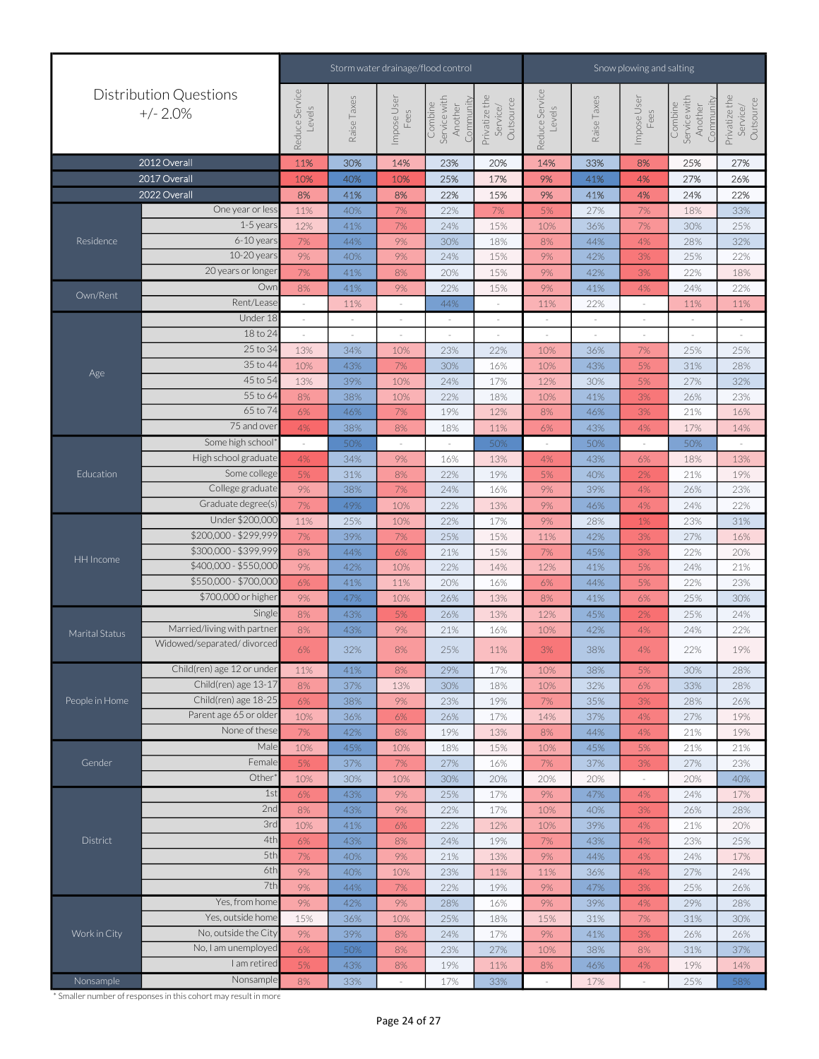| Distribution Questions +/- 2.0% | | Storm water drainage/flood control: Reduce Service Levels | Storm water drainage/flood control: Raise Taxes | Storm water drainage/flood control: Impose User Fees | Storm water drainage/flood control: Combine Service with Another Community | Storm water drainage/flood control: Privatize the Service/ Outsource | Snow plowing and salting: Reduce Service Levels | Snow plowing and salting: Raise Taxes | Snow plowing and salting: Impose User Fees | Snow plowing and salting: Combine Service with Another Community | Snow plowing and salting: Privatize the Service/ Outsource |
|---|---|---|---|---|---|---|---|---|---|---|---|
| 2012 Overall | | 11% | 30% | 14% | 23% | 20% | 14% | 33% | 8% | 25% | 27% |
| 2017 Overall | | 10% | 40% | 10% | 25% | 17% | 9% | 41% | 4% | 27% | 26% |
| 2022 Overall | | 8% | 41% | 8% | 22% | 15% | 9% | 41% | 4% | 24% | 22% |
| Residence | One year or less | 11% | 40% | 7% | 22% | 7% | 5% | 27% | 7% | 18% | 33% |
| | 1-5 years | 12% | 41% | 7% | 24% | 15% | 10% | 36% | 7% | 30% | 25% |
| | 6-10 years | 7% | 44% | 9% | 30% | 18% | 8% | 44% | 4% | 28% | 32% |
| | 10-20 years | 9% | 40% | 9% | 24% | 15% | 9% | 42% | 3% | 25% | 22% |
| | 20 years or longer | 7% | 41% | 8% | 20% | 15% | 9% | 42% | 3% | 22% | 18% |
| Own/Rent | Own | 8% | 41% | 9% | 22% | 15% | 9% | 41% | 4% | 24% | 22% |
| | Rent/Lease | - | 11% | - | 44% | - | 11% | 22% | - | 11% | 11% |
| Age | Under 18 | - | - | - | - | - | - | - | - | - | - |
| | 18 to 24 | - | - | - | - | - | - | - | - | - | - |
| | 25 to 34 | 13% | 34% | 10% | 23% | 22% | 10% | 36% | 7% | 25% | 25% |
| | 35 to 44 | 10% | 43% | 7% | 30% | 16% | 10% | 43% | 5% | 31% | 28% |
| | 45 to 54 | 13% | 39% | 10% | 24% | 17% | 12% | 30% | 5% | 27% | 32% |
| | 55 to 64 | 8% | 38% | 10% | 22% | 18% | 10% | 41% | 3% | 26% | 23% |
| | 65 to 74 | 6% | 46% | 7% | 19% | 12% | 8% | 46% | 3% | 21% | 16% |
| | 75 and over | 4% | 38% | 8% | 18% | 11% | 6% | 43% | 4% | 17% | 14% |
| Education | Some high school* | - | 50% | - | - | 50% | - | 50% | - | 50% | - |
| | High school graduate | 4% | 34% | 9% | 16% | 13% | 4% | 43% | 6% | 18% | 13% |
| | Some college | 5% | 31% | 8% | 22% | 19% | 5% | 40% | 2% | 21% | 19% |
| | College graduate | 9% | 38% | 7% | 24% | 16% | 9% | 39% | 4% | 26% | 23% |
| | Graduate degree(s) | 7% | 49% | 10% | 22% | 13% | 9% | 46% | 4% | 24% | 22% |
| HH Income | Under $200,000 | 11% | 25% | 10% | 22% | 17% | 9% | 28% | 1% | 23% | 31% |
| | $200,000 - $299,999 | 7% | 39% | 7% | 25% | 15% | 11% | 42% | 3% | 27% | 16% |
| | $300,000 - $399,999 | 8% | 44% | 6% | 21% | 15% | 7% | 45% | 3% | 22% | 20% |
| | $400,000 - $550,000 | 9% | 42% | 10% | 22% | 14% | 12% | 41% | 5% | 24% | 21% |
| | $550,000 - $700,000 | 6% | 41% | 11% | 20% | 16% | 6% | 44% | 5% | 22% | 23% |
| | $700,000 or higher | 9% | 47% | 10% | 26% | 13% | 8% | 41% | 6% | 25% | 30% |
| Marital Status | Single | 8% | 43% | 5% | 26% | 13% | 12% | 45% | 2% | 25% | 24% |
| | Married/living with partner | 8% | 43% | 9% | 21% | 16% | 10% | 42% | 4% | 24% | 22% |
| | Widowed/separated/ divorced | 6% | 32% | 8% | 25% | 11% | 3% | 38% | 4% | 22% | 19% |
| People in Home | Child(ren) age 12 or under | 11% | 41% | 8% | 29% | 17% | 10% | 38% | 5% | 30% | 28% |
| | Child(ren) age 13-17 | 8% | 37% | 13% | 30% | 18% | 10% | 32% | 6% | 33% | 28% |
| | Child(ren) age 18-25 | 6% | 38% | 9% | 23% | 19% | 7% | 35% | 3% | 28% | 26% |
| | Parent age 65 or older | 10% | 36% | 6% | 26% | 17% | 14% | 37% | 4% | 27% | 19% |
| | None of these | 7% | 42% | 8% | 19% | 13% | 8% | 44% | 4% | 21% | 19% |
| Gender | Male | 10% | 45% | 10% | 18% | 15% | 10% | 45% | 5% | 21% | 21% |
| | Female | 5% | 37% | 7% | 27% | 16% | 7% | 37% | 3% | 27% | 23% |
| | Other* | 10% | 30% | 10% | 30% | 20% | 20% | 20% | - | 20% | 40% |
| District | 1st | 6% | 43% | 9% | 25% | 17% | 9% | 47% | 4% | 24% | 17% |
| | 2nd | 8% | 43% | 9% | 22% | 17% | 10% | 40% | 3% | 26% | 28% |
| | 3rd | 10% | 41% | 6% | 22% | 12% | 10% | 39% | 4% | 21% | 20% |
| | 4th | 6% | 43% | 8% | 24% | 19% | 7% | 43% | 4% | 23% | 25% |
| | 5th | 7% | 40% | 9% | 21% | 13% | 9% | 44% | 4% | 24% | 17% |
| | 6th | 9% | 40% | 10% | 23% | 11% | 11% | 36% | 4% | 27% | 24% |
| | 7th | 9% | 44% | 7% | 22% | 19% | 9% | 47% | 3% | 25% | 26% |
| Work in City | Yes, from home | 9% | 42% | 9% | 28% | 16% | 9% | 39% | 4% | 29% | 28% |
| | Yes, outside home | 15% | 36% | 10% | 25% | 18% | 15% | 31% | 7% | 31% | 30% |
| | No, outside the City | 9% | 39% | 8% | 24% | 17% | 9% | 41% | 3% | 26% | 26% |
| | No, I am unemployed | 6% | 50% | 8% | 23% | 27% | 10% | 38% | 8% | 31% | 37% |
| | I am retired | 5% | 43% | 8% | 19% | 11% | 8% | 46% | 4% | 19% | 14% |
| Nonsample | Nonsample | 8% | 33% | - | 17% | 33% | - | 17% | - | 25% | 58% |

* Smaller number of responses in this cohort may result in more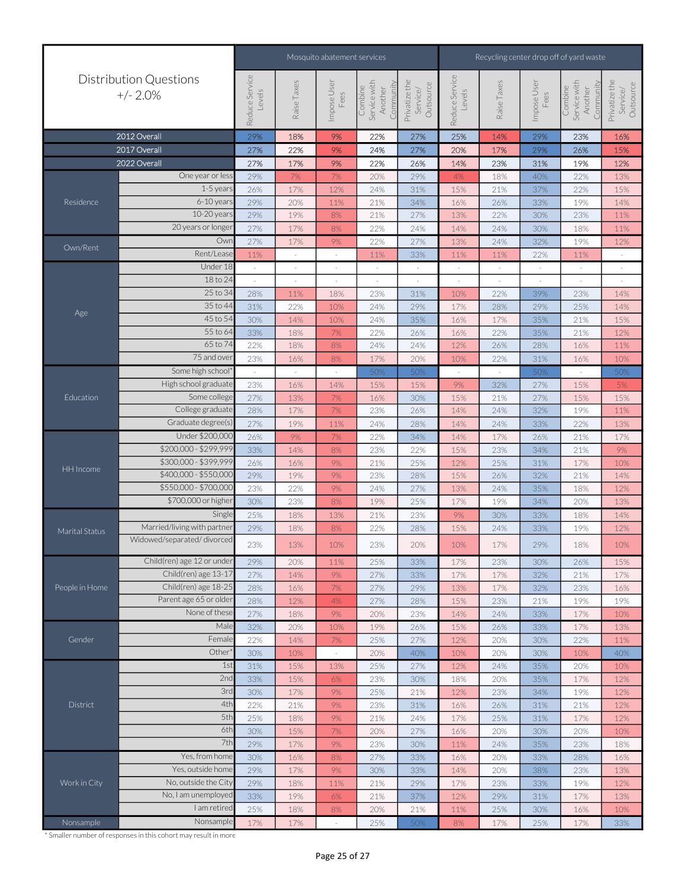| Distribution Questions +/- 2.0% | | Mosquito abatement services | | | | | Recycling center drop off of yard waste | | | | |
|---|---|---|---|---|---|---|---|---|---|---|---|
| | | Reduce Service Levels | Raise Taxes | Impose User Fees | Combine Service with Another Community | Privatize the Service/ Outsource | Reduce Service Levels | Raise Taxes | Impose User Fees | Combine Service with Another Community | Privatize the Service/ Outsource |
| 2012 Overall | | 29% | 18% | 9% | 22% | 27% | 25% | 14% | 29% | 23% | 16% |
| 2017 Overall | | 27% | 22% | 9% | 24% | 27% | 20% | 17% | 29% | 26% | 15% |
| 2022 Overall | | 27% | 17% | 9% | 22% | 26% | 14% | 23% | 31% | 19% | 12% |
| Residence | One year or less | 29% | 7% | 7% | 20% | 29% | 4% | 18% | 40% | 22% | 13% |
| | 1-5 years | 26% | 17% | 12% | 24% | 31% | 15% | 21% | 37% | 22% | 15% |
| | 6-10 years | 29% | 20% | 11% | 21% | 34% | 16% | 26% | 33% | 19% | 14% |
| | 10-20 years | 29% | 19% | 8% | 21% | 27% | 13% | 22% | 30% | 23% | 11% |
| | 20 years or longer | 27% | 17% | 8% | 22% | 24% | 14% | 24% | 30% | 18% | 11% |
| Own/Rent | Own | 27% | 17% | 9% | 22% | 27% | 13% | 24% | 32% | 19% | 12% |
| | Rent/Lease | 11% | - | - | 11% | 33% | 11% | 11% | 22% | 11% | - |
| Age | Under 18 | - | - | - | - | - | - | - | - | - | - |
| | 18 to 24 | - | - | - | - | - | - | - | - | - | - |
| | 25 to 34 | 28% | 11% | 18% | 23% | 31% | 10% | 22% | 39% | 23% | 14% |
| | 35 to 44 | 31% | 22% | 10% | 24% | 29% | 17% | 28% | 29% | 25% | 14% |
| | 45 to 54 | 30% | 14% | 10% | 24% | 35% | 16% | 17% | 35% | 21% | 15% |
| | 55 to 64 | 33% | 18% | 7% | 22% | 26% | 16% | 22% | 35% | 21% | 12% |
| | 65 to 74 | 22% | 18% | 8% | 24% | 24% | 12% | 26% | 28% | 16% | 11% |
| | 75 and over | 23% | 16% | 8% | 17% | 20% | 10% | 22% | 31% | 16% | 10% |
| Education | Some high school* | - | - | - | 50% | 50% | - | - | 50% | - | 50% |
| | High school graduate | 23% | 16% | 14% | 15% | 15% | 9% | 32% | 27% | 15% | 5% |
| | Some college | 27% | 13% | 7% | 16% | 30% | 15% | 21% | 27% | 15% | 15% |
| | College graduate | 28% | 17% | 7% | 23% | 26% | 14% | 24% | 32% | 19% | 11% |
| | Graduate degree(s) | 27% | 19% | 11% | 24% | 28% | 14% | 24% | 33% | 22% | 13% |
| HH Income | Under $200,000 | 26% | 9% | 7% | 22% | 34% | 14% | 17% | 26% | 21% | 17% |
| | $200,000 - $299,999 | 33% | 14% | 8% | 23% | 22% | 15% | 23% | 34% | 21% | 9% |
| | $300,000 - $399,999 | 26% | 16% | 9% | 21% | 25% | 12% | 25% | 31% | 17% | 10% |
| | $400,000 - $550,000 | 29% | 19% | 9% | 23% | 28% | 15% | 26% | 32% | 21% | 14% |
| | $550,000 - $700,000 | 23% | 22% | 9% | 24% | 27% | 13% | 24% | 35% | 18% | 12% |
| | $700,000 or higher | 30% | 23% | 8% | 19% | 25% | 17% | 19% | 34% | 20% | 13% |
| Marital Status | Single | 25% | 18% | 13% | 21% | 23% | 9% | 30% | 33% | 18% | 14% |
| | Married/living with partner | 29% | 18% | 8% | 22% | 28% | 15% | 24% | 33% | 19% | 12% |
| | Widowed/separated/ divorced | 23% | 13% | 10% | 23% | 20% | 10% | 17% | 29% | 18% | 10% |
| People in Home | Child(ren) age 12 or under | 29% | 20% | 11% | 25% | 33% | 17% | 23% | 30% | 26% | 15% |
| | Child(ren) age 13-17 | 27% | 14% | 9% | 27% | 33% | 17% | 17% | 32% | 21% | 17% |
| | Child(ren) age 18-25 | 28% | 16% | 7% | 27% | 29% | 13% | 17% | 32% | 23% | 16% |
| | Parent age 65 or older | 28% | 12% | 4% | 27% | 28% | 15% | 23% | 21% | 19% | 19% |
| | None of these | 27% | 18% | 9% | 20% | 23% | 14% | 24% | 33% | 17% | 10% |
| Gender | Male | 32% | 20% | 10% | 19% | 26% | 15% | 26% | 33% | 17% | 13% |
| | Female | 22% | 14% | 7% | 25% | 27% | 12% | 20% | 30% | 22% | 11% |
| | Other* | 30% | 10% | - | 20% | 40% | 10% | 20% | 30% | 10% | 40% |
| District | 1st | 31% | 15% | 13% | 25% | 27% | 12% | 24% | 35% | 20% | 10% |
| | 2nd | 33% | 15% | 6% | 23% | 30% | 18% | 20% | 35% | 17% | 12% |
| | 3rd | 30% | 17% | 9% | 25% | 21% | 12% | 23% | 34% | 19% | 12% |
| | 4th | 22% | 21% | 9% | 23% | 31% | 16% | 26% | 31% | 21% | 12% |
| | 5th | 25% | 18% | 9% | 21% | 24% | 17% | 25% | 31% | 17% | 12% |
| | 6th | 30% | 15% | 7% | 20% | 27% | 16% | 20% | 30% | 20% | 10% |
| | 7th | 29% | 17% | 9% | 23% | 30% | 11% | 24% | 35% | 23% | 18% |
| Work in City | Yes, from home | 30% | 16% | 8% | 27% | 33% | 16% | 20% | 33% | 28% | 16% |
| | Yes, outside home | 29% | 17% | 9% | 30% | 33% | 14% | 20% | 38% | 23% | 13% |
| | No, outside the City | 29% | 18% | 11% | 21% | 29% | 17% | 23% | 33% | 19% | 12% |
| | No, I am unemployed | 33% | 19% | 6% | 21% | 37% | 12% | 29% | 31% | 17% | 13% |
| | I am retired | 25% | 18% | 8% | 20% | 21% | 11% | 25% | 30% | 16% | 10% |
| Nonsample | Nonsample | 17% | 17% | - | 25% | 50% | 8% | 17% | 25% | 17% | 33% |

* Smaller number of responses in this cohort may result in more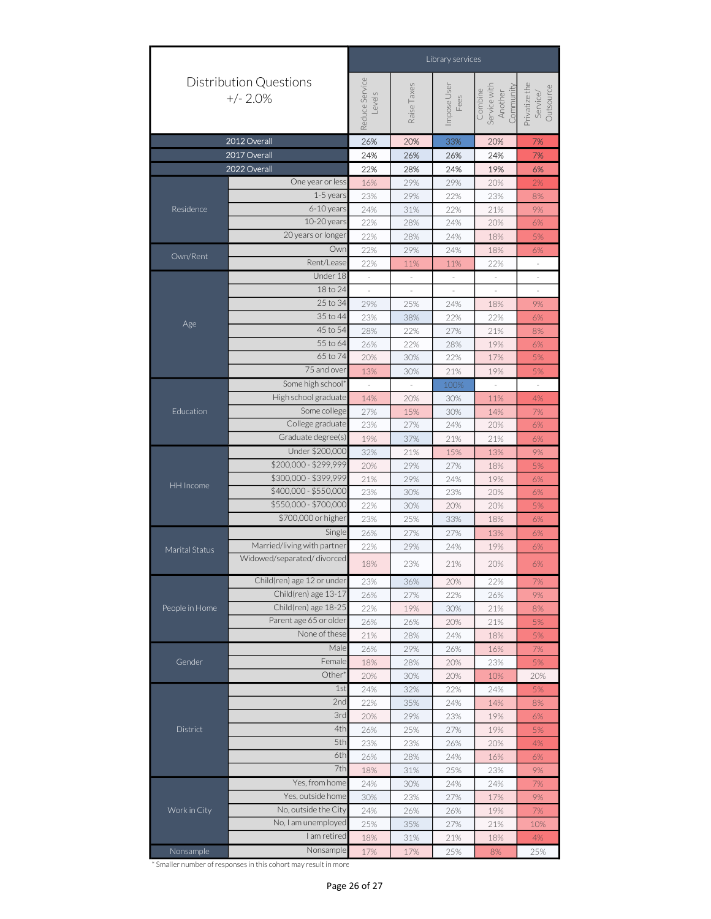| Distribution Questions +/- 2.0% | | Library services | | | | |
|---|---|---|---|---|---|---|
| | | Reduce Service Levels | Raise Taxes | Impose User Fees | Combine Service with Another Community | Privatize the Service/ Outsource |
| 2012 Overall | | 26% | 20% | 33% | 20% | 7% |
| 2017 Overall | | 24% | 26% | 26% | 24% | 7% |
| 2022 Overall | | 22% | 28% | 24% | 19% | 6% |
| Residence | One year or less | 16% | 29% | 29% | 20% | 2% |
| | 1-5 years | 23% | 29% | 22% | 23% | 8% |
| | 6-10 years | 24% | 31% | 22% | 21% | 9% |
| | 10-20 years | 22% | 28% | 24% | 20% | 6% |
| | 20 years or longer | 22% | 28% | 24% | 18% | 5% |
| Own/Rent | Own | 22% | 29% | 24% | 18% | 6% |
| | Rent/Lease | 22% | 11% | 11% | 22% | - |
| Age | Under 18 | - | - | - | - | - |
| | 18 to 24 | - | - | - | - | - |
| | 25 to 34 | 29% | 25% | 24% | 18% | 9% |
| | 35 to 44 | 23% | 38% | 22% | 22% | 6% |
| | 45 to 54 | 28% | 22% | 27% | 21% | 8% |
| | 55 to 64 | 26% | 22% | 28% | 19% | 6% |
| | 65 to 74 | 20% | 30% | 22% | 17% | 5% |
| | 75 and over | 13% | 30% | 21% | 19% | 5% |
| Education | Some high school* | - | - | 100% | - | - |
| | High school graduate | 14% | 20% | 30% | 11% | 4% |
| | Some college | 27% | 15% | 30% | 14% | 7% |
| | College graduate | 23% | 27% | 24% | 20% | 6% |
| | Graduate degree(s) | 19% | 37% | 21% | 21% | 6% |
| HH Income | Under $200,000 | 32% | 21% | 15% | 13% | 9% |
| | $200,000 - $299,999 | 20% | 29% | 27% | 18% | 5% |
| | $300,000 - $399,999 | 21% | 29% | 24% | 19% | 6% |
| | $400,000 - $550,000 | 23% | 30% | 23% | 20% | 6% |
| | $550,000 - $700,000 | 22% | 30% | 20% | 20% | 5% |
| | $700,000 or higher | 23% | 25% | 33% | 18% | 6% |
| Marital Status | Single | 26% | 27% | 27% | 13% | 6% |
| | Married/living with partner | 22% | 29% | 24% | 19% | 6% |
| | Widowed/separated/ divorced | 18% | 23% | 21% | 20% | 6% |
| People in Home | Child(ren) age 12 or under | 23% | 36% | 20% | 22% | 7% |
| | Child(ren) age 13-17 | 26% | 27% | 22% | 26% | 9% |
| | Child(ren) age 18-25 | 22% | 19% | 30% | 21% | 8% |
| | Parent age 65 or older | 26% | 26% | 20% | 21% | 5% |
| | None of these | 21% | 28% | 24% | 18% | 5% |
| Gender | Male | 26% | 29% | 26% | 16% | 7% |
| | Female | 18% | 28% | 20% | 23% | 5% |
| | Other* | 20% | 30% | 20% | 10% | 20% |
| District | 1st | 24% | 32% | 22% | 24% | 5% |
| | 2nd | 22% | 35% | 24% | 14% | 8% |
| | 3rd | 20% | 29% | 23% | 19% | 6% |
| | 4th | 26% | 25% | 27% | 19% | 5% |
| | 5th | 23% | 23% | 26% | 20% | 4% |
| | 6th | 26% | 28% | 24% | 16% | 6% |
| | 7th | 18% | 31% | 25% | 23% | 9% |
| Work in City | Yes, from home | 24% | 30% | 24% | 24% | 7% |
| | Yes, outside home | 30% | 23% | 27% | 17% | 9% |
| | No, outside the City | 24% | 26% | 26% | 19% | 7% |
| | No, I am unemployed | 25% | 35% | 27% | 21% | 10% |
| | I am retired | 18% | 31% | 21% | 18% | 4% |
| Nonsample | Nonsample | 17% | 17% | 25% | 8% | 25% |

* Smaller number of responses in this cohort may result in more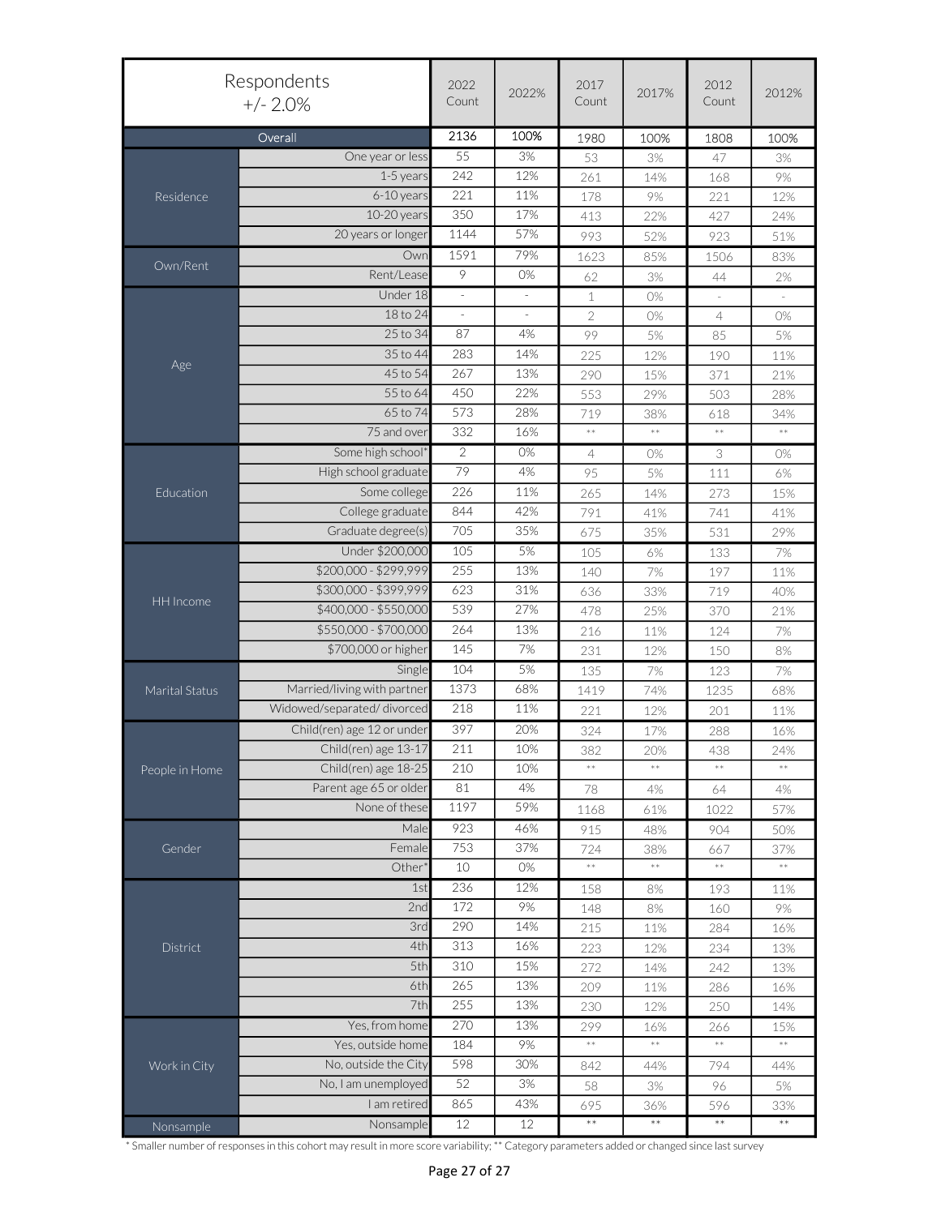| Respondents +/- 2.0% | | 2022 Count | 2022% | 2017 Count | 2017% | 2012 Count | 2012% |
|---|---|---|---|---|---|---|---|
| Overall | | 2136 | 100% | 1980 | 100% | 1808 | 100% |
| Residence | One year or less | 55 | 3% | 53 | 3% | 47 | 3% |
| | 1-5 years | 242 | 12% | 261 | 14% | 168 | 9% |
| | 6-10 years | 221 | 11% | 178 | 9% | 221 | 12% |
| | 10-20 years | 350 | 17% | 413 | 22% | 427 | 24% |
| | 20 years or longer | 1144 | 57% | 993 | 52% | 923 | 51% |
| Own/Rent | Own | 1591 | 79% | 1623 | 85% | 1506 | 83% |
| | Rent/Lease | 9 | 0% | 62 | 3% | 44 | 2% |
| Age | Under 18 | - | - | 1 | 0% | - | - |
| | 18 to 24 | - | - | 2 | 0% | 4 | 0% |
| | 25 to 34 | 87 | 4% | 99 | 5% | 85 | 5% |
| | 35 to 44 | 283 | 14% | 225 | 12% | 190 | 11% |
| | 45 to 54 | 267 | 13% | 290 | 15% | 371 | 21% |
| | 55 to 64 | 450 | 22% | 553 | 29% | 503 | 28% |
| | 65 to 74 | 573 | 28% | 719 | 38% | 618 | 34% |
| | 75 and over | 332 | 16% | ** | ** | ** | ** |
| Education | Some high school* | 2 | 0% | 4 | 0% | 3 | 0% |
| | High school graduate | 79 | 4% | 95 | 5% | 111 | 6% |
| | Some college | 226 | 11% | 265 | 14% | 273 | 15% |
| | College graduate | 844 | 42% | 791 | 41% | 741 | 41% |
| | Graduate degree(s) | 705 | 35% | 675 | 35% | 531 | 29% |
| HH Income | Under $200,000 | 105 | 5% | 105 | 6% | 133 | 7% |
| | $200,000 - $299,999 | 255 | 13% | 140 | 7% | 197 | 11% |
| | $300,000 - $399,999 | 623 | 31% | 636 | 33% | 719 | 40% |
| | $400,000 - $550,000 | 539 | 27% | 478 | 25% | 370 | 21% |
| | $550,000 - $700,000 | 264 | 13% | 216 | 11% | 124 | 7% |
| | $700,000 or higher | 145 | 7% | 231 | 12% | 150 | 8% |
| Marital Status | Single | 104 | 5% | 135 | 7% | 123 | 7% |
| | Married/living with partner | 1373 | 68% | 1419 | 74% | 1235 | 68% |
| | Widowed/separated/ divorced | 218 | 11% | 221 | 12% | 201 | 11% |
| People in Home | Child(ren) age 12 or under | 397 | 20% | 324 | 17% | 288 | 16% |
| | Child(ren) age 13-17 | 211 | 10% | 382 | 20% | 438 | 24% |
| | Child(ren) age 18-25 | 210 | 10% | ** | ** | ** | ** |
| | Parent age 65 or older | 81 | 4% | 78 | 4% | 64 | 4% |
| | None of these | 1197 | 59% | 1168 | 61% | 1022 | 57% |
| Gender | Male | 923 | 46% | 915 | 48% | 904 | 50% |
| | Female | 753 | 37% | 724 | 38% | 667 | 37% |
| | Other* | 10 | 0% | ** | ** | ** | ** |
| District | 1st | 236 | 12% | 158 | 8% | 193 | 11% |
| | 2nd | 172 | 9% | 148 | 8% | 160 | 9% |
| | 3rd | 290 | 14% | 215 | 11% | 284 | 16% |
| | 4th | 313 | 16% | 223 | 12% | 234 | 13% |
| | 5th | 310 | 15% | 272 | 14% | 242 | 13% |
| | 6th | 265 | 13% | 209 | 11% | 286 | 16% |
| | 7th | 255 | 13% | 230 | 12% | 250 | 14% |
| Work in City | Yes, from home | 270 | 13% | 299 | 16% | 266 | 15% |
| | Yes, outside home | 184 | 9% | ** | ** | ** | ** |
| | No, outside the City | 598 | 30% | 842 | 44% | 794 | 44% |
| | No, I am unemployed | 52 | 3% | 58 | 3% | 96 | 5% |
| | I am retired | 865 | 43% | 695 | 36% | 596 | 33% |
| Nonsample | Nonsample | 12 | 12 | ** | ** | ** | ** |

* Smaller number of responses in this cohort may result in more score variability; ** Category parameters added or changed since last survey